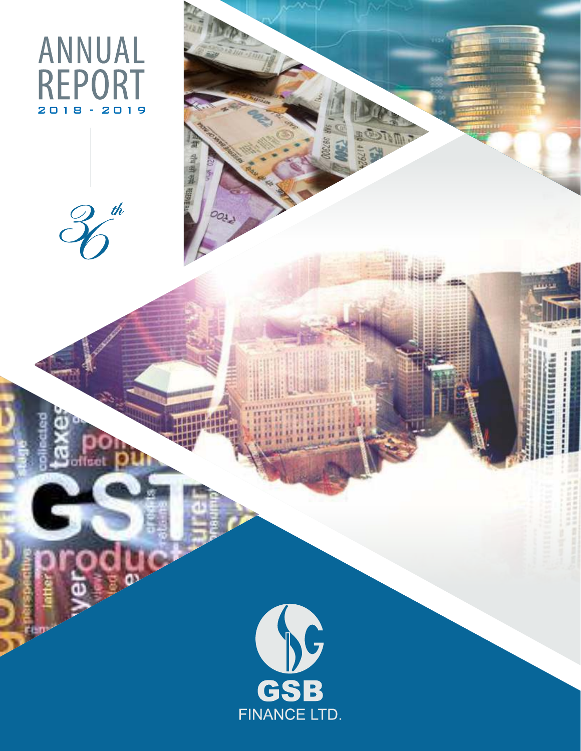# ANNUAL REPORT

2018 - 2019

36th

GSB

FINANCE LTD.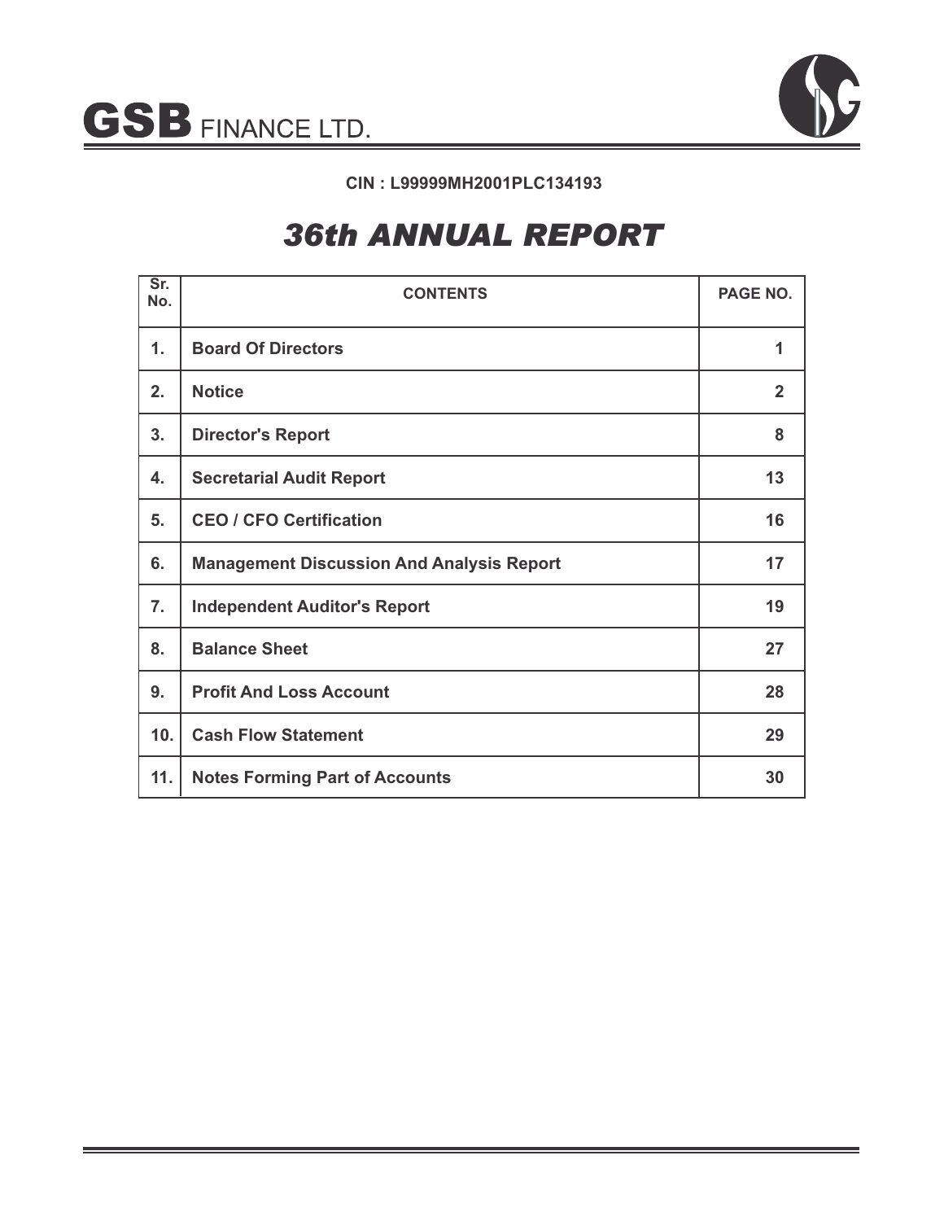# GSB FINANCE LTD.

**CIN : L99999MH2001PLC134193**

# *36th ANNUAL REPORT*

| Sr. No. | CONTENTS | PAGE NO. |
|---|---|---|
| 1. | Board Of Directors | 1 |
| 2. | Notice | 2 |
| 3. | Director's Report | 8 |
| 4. | Secretarial Audit Report | 13 |
| 5. | CEO / CFO Certification | 16 |
| 6. | Management Discussion And Analysis Report | 17 |
| 7. | Independent Auditor's Report | 19 |
| 8. | Balance Sheet | 27 |
| 9. | Profit And Loss Account | 28 |
| 10. | Cash Flow Statement | 29 |
| 11. | Notes Forming Part of Accounts | 30 |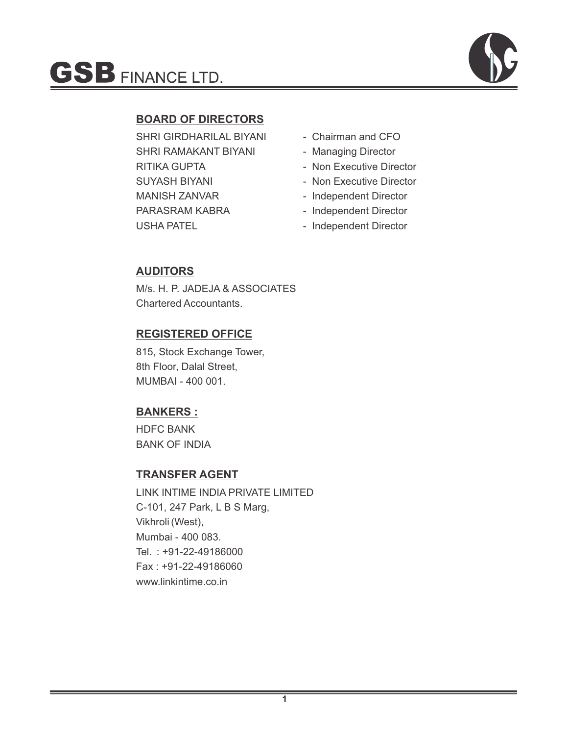# GSB FINANCE LTD.

## BOARD OF DIRECTORS

| | |
|---|---|
| SHRI GIRDHARILAL BIYANI | - Chairman and CFO |
| SHRI RAMAKANT BIYANI | - Managing Director |
| RITIKA GUPTA | - Non Executive Director |
| SUYASH BIYANI | - Non Executive Director |
| MANISH ZANVAR | - Independent Director |
| PARASRAM KABRA | - Independent Director |
| USHA PATEL | - Independent Director |

## AUDITORS

M/s. H. P. JADEJA & ASSOCIATES
Chartered Accountants.

## REGISTERED OFFICE

815, Stock Exchange Tower,
8th Floor, Dalal Street,
MUMBAI - 400 001.

## BANKERS :

HDFC BANK
BANK OF INDIA

## TRANSFER AGENT

LINK INTIME INDIA PRIVATE LIMITED
C-101, 247 Park, L B S Marg,
Vikhroli (West),
Mumbai - 400 083.
Tel. : +91-22-49186000
Fax : +91-22-49186060
www.linkintime.co.in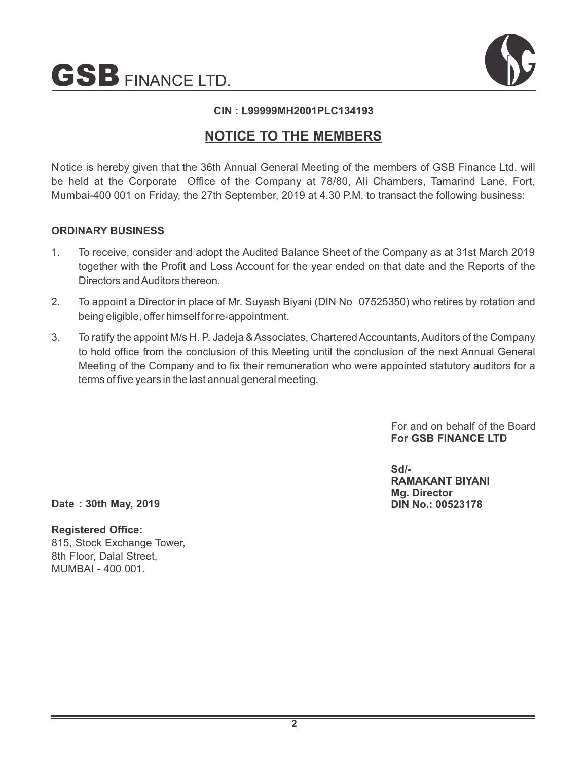# GSB FINANCE LTD.

**CIN : L99999MH2001PLC134193**

## NOTICE TO THE MEMBERS

Notice is hereby given that the 36th Annual General Meeting of the members of GSB Finance Ltd. will be held at the Corporate Office of the Company at 78/80, Ali Chambers, Tamarind Lane, Fort, Mumbai-400 001 on Friday, the 27th September, 2019 at 4.30 P.M. to transact the following business:

**ORDINARY BUSINESS**

1. To receive, consider and adopt the Audited Balance Sheet of the Company as at 31st March 2019 together with the Profit and Loss Account for the year ended on that date and the Reports of the Directors and Auditors thereon.
2. To appoint a Director in place of Mr. Suyash Biyani (DIN No 07525350) who retires by rotation and being eligible, offer himself for re-appointment.
3. To ratify the appoint M/s H. P. Jadeja & Associates, Chartered Accountants, Auditors of the Company to hold office from the conclusion of this Meeting until the conclusion of the next Annual General Meeting of the Company and to fix their remuneration who were appointed statutory auditors for a terms of five years in the last annual general meeting.

For and on behalf of the Board
**For GSB FINANCE LTD**

**Sd/-**
**RAMAKANT BIYANI**
**Mg. Director**
**DIN No.: 00523178**

**Date : 30th May, 2019**

**Registered Office:**
815, Stock Exchange Tower,
8th Floor, Dalal Street,
MUMBAI - 400 001.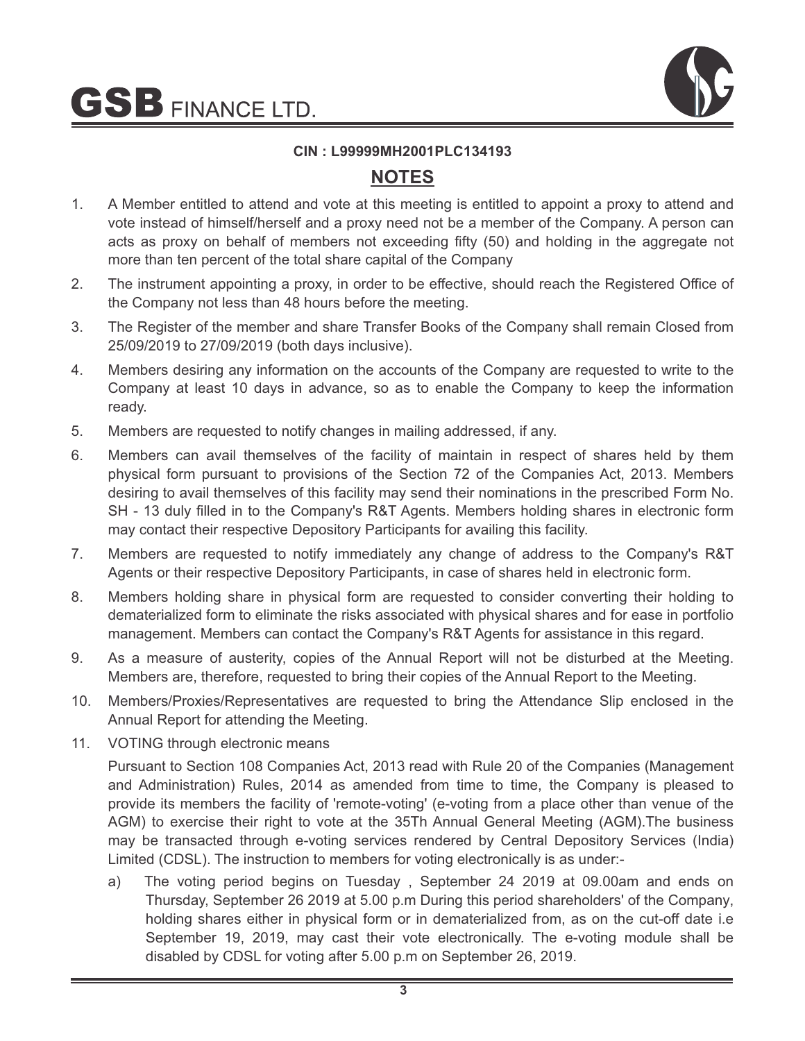**CIN : L99999MH2001PLC134193**

## NOTES

1. A Member entitled to attend and vote at this meeting is entitled to appoint a proxy to attend and vote instead of himself/herself and a proxy need not be a member of the Company. A person can acts as proxy on behalf of members not exceeding fifty (50) and holding in the aggregate not more than ten percent of the total share capital of the Company

2. The instrument appointing a proxy, in order to be effective, should reach the Registered Office of the Company not less than 48 hours before the meeting.

3. The Register of the member and share Transfer Books of the Company shall remain Closed from 25/09/2019 to 27/09/2019 (both days inclusive).

4. Members desiring any information on the accounts of the Company are requested to write to the Company at least 10 days in advance, so as to enable the Company to keep the information ready.

5. Members are requested to notify changes in mailing addressed, if any.

6. Members can avail themselves of the facility of maintain in respect of shares held by them physical form pursuant to provisions of the Section 72 of the Companies Act, 2013. Members desiring to avail themselves of this facility may send their nominations in the prescribed Form No. SH - 13 duly filled in to the Company's R&T Agents. Members holding shares in electronic form may contact their respective Depository Participants for availing this facility.

7. Members are requested to notify immediately any change of address to the Company's R&T Agents or their respective Depository Participants, in case of shares held in electronic form.

8. Members holding share in physical form are requested to consider converting their holding to dematerialized form to eliminate the risks associated with physical shares and for ease in portfolio management. Members can contact the Company's R&T Agents for assistance in this regard.

9. As a measure of austerity, copies of the Annual Report will not be disturbed at the Meeting. Members are, therefore, requested to bring their copies of the Annual Report to the Meeting.

10. Members/Proxies/Representatives are requested to bring the Attendance Slip enclosed in the Annual Report for attending the Meeting.

11. VOTING through electronic means

    Pursuant to Section 108 Companies Act, 2013 read with Rule 20 of the Companies (Management and Administration) Rules, 2014 as amended from time to time, the Company is pleased to provide its members the facility of 'remote-voting' (e-voting from a place other than venue of the AGM) to exercise their right to vote at the 35Th Annual General Meeting (AGM).The business may be transacted through e-voting services rendered by Central Depository Services (India) Limited (CDSL). The instruction to members for voting electronically is as under:-

    a) The voting period begins on Tuesday , September 24 2019 at 09.00am and ends on Thursday, September 26 2019 at 5.00 p.m During this period shareholders' of the Company, holding shares either in physical form or in dematerialized from, as on the cut-off date i.e September 19, 2019, may cast their vote electronically. The e-voting module shall be disabled by CDSL for voting after 5.00 p.m on September 26, 2019.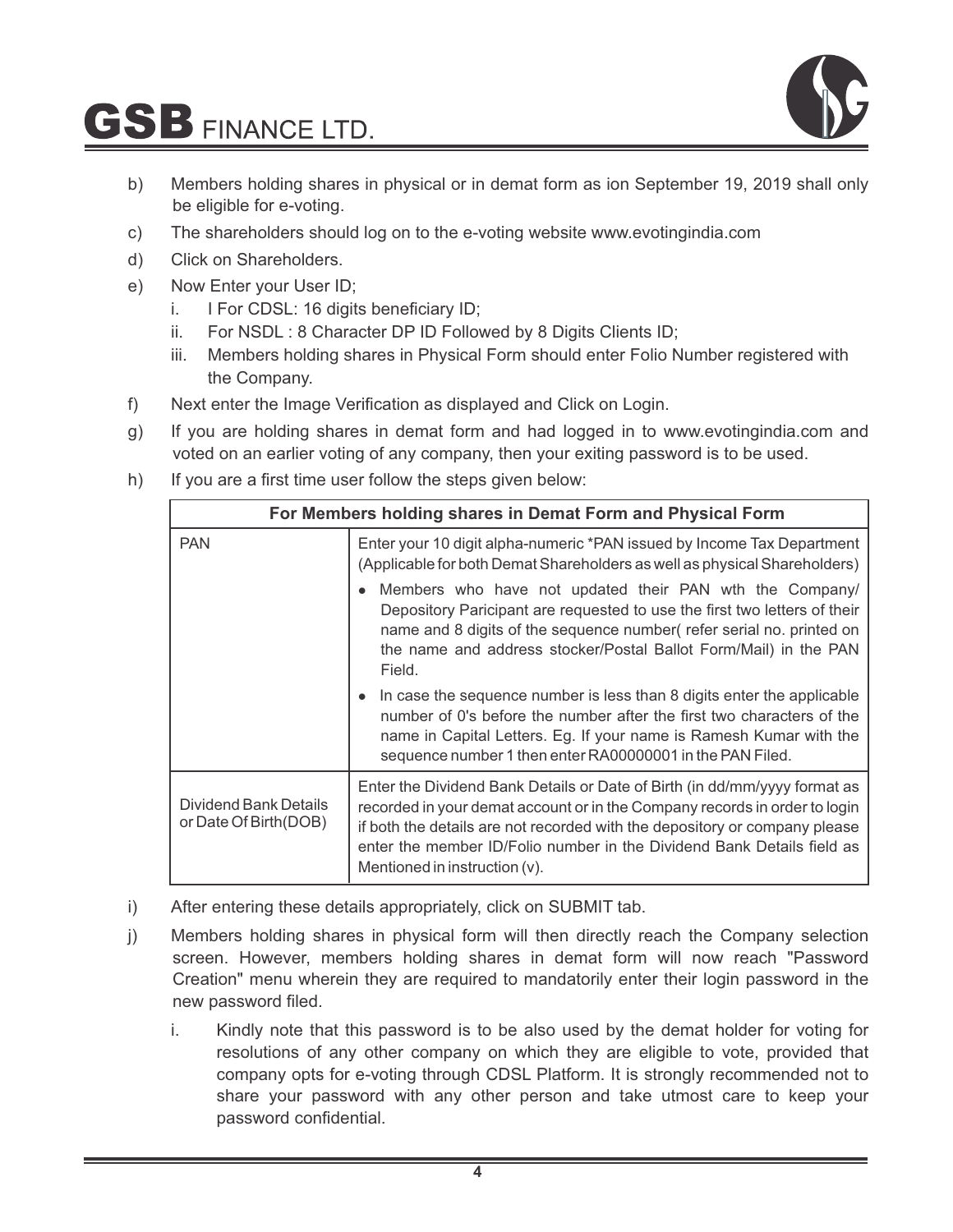b) Members holding shares in physical or in demat form as ion September 19, 2019 shall only be eligible for e-voting.

c) The shareholders should log on to the e-voting website www.evotingindia.com

d) Click on Shareholders.

e) Now Enter your User ID;

   i. I For CDSL: 16 digits beneficiary ID;

   ii. For NSDL : 8 Character DP ID Followed by 8 Digits Clients ID;

   iii. Members holding shares in Physical Form should enter Folio Number registered with the Company.

f) Next enter the Image Verification as displayed and Click on Login.

g) If you are holding shares in demat form and had logged in to www.evotingindia.com and voted on an earlier voting of any company, then your exiting password is to be used.

h) If you are a first time user follow the steps given below:

| For Members holding shares in Demat Form and Physical Form | |
|---|---|
| PAN | Enter your 10 digit alpha-numeric *PAN issued by Income Tax Department (Applicable for both Demat Shareholders as well as physical Shareholders)<br>• Members who have not updated their PAN wth the Company/ Depository Paricipant are requested to use the first two letters of their name and 8 digits of the sequence number( refer serial no. printed on the name and address stocker/Postal Ballot Form/Mail) in the PAN Field.<br>• In case the sequence number is less than 8 digits enter the applicable number of 0's before the number after the first two characters of the name in Capital Letters. Eg. If your name is Ramesh Kumar with the sequence number 1 then enter RA00000001 in the PAN Filed. |
| Dividend Bank Details or Date Of Birth(DOB) | Enter the Dividend Bank Details or Date of Birth (in dd/mm/yyyy format as recorded in your demat account or in the Company records in order to login if both the details are not recorded with the depository or company please enter the member ID/Folio number in the Dividend Bank Details field as Mentioned in instruction (v). |

i) After entering these details appropriately, click on SUBMIT tab.

j) Members holding shares in physical form will then directly reach the Company selection screen. However, members holding shares in demat form will now reach "Password Creation" menu wherein they are required to mandatorily enter their login password in the new password filed.

   i. Kindly note that this password is to be also used by the demat holder for voting for resolutions of any other company on which they are eligible to vote, provided that company opts for e-voting through CDSL Platform. It is strongly recommended not to share your password with any other person and take utmost care to keep your password confidential.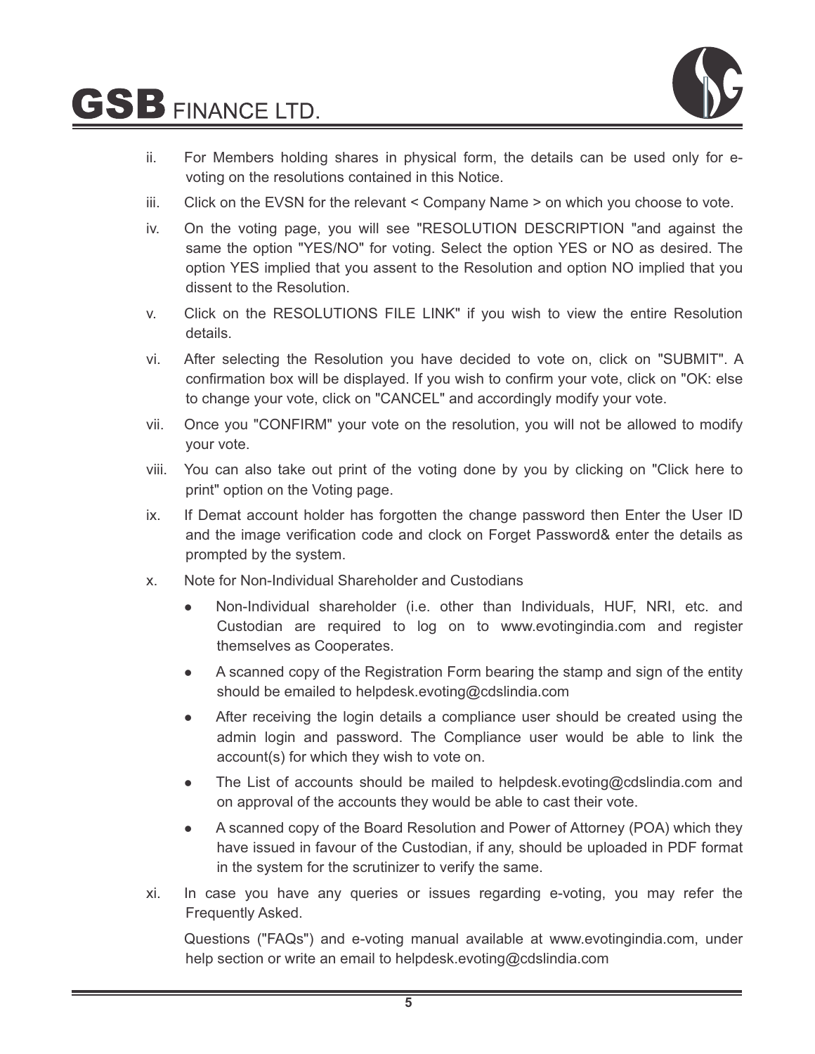ii. For Members holding shares in physical form, the details can be used only for e-voting on the resolutions contained in this Notice.

iii. Click on the EVSN for the relevant < Company Name > on which you choose to vote.

iv. On the voting page, you will see "RESOLUTION DESCRIPTION "and against the same the option "YES/NO" for voting. Select the option YES or NO as desired. The option YES implied that you assent to the Resolution and option NO implied that you dissent to the Resolution.

v. Click on the RESOLUTIONS FILE LINK" if you wish to view the entire Resolution details.

vi. After selecting the Resolution you have decided to vote on, click on "SUBMIT". A confirmation box will be displayed. If you wish to confirm your vote, click on "OK: else to change your vote, click on "CANCEL" and accordingly modify your vote.

vii. Once you "CONFIRM" your vote on the resolution, you will not be allowed to modify your vote.

viii. You can also take out print of the voting done by you by clicking on "Click here to print" option on the Voting page.

ix. If Demat account holder has forgotten the change password then Enter the User ID and the image verification code and clock on Forget Password& enter the details as prompted by the system.

x. Note for Non-Individual Shareholder and Custodians

   - Non-Individual shareholder (i.e. other than Individuals, HUF, NRI, etc. and Custodian are required to log on to www.evotingindia.com and register themselves as Cooperates.
   - A scanned copy of the Registration Form bearing the stamp and sign of the entity should be emailed to helpdesk.evoting@cdslindia.com
   - After receiving the login details a compliance user should be created using the admin login and password. The Compliance user would be able to link the account(s) for which they wish to vote on.
   - The List of accounts should be mailed to helpdesk.evoting@cdslindia.com and on approval of the accounts they would be able to cast their vote.
   - A scanned copy of the Board Resolution and Power of Attorney (POA) which they have issued in favour of the Custodian, if any, should be uploaded in PDF format in the system for the scrutinizer to verify the same.

xi. In case you have any queries or issues regarding e-voting, you may refer the Frequently Asked.

   Questions ("FAQs") and e-voting manual available at www.evotingindia.com, under help section or write an email to helpdesk.evoting@cdslindia.com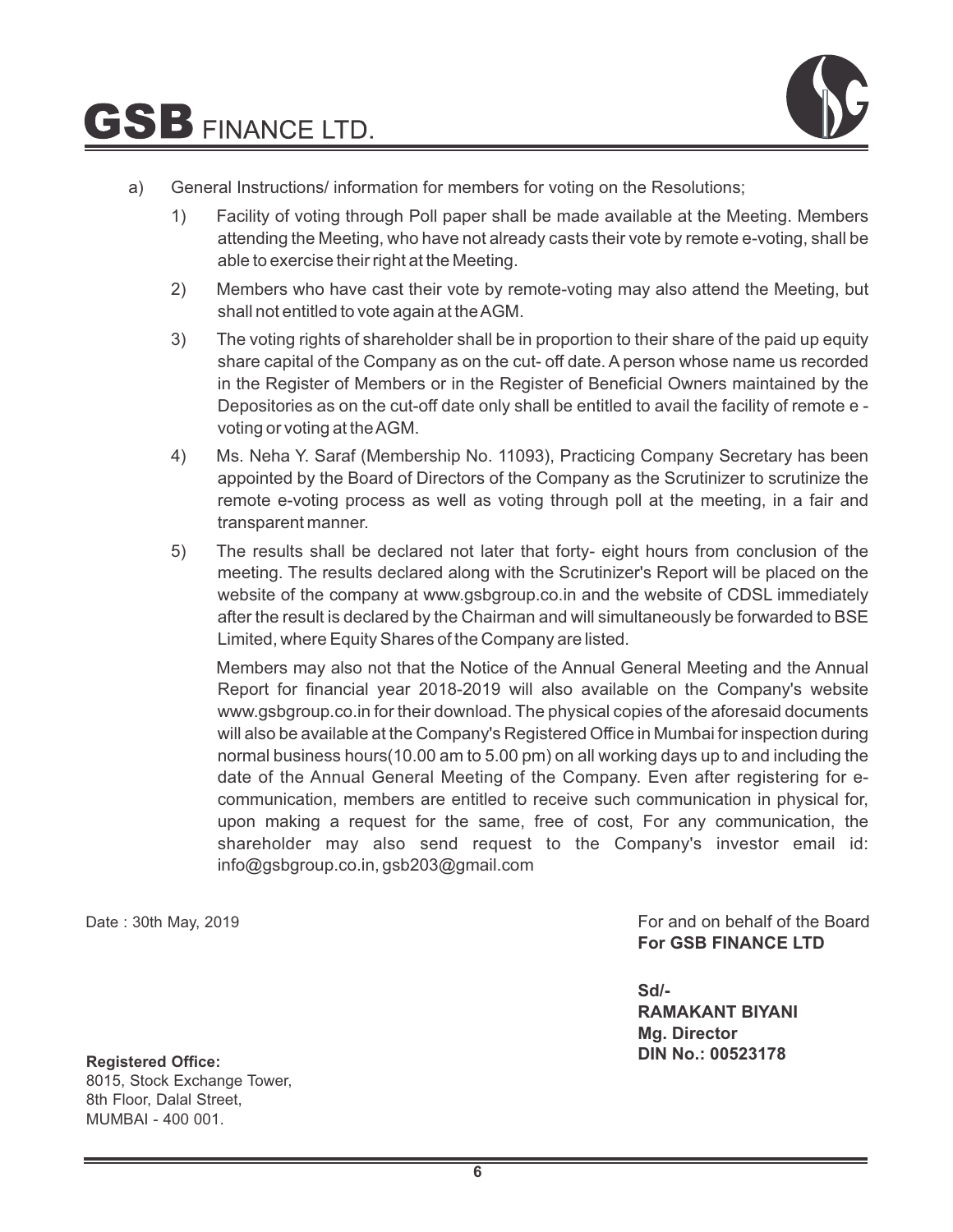a) General Instructions/ information for members for voting on the Resolutions;

1) Facility of voting through Poll paper shall be made available at the Meeting. Members attending the Meeting, who have not already casts their vote by remote e-voting, shall be able to exercise their right at the Meeting.

2) Members who have cast their vote by remote-voting may also attend the Meeting, but shall not entitled to vote again at the AGM.

3) The voting rights of shareholder shall be in proportion to their share of the paid up equity share capital of the Company as on the cut- off date. A person whose name us recorded in the Register of Members or in the Register of Beneficial Owners maintained by the Depositories as on the cut-off date only shall be entitled to avail the facility of remote e - voting or voting at the AGM.

4) Ms. Neha Y. Saraf (Membership No. 11093), Practicing Company Secretary has been appointed by the Board of Directors of the Company as the Scrutinizer to scrutinize the remote e-voting process as well as voting through poll at the meeting, in a fair and transparent manner.

5) The results shall be declared not later that forty- eight hours from conclusion of the meeting. The results declared along with the Scrutinizer's Report will be placed on the website of the company at www.gsbgroup.co.in and the website of CDSL immediately after the result is declared by the Chairman and will simultaneously be forwarded to BSE Limited, where Equity Shares of the Company are listed.

   Members may also not that the Notice of the Annual General Meeting and the Annual Report for financial year 2018-2019 will also available on the Company's website www.gsbgroup.co.in for their download. The physical copies of the aforesaid documents will also be available at the Company's Registered Office in Mumbai for inspection during normal business hours(10.00 am to 5.00 pm) on all working days up to and including the date of the Annual General Meeting of the Company. Even after registering for e-communication, members are entitled to receive such communication in physical for, upon making a request for the same, free of cost, For any communication, the shareholder may also send request to the Company's investor email id: info@gsbgroup.co.in, gsb203@gmail.com

Date : 30th May, 2019

For and on behalf of the Board
**For GSB FINANCE LTD**

**Sd/-**
**RAMAKANT BIYANI**
**Mg. Director**
**DIN No.: 00523178**

**Registered Office:**
8015, Stock Exchange Tower,
8th Floor, Dalal Street,
MUMBAI - 400 001.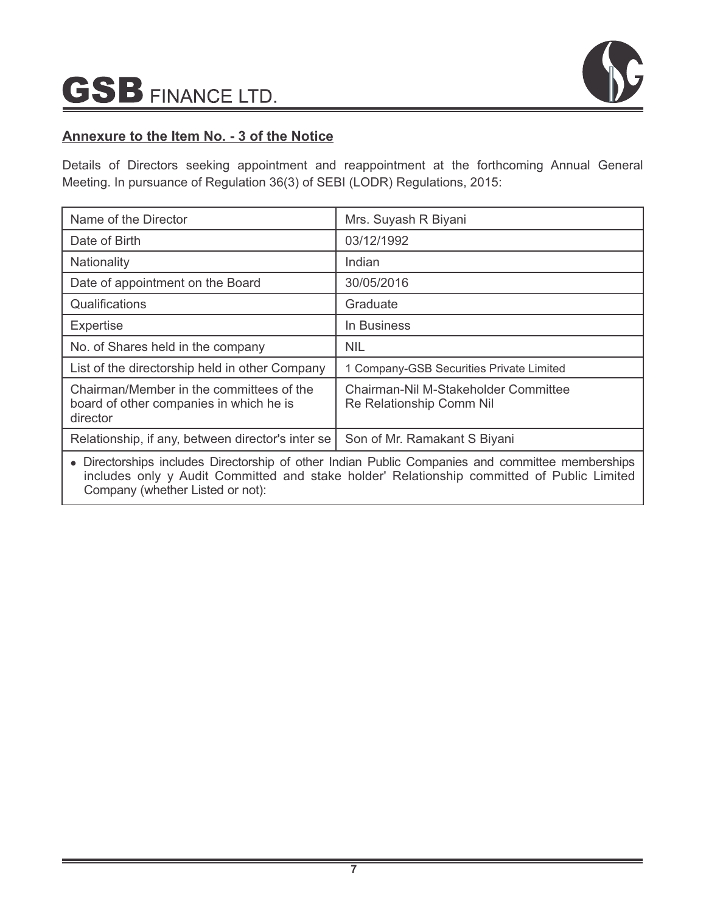## Annexure to the Item No. - 3 of the Notice

Details of Directors seeking appointment and reappointment at the forthcoming Annual General Meeting. In pursuance of Regulation 36(3) of SEBI (LODR) Regulations, 2015:

| Name of the Director | Mrs. Suyash R Biyani |
|---|---|
| Date of Birth | 03/12/1992 |
| Nationality | Indian |
| Date of appointment on the Board | 30/05/2016 |
| Qualifications | Graduate |
| Expertise | In Business |
| No. of Shares held in the company | NIL |
| List of the directorship held in other Company | 1 Company-GSB Securities Private Limited |
| Chairman/Member in the committees of the board of other companies in which he is director | Chairman-Nil M-Stakeholder Committee Re Relationship Comm Nil |
| Relationship, if any, between director's inter se | Son of Mr. Ramakant S Biyani |

- Directorships includes Directorship of other Indian Public Companies and committee memberships includes only y Audit Committed and stake holder' Relationship committed of Public Limited Company (whether Listed or not):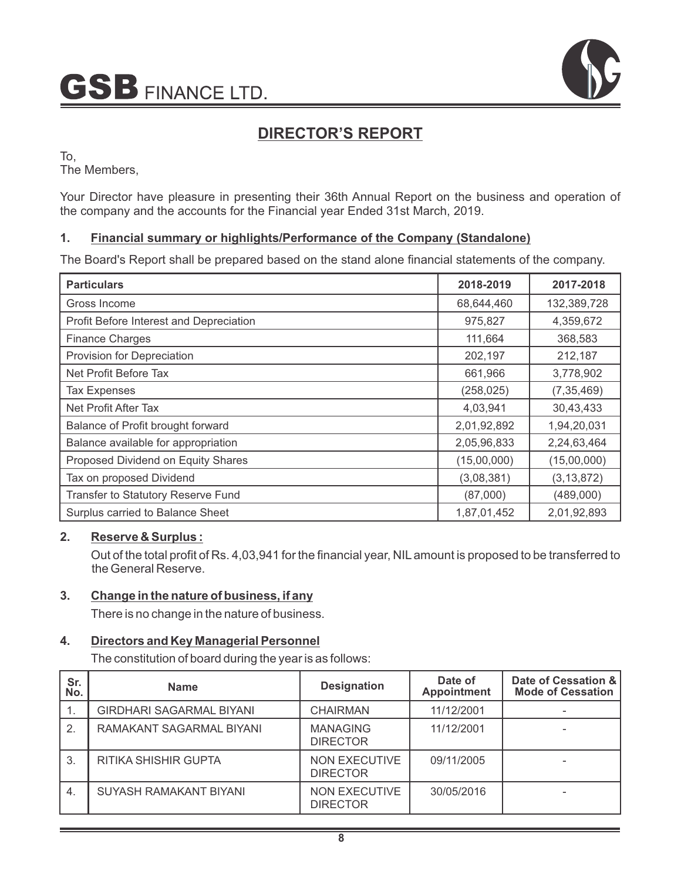# GSB FINANCE LTD.

## DIRECTOR'S REPORT

To,
The Members,

Your Director have pleasure in presenting their 36th Annual Report on the business and operation of the company and the accounts for the Financial year Ended 31st March, 2019.

### 1. Financial summary or highlights/Performance of the Company (Standalone)

The Board's Report shall be prepared based on the stand alone financial statements of the company.

| Particulars | 2018-2019 | 2017-2018 |
|---|---|---|
| Gross Income | 68,644,460 | 132,389,728 |
| Profit Before Interest and Depreciation | 975,827 | 4,359,672 |
| Finance Charges | 111,664 | 368,583 |
| Provision for Depreciation | 202,197 | 212,187 |
| Net Profit Before Tax | 661,966 | 3,778,902 |
| Tax Expenses | (258,025) | (7,35,469) |
| Net Profit After Tax | 4,03,941 | 30,43,433 |
| Balance of Profit brought forward | 2,01,92,892 | 1,94,20,031 |
| Balance available for appropriation | 2,05,96,833 | 2,24,63,464 |
| Proposed Dividend on Equity Shares | (15,00,000) | (15,00,000) |
| Tax on proposed Dividend | (3,08,381) | (3,13,872) |
| Transfer to Statutory Reserve Fund | (87,000) | (489,000) |
| Surplus carried to Balance Sheet | 1,87,01,452 | 2,01,92,893 |

### 2. Reserve & Surplus :

Out of the total profit of Rs. 4,03,941 for the financial year, NIL amount is proposed to be transferred to the General Reserve.

### 3. Change in the nature of business, if any

There is no change in the nature of business.

### 4. Directors and Key Managerial Personnel

The constitution of board during the year is as follows:

| Sr. No. | Name | Designation | Date of Appointment | Date of Cessation & Mode of Cessation |
|---|---|---|---|---|
| 1. | GIRDHARI SAGARMAL BIYANI | CHAIRMAN | 11/12/2001 | - |
| 2. | RAMAKANT SAGARMAL BIYANI | MANAGING DIRECTOR | 11/12/2001 | - |
| 3. | RITIKA SHISHIR GUPTA | NON EXECUTIVE DIRECTOR | 09/11/2005 | - |
| 4. | SUYASH RAMAKANT BIYANI | NON EXECUTIVE DIRECTOR | 30/05/2016 | - |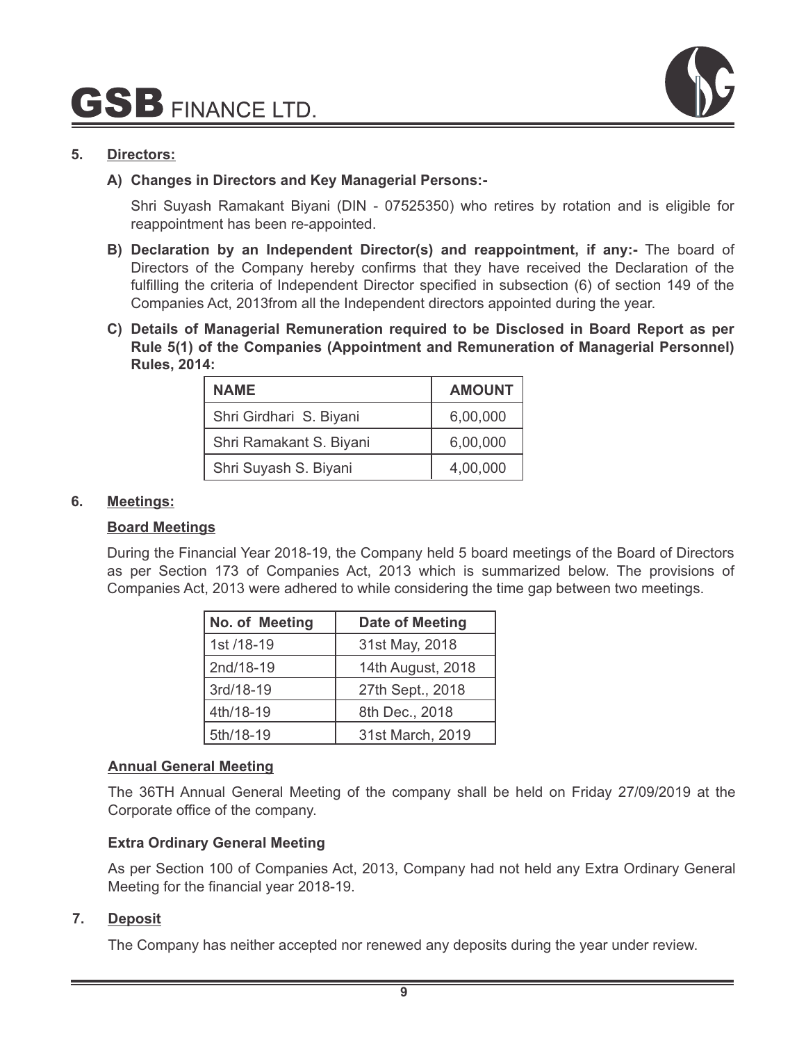## 5. Directors:

**A) Changes in Directors and Key Managerial Persons:-**

Shri Suyash Ramakant Biyani (DIN - 07525350) who retires by rotation and is eligible for reappointment has been re-appointed.

**B) Declaration by an Independent Director(s) and reappointment, if any:-** The board of Directors of the Company hereby confirms that they have received the Declaration of the fulfilling the criteria of Independent Director specified in subsection (6) of section 149 of the Companies Act, 2013from all the Independent directors appointed during the year.

**C) Details of Managerial Remuneration required to be Disclosed in Board Report as per Rule 5(1) of the Companies (Appointment and Remuneration of Managerial Personnel) Rules, 2014:**

| NAME | AMOUNT |
|---|---|
| Shri Girdhari S. Biyani | 6,00,000 |
| Shri Ramakant S. Biyani | 6,00,000 |
| Shri Suyash S. Biyani | 4,00,000 |

## 6. Meetings:

**Board Meetings**

During the Financial Year 2018-19, the Company held 5 board meetings of the Board of Directors as per Section 173 of Companies Act, 2013 which is summarized below. The provisions of Companies Act, 2013 were adhered to while considering the time gap between two meetings.

| No. of Meeting | Date of Meeting |
|---|---|
| 1st /18-19 | 31st May, 2018 |
| 2nd/18-19 | 14th August, 2018 |
| 3rd/18-19 | 27th Sept., 2018 |
| 4th/18-19 | 8th Dec., 2018 |
| 5th/18-19 | 31st March, 2019 |

**Annual General Meeting**

The 36TH Annual General Meeting of the company shall be held on Friday 27/09/2019 at the Corporate office of the company.

**Extra Ordinary General Meeting**

As per Section 100 of Companies Act, 2013, Company had not held any Extra Ordinary General Meeting for the financial year 2018-19.

## 7. Deposit

The Company has neither accepted nor renewed any deposits during the year under review.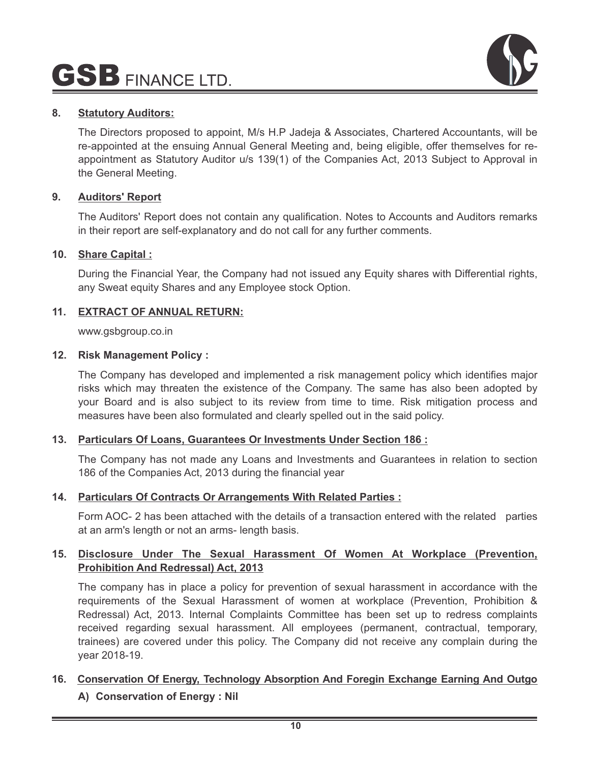## 8. Statutory Auditors:

The Directors proposed to appoint, M/s H.P Jadeja & Associates, Chartered Accountants, will be re-appointed at the ensuing Annual General Meeting and, being eligible, offer themselves for re-appointment as Statutory Auditor u/s 139(1) of the Companies Act, 2013 Subject to Approval in the General Meeting.

## 9. Auditors' Report

The Auditors' Report does not contain any qualification. Notes to Accounts and Auditors remarks in their report are self-explanatory and do not call for any further comments.

## 10. Share Capital :

During the Financial Year, the Company had not issued any Equity shares with Differential rights, any Sweat equity Shares and any Employee stock Option.

## 11. EXTRACT OF ANNUAL RETURN:

www.gsbgroup.co.in

## 12. Risk Management Policy :

The Company has developed and implemented a risk management policy which identifies major risks which may threaten the existence of the Company. The same has also been adopted by your Board and is also subject to its review from time to time. Risk mitigation process and measures have been also formulated and clearly spelled out in the said policy.

## 13. Particulars Of Loans, Guarantees Or Investments Under Section 186 :

The Company has not made any Loans and Investments and Guarantees in relation to section 186 of the Companies Act, 2013 during the financial year

## 14. Particulars Of Contracts Or Arrangements With Related Parties :

Form AOC- 2 has been attached with the details of a transaction entered with the related parties at an arm's length or not an arms- length basis.

## 15. Disclosure Under The Sexual Harassment Of Women At Workplace (Prevention, Prohibition And Redressal) Act, 2013

The company has in place a policy for prevention of sexual harassment in accordance with the requirements of the Sexual Harassment of women at workplace (Prevention, Prohibition & Redressal) Act, 2013. Internal Complaints Committee has been set up to redress complaints received regarding sexual harassment. All employees (permanent, contractual, temporary, trainees) are covered under this policy. The Company did not receive any complain during the year 2018-19.

## 16. Conservation Of Energy, Technology Absorption And Foregin Exchange Earning And Outgo

**A) Conservation of Energy : Nil**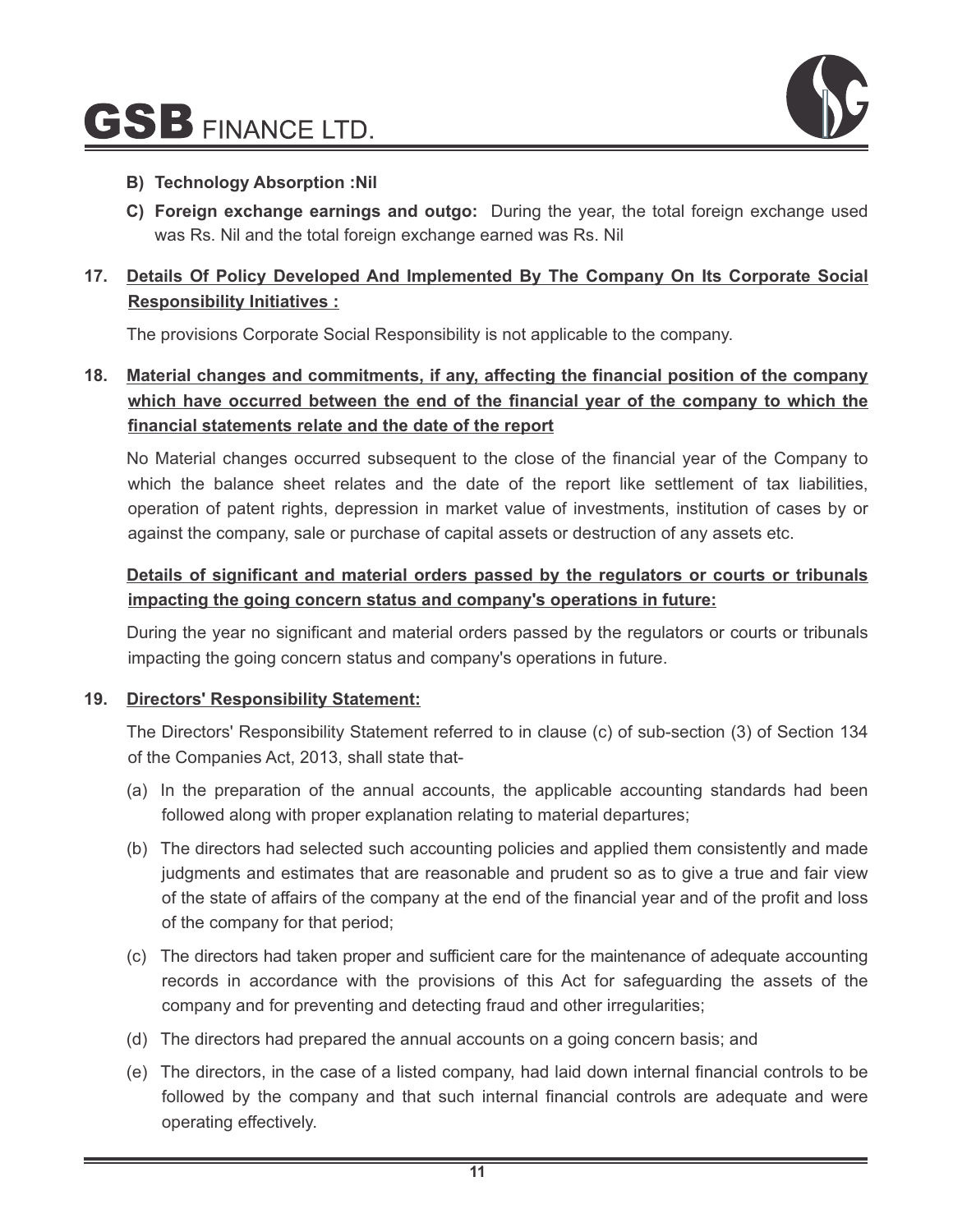**B) Technology Absorption :Nil**

**C) Foreign exchange earnings and outgo:** During the year, the total foreign exchange used was Rs. Nil and the total foreign exchange earned was Rs. Nil

**17. Details Of Policy Developed And Implemented By The Company On Its Corporate Social Responsibility Initiatives :**

The provisions Corporate Social Responsibility is not applicable to the company.

**18. Material changes and commitments, if any, affecting the financial position of the company which have occurred between the end of the financial year of the company to which the financial statements relate and the date of the report**

No Material changes occurred subsequent to the close of the financial year of the Company to which the balance sheet relates and the date of the report like settlement of tax liabilities, operation of patent rights, depression in market value of investments, institution of cases by or against the company, sale or purchase of capital assets or destruction of any assets etc.

**Details of significant and material orders passed by the regulators or courts or tribunals impacting the going concern status and company's operations in future:**

During the year no significant and material orders passed by the regulators or courts or tribunals impacting the going concern status and company's operations in future.

**19. Directors' Responsibility Statement:**

The Directors' Responsibility Statement referred to in clause (c) of sub-section (3) of Section 134 of the Companies Act, 2013, shall state that-

(a) In the preparation of the annual accounts, the applicable accounting standards had been followed along with proper explanation relating to material departures;

(b) The directors had selected such accounting policies and applied them consistently and made judgments and estimates that are reasonable and prudent so as to give a true and fair view of the state of affairs of the company at the end of the financial year and of the profit and loss of the company for that period;

(c) The directors had taken proper and sufficient care for the maintenance of adequate accounting records in accordance with the provisions of this Act for safeguarding the assets of the company and for preventing and detecting fraud and other irregularities;

(d) The directors had prepared the annual accounts on a going concern basis; and

(e) The directors, in the case of a listed company, had laid down internal financial controls to be followed by the company and that such internal financial controls are adequate and were operating effectively.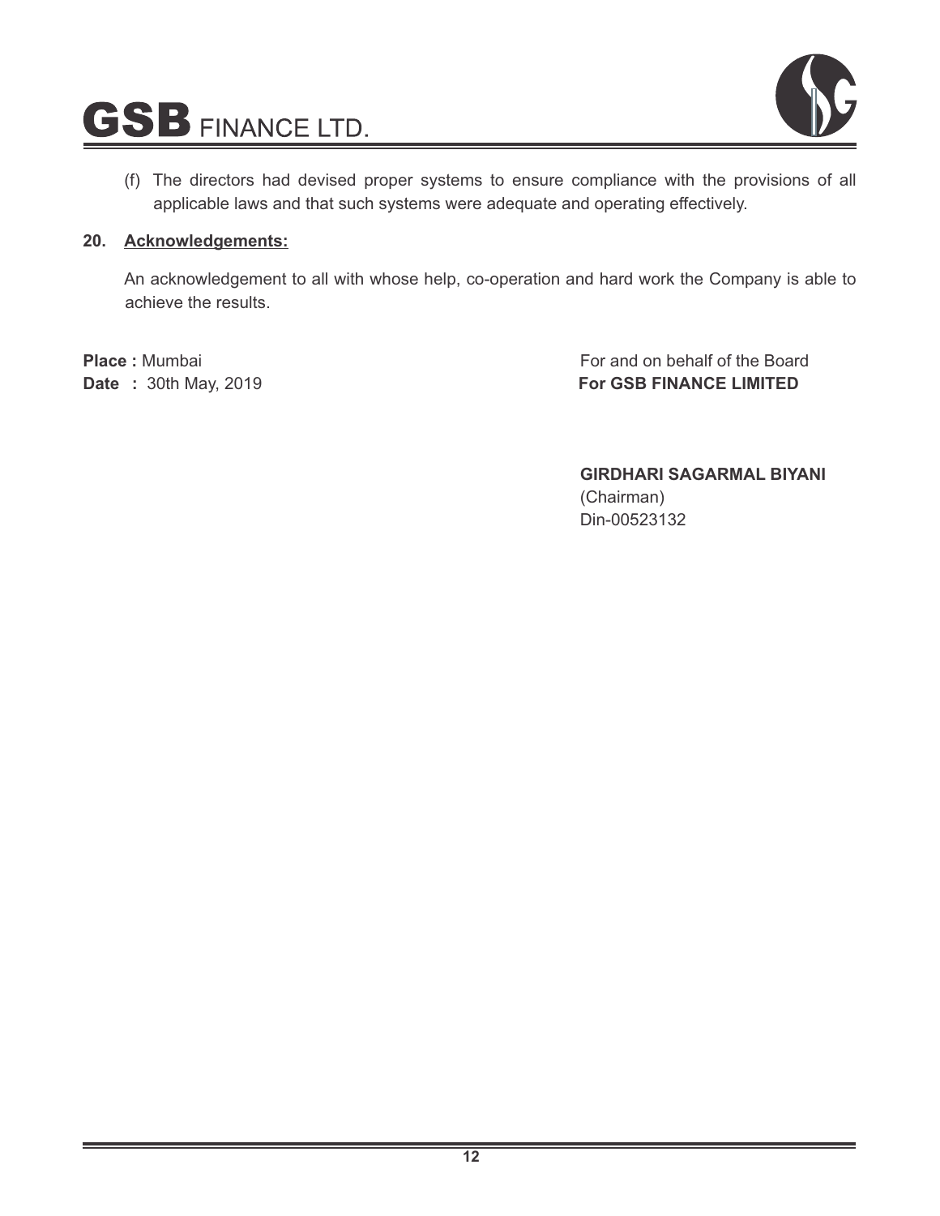(f) The directors had devised proper systems to ensure compliance with the provisions of all applicable laws and that such systems were adequate and operating effectively.

## 20. Acknowledgements:

An acknowledgement to all with whose help, co-operation and hard work the Company is able to achieve the results.

**Place :** Mumbai
**Date :** 30th May, 2019

For and on behalf of the Board
**For GSB FINANCE LIMITED**

**GIRDHARI SAGARMAL BIYANI**
(Chairman)
Din-00523132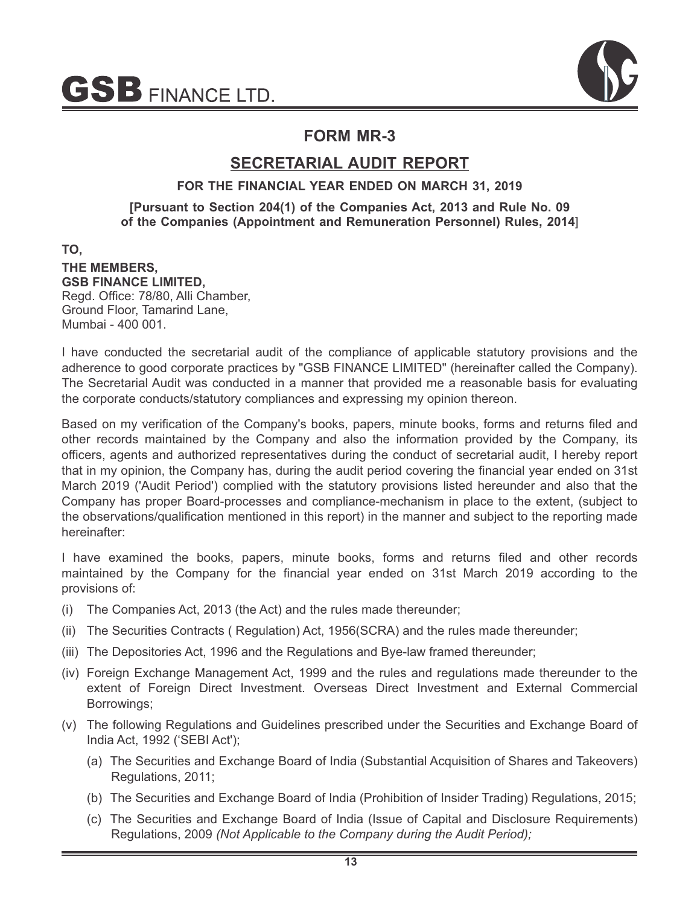# FORM MR-3

## SECRETARIAL AUDIT REPORT

### FOR THE FINANCIAL YEAR ENDED ON MARCH 31, 2019

**[Pursuant to Section 204(1) of the Companies Act, 2013 and Rule No. 09 of the Companies (Appointment and Remuneration Personnel) Rules, 2014]**

**TO,**

**THE MEMBERS,**
**GSB FINANCE LIMITED,**
Regd. Office: 78/80, Alli Chamber,
Ground Floor, Tamarind Lane,
Mumbai - 400 001.

I have conducted the secretarial audit of the compliance of applicable statutory provisions and the adherence to good corporate practices by "GSB FINANCE LIMITED" (hereinafter called the Company). The Secretarial Audit was conducted in a manner that provided me a reasonable basis for evaluating the corporate conducts/statutory compliances and expressing my opinion thereon.

Based on my verification of the Company's books, papers, minute books, forms and returns filed and other records maintained by the Company and also the information provided by the Company, its officers, agents and authorized representatives during the conduct of secretarial audit, I hereby report that in my opinion, the Company has, during the audit period covering the financial year ended on 31st March 2019 ('Audit Period') complied with the statutory provisions listed hereunder and also that the Company has proper Board-processes and compliance-mechanism in place to the extent, (subject to the observations/qualification mentioned in this report) in the manner and subject to the reporting made hereinafter:

I have examined the books, papers, minute books, forms and returns filed and other records maintained by the Company for the financial year ended on 31st March 2019 according to the provisions of:

(i) The Companies Act, 2013 (the Act) and the rules made thereunder;

(ii) The Securities Contracts ( Regulation) Act, 1956(SCRA) and the rules made thereunder;

(iii) The Depositories Act, 1996 and the Regulations and Bye-law framed thereunder;

(iv) Foreign Exchange Management Act, 1999 and the rules and regulations made thereunder to the extent of Foreign Direct Investment. Overseas Direct Investment and External Commercial Borrowings;

(v) The following Regulations and Guidelines prescribed under the Securities and Exchange Board of India Act, 1992 ('SEBI Act');

   (a) The Securities and Exchange Board of India (Substantial Acquisition of Shares and Takeovers) Regulations, 2011;

   (b) The Securities and Exchange Board of India (Prohibition of Insider Trading) Regulations, 2015;

   (c) The Securities and Exchange Board of India (Issue of Capital and Disclosure Requirements) Regulations, 2009 *(Not Applicable to the Company during the Audit Period);*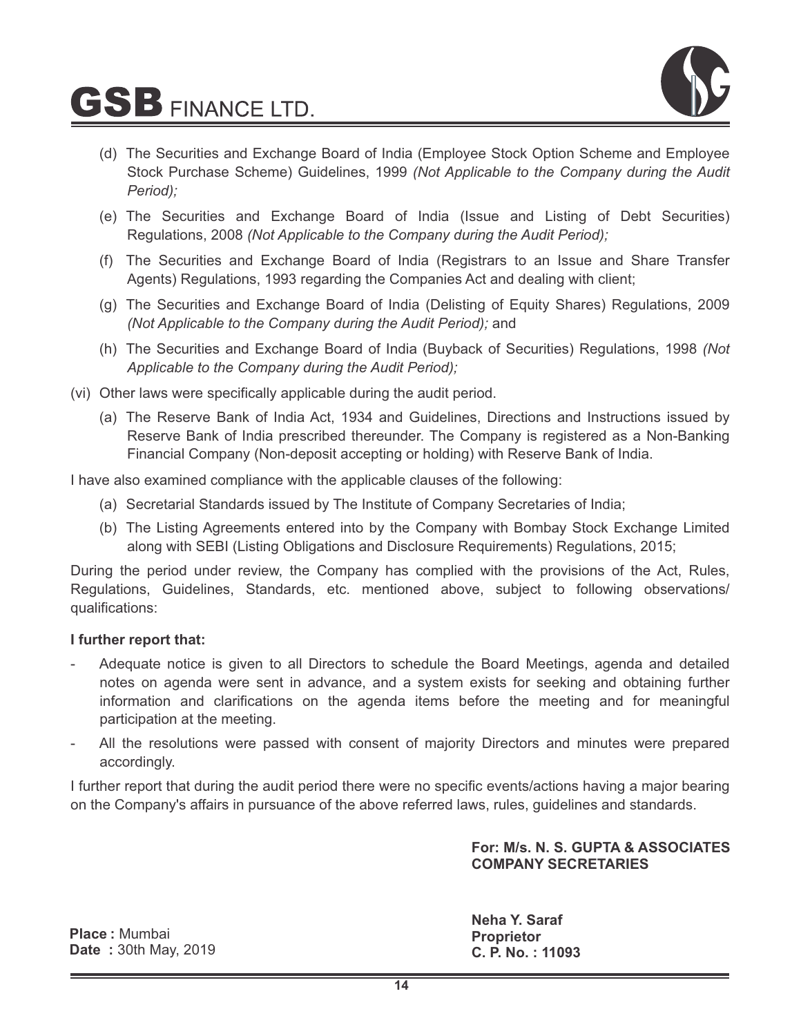(d) The Securities and Exchange Board of India (Employee Stock Option Scheme and Employee Stock Purchase Scheme) Guidelines, 1999 *(Not Applicable to the Company during the Audit Period);*

(e) The Securities and Exchange Board of India (Issue and Listing of Debt Securities) Regulations, 2008 *(Not Applicable to the Company during the Audit Period);*

(f) The Securities and Exchange Board of India (Registrars to an Issue and Share Transfer Agents) Regulations, 1993 regarding the Companies Act and dealing with client;

(g) The Securities and Exchange Board of India (Delisting of Equity Shares) Regulations, 2009 *(Not Applicable to the Company during the Audit Period);* and

(h) The Securities and Exchange Board of India (Buyback of Securities) Regulations, 1998 *(Not Applicable to the Company during the Audit Period);*

(vi) Other laws were specifically applicable during the audit period.

(a) The Reserve Bank of India Act, 1934 and Guidelines, Directions and Instructions issued by Reserve Bank of India prescribed thereunder. The Company is registered as a Non-Banking Financial Company (Non-deposit accepting or holding) with Reserve Bank of India.

I have also examined compliance with the applicable clauses of the following:

(a) Secretarial Standards issued by The Institute of Company Secretaries of India;

(b) The Listing Agreements entered into by the Company with Bombay Stock Exchange Limited along with SEBI (Listing Obligations and Disclosure Requirements) Regulations, 2015;

During the period under review, the Company has complied with the provisions of the Act, Rules, Regulations, Guidelines, Standards, etc. mentioned above, subject to following observations/ qualifications:

**I further report that:**

- Adequate notice is given to all Directors to schedule the Board Meetings, agenda and detailed notes on agenda were sent in advance, and a system exists for seeking and obtaining further information and clarifications on the agenda items before the meeting and for meaningful participation at the meeting.
- All the resolutions were passed with consent of majority Directors and minutes were prepared accordingly.

I further report that during the audit period there were no specific events/actions having a major bearing on the Company's affairs in pursuance of the above referred laws, rules, guidelines and standards.

**For: M/s. N. S. GUPTA & ASSOCIATES**
**COMPANY SECRETARIES**

**Place :** Mumbai
**Date :** 30th May, 2019

**Neha Y. Saraf**
**Proprietor**
**C. P. No. : 11093**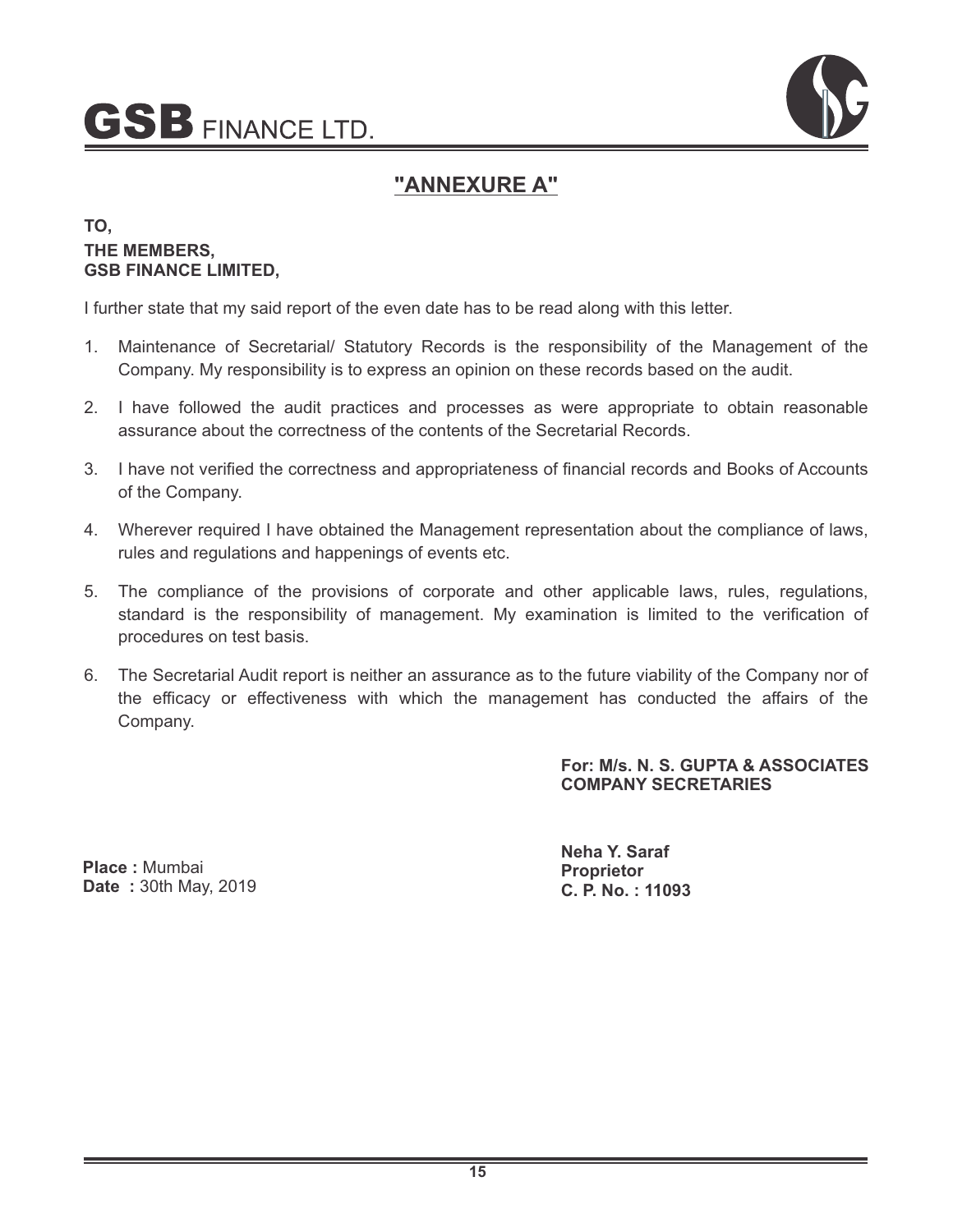## "ANNEXURE A"

**TO,**
**THE MEMBERS,**
**GSB FINANCE LIMITED,**

I further state that my said report of the even date has to be read along with this letter.

1. Maintenance of Secretarial/ Statutory Records is the responsibility of the Management of the Company. My responsibility is to express an opinion on these records based on the audit.
2. I have followed the audit practices and processes as were appropriate to obtain reasonable assurance about the correctness of the contents of the Secretarial Records.
3. I have not verified the correctness and appropriateness of financial records and Books of Accounts of the Company.
4. Wherever required I have obtained the Management representation about the compliance of laws, rules and regulations and happenings of events etc.
5. The compliance of the provisions of corporate and other applicable laws, rules, regulations, standard is the responsibility of management. My examination is limited to the verification of procedures on test basis.
6. The Secretarial Audit report is neither an assurance as to the future viability of the Company nor of the efficacy or effectiveness with which the management has conducted the affairs of the Company.

**For: M/s. N. S. GUPTA & ASSOCIATES**
**COMPANY SECRETARIES**

**Place :** Mumbai
**Date :** 30th May, 2019

**Neha Y. Saraf**
**Proprietor**
**C. P. No. : 11093**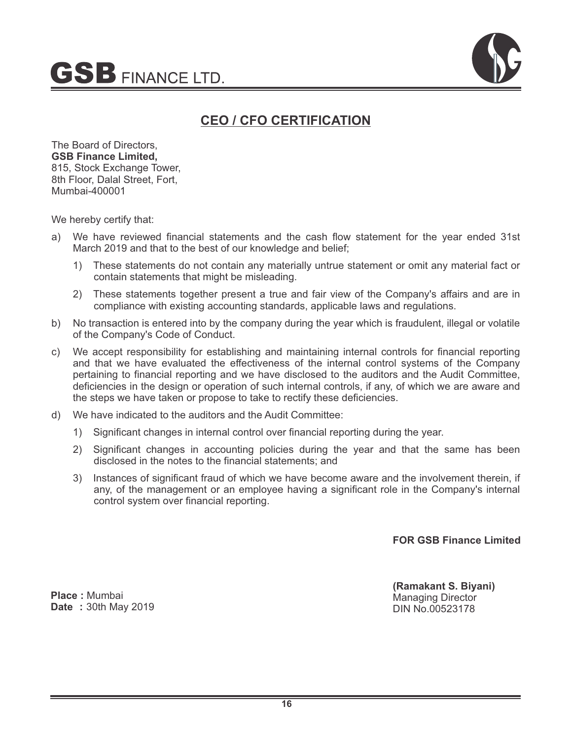## CEO / CFO CERTIFICATION

The Board of Directors,
**GSB Finance Limited,**
815, Stock Exchange Tower,
8th Floor, Dalal Street, Fort,
Mumbai-400001

We hereby certify that:

a) We have reviewed financial statements and the cash flow statement for the year ended 31st March 2019 and that to the best of our knowledge and belief;

   1) These statements do not contain any materially untrue statement or omit any material fact or contain statements that might be misleading.

   2) These statements together present a true and fair view of the Company's affairs and are in compliance with existing accounting standards, applicable laws and regulations.

b) No transaction is entered into by the company during the year which is fraudulent, illegal or volatile of the Company's Code of Conduct.

c) We accept responsibility for establishing and maintaining internal controls for financial reporting and that we have evaluated the effectiveness of the internal control systems of the Company pertaining to financial reporting and we have disclosed to the auditors and the Audit Committee, deficiencies in the design or operation of such internal controls, if any, of which we are aware and the steps we have taken or propose to take to rectify these deficiencies.

d) We have indicated to the auditors and the Audit Committee:

   1) Significant changes in internal control over financial reporting during the year.

   2) Significant changes in accounting policies during the year and that the same has been disclosed in the notes to the financial statements; and

   3) Instances of significant fraud of which we have become aware and the involvement therein, if any, of the management or an employee having a significant role in the Company's internal control system over financial reporting.

**FOR GSB Finance Limited**

**(Ramakant S. Biyani)**
Managing Director
DIN No.00523178

**Place :** Mumbai
**Date :** 30th May 2019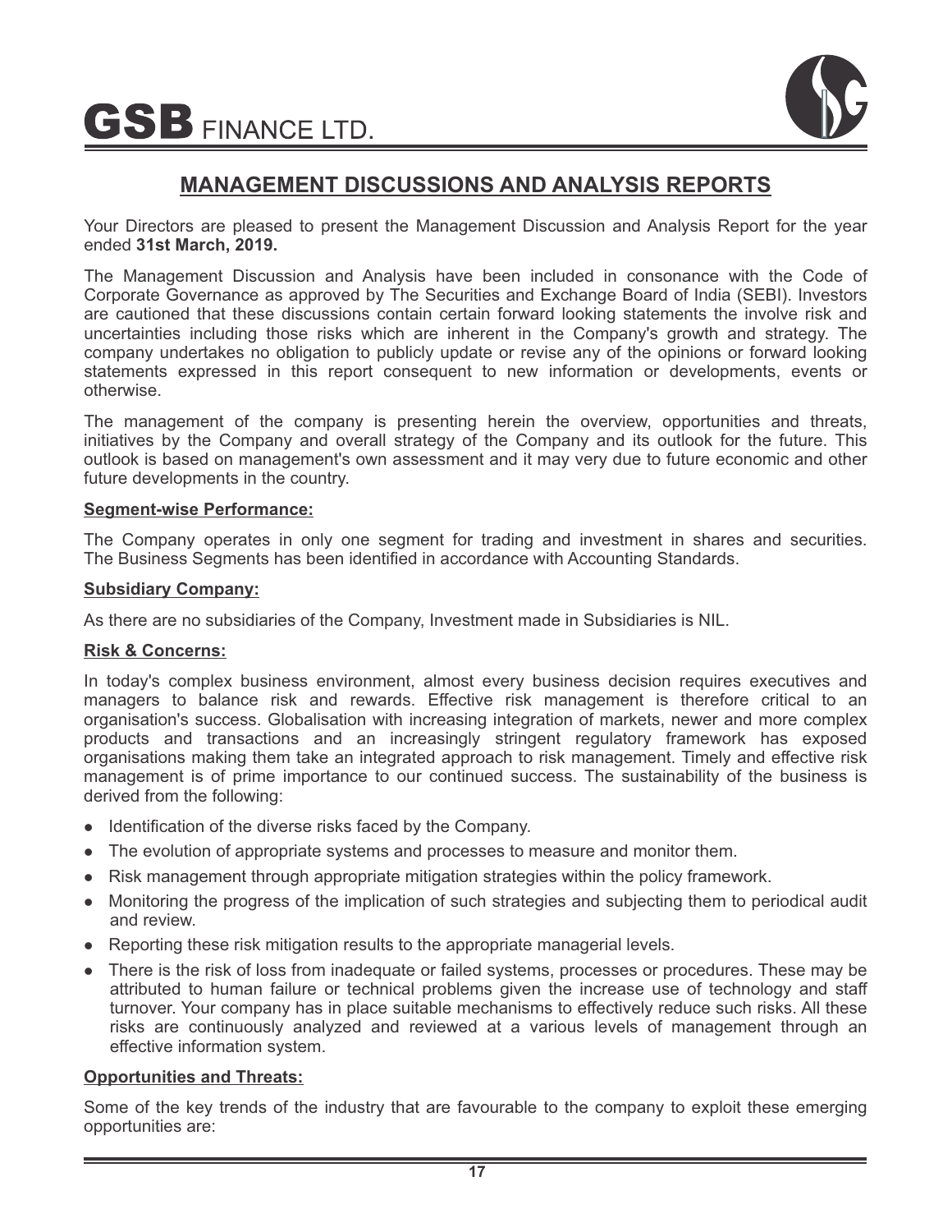## MANAGEMENT DISCUSSIONS AND ANALYSIS REPORTS

Your Directors are pleased to present the Management Discussion and Analysis Report for the year ended **31st March, 2019.**

The Management Discussion and Analysis have been included in consonance with the Code of Corporate Governance as approved by The Securities and Exchange Board of India (SEBI). Investors are cautioned that these discussions contain certain forward looking statements the involve risk and uncertainties including those risks which are inherent in the Company's growth and strategy. The company undertakes no obligation to publicly update or revise any of the opinions or forward looking statements expressed in this report consequent to new information or developments, events or otherwise.

The management of the company is presenting herein the overview, opportunities and threats, initiatives by the Company and overall strategy of the Company and its outlook for the future. This outlook is based on management's own assessment and it may very due to future economic and other future developments in the country.

**Segment-wise Performance:**

The Company operates in only one segment for trading and investment in shares and securities. The Business Segments has been identified in accordance with Accounting Standards.

**Subsidiary Company:**

As there are no subsidiaries of the Company, Investment made in Subsidiaries is NIL.

**Risk & Concerns:**

In today's complex business environment, almost every business decision requires executives and managers to balance risk and rewards. Effective risk management is therefore critical to an organisation's success. Globalisation with increasing integration of markets, newer and more complex products and transactions and an increasingly stringent regulatory framework has exposed organisations making them take an integrated approach to risk management. Timely and effective risk management is of prime importance to our continued success. The sustainability of the business is derived from the following:

- Identification of the diverse risks faced by the Company.
- The evolution of appropriate systems and processes to measure and monitor them.
- Risk management through appropriate mitigation strategies within the policy framework.
- Monitoring the progress of the implication of such strategies and subjecting them to periodical audit and review.
- Reporting these risk mitigation results to the appropriate managerial levels.
- There is the risk of loss from inadequate or failed systems, processes or procedures. These may be attributed to human failure or technical problems given the increase use of technology and staff turnover. Your company has in place suitable mechanisms to effectively reduce such risks. All these risks are continuously analyzed and reviewed at a various levels of management through an effective information system.

**Opportunities and Threats:**

Some of the key trends of the industry that are favourable to the company to exploit these emerging opportunities are: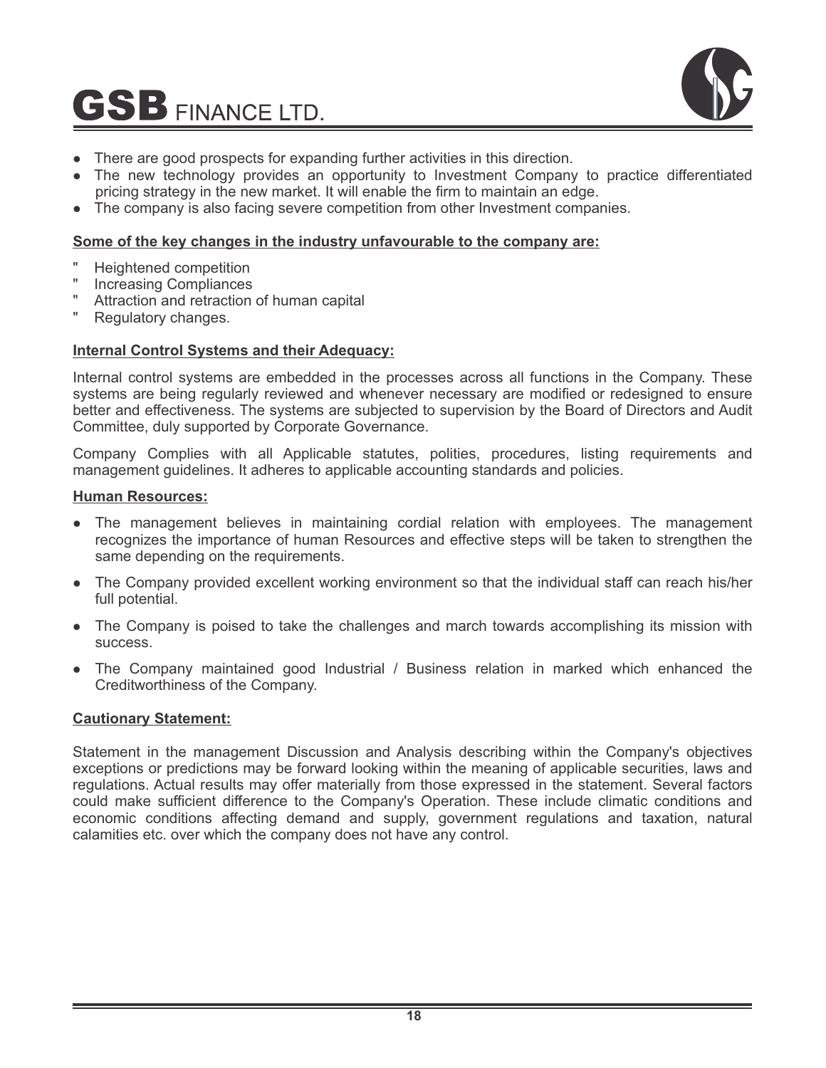- There are good prospects for expanding further activities in this direction.
- The new technology provides an opportunity to Investment Company to practice differentiated pricing strategy in the new market. It will enable the firm to maintain an edge.
- The company is also facing severe competition from other Investment companies.

**Some of the key changes in the industry unfavourable to the company are:**

" Heightened competition
" Increasing Compliances
" Attraction and retraction of human capital
" Regulatory changes.

**Internal Control Systems and their Adequacy:**

Internal control systems are embedded in the processes across all functions in the Company. These systems are being regularly reviewed and whenever necessary are modified or redesigned to ensure better and effectiveness. The systems are subjected to supervision by the Board of Directors and Audit Committee, duly supported by Corporate Governance.

Company Complies with all Applicable statutes, polities, procedures, listing requirements and management guidelines. It adheres to applicable accounting standards and policies.

**Human Resources:**

- The management believes in maintaining cordial relation with employees. The management recognizes the importance of human Resources and effective steps will be taken to strengthen the same depending on the requirements.
- The Company provided excellent working environment so that the individual staff can reach his/her full potential.
- The Company is poised to take the challenges and march towards accomplishing its mission with success.
- The Company maintained good Industrial / Business relation in marked which enhanced the Creditworthiness of the Company.

**Cautionary Statement:**

Statement in the management Discussion and Analysis describing within the Company's objectives exceptions or predictions may be forward looking within the meaning of applicable securities, laws and regulations. Actual results may offer materially from those expressed in the statement. Several factors could make sufficient difference to the Company's Operation. These include climatic conditions and economic conditions affecting demand and supply, government regulations and taxation, natural calamities etc. over which the company does not have any control.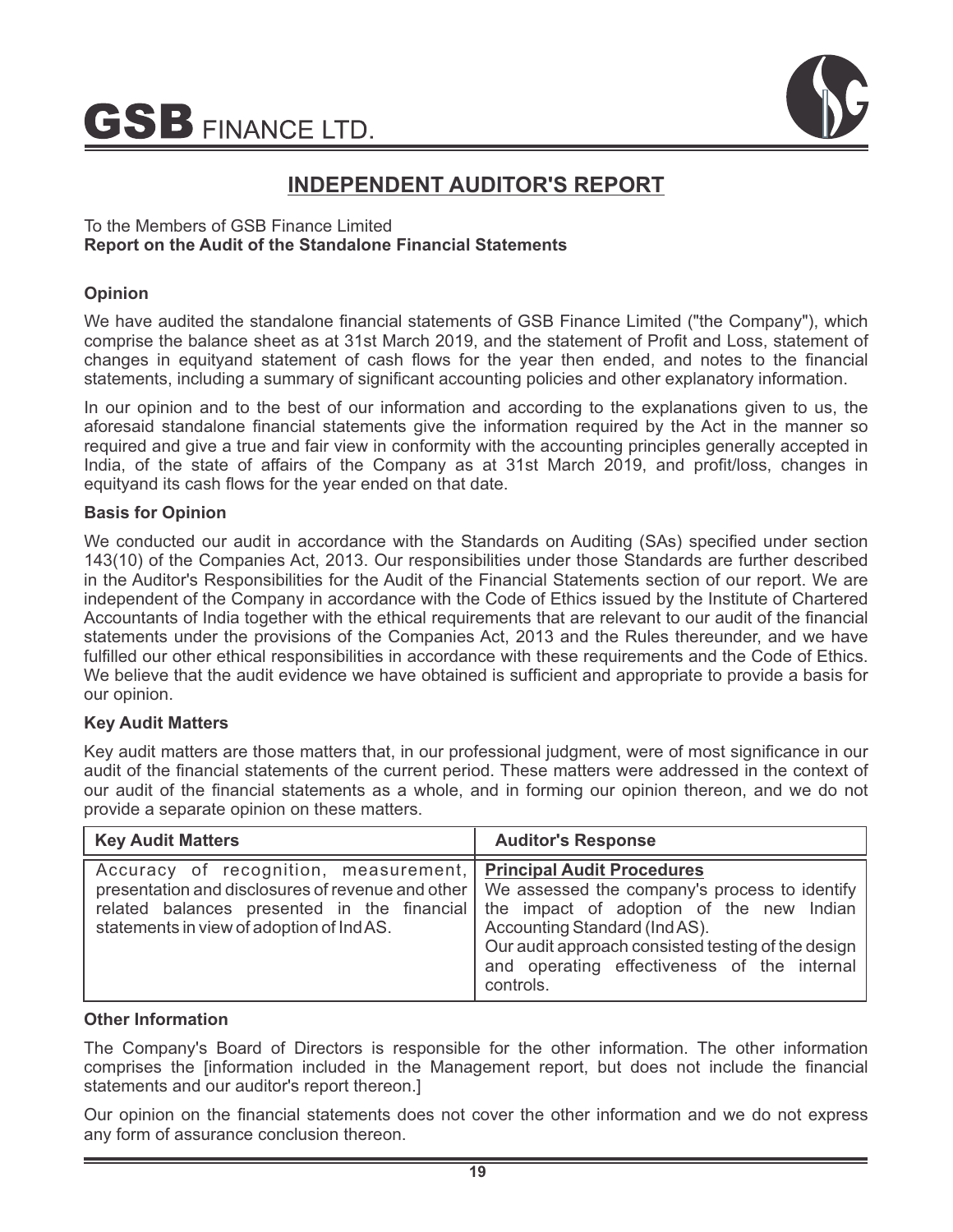# INDEPENDENT AUDITOR'S REPORT

To the Members of GSB Finance Limited
**Report on the Audit of the Standalone Financial Statements**

### Opinion

We have audited the standalone financial statements of GSB Finance Limited ("the Company"), which comprise the balance sheet as at 31st March 2019, and the statement of Profit and Loss, statement of changes in equityand statement of cash flows for the year then ended, and notes to the financial statements, including a summary of significant accounting policies and other explanatory information.

In our opinion and to the best of our information and according to the explanations given to us, the aforesaid standalone financial statements give the information required by the Act in the manner so required and give a true and fair view in conformity with the accounting principles generally accepted in India, of the state of affairs of the Company as at 31st March 2019, and profit/loss, changes in equityand its cash flows for the year ended on that date.

### Basis for Opinion

We conducted our audit in accordance with the Standards on Auditing (SAs) specified under section 143(10) of the Companies Act, 2013. Our responsibilities under those Standards are further described in the Auditor's Responsibilities for the Audit of the Financial Statements section of our report. We are independent of the Company in accordance with the Code of Ethics issued by the Institute of Chartered Accountants of India together with the ethical requirements that are relevant to our audit of the financial statements under the provisions of the Companies Act, 2013 and the Rules thereunder, and we have fulfilled our other ethical responsibilities in accordance with these requirements and the Code of Ethics. We believe that the audit evidence we have obtained is sufficient and appropriate to provide a basis for our opinion.

### Key Audit Matters

Key audit matters are those matters that, in our professional judgment, were of most significance in our audit of the financial statements of the current period. These matters were addressed in the context of our audit of the financial statements as a whole, and in forming our opinion thereon, and we do not provide a separate opinion on these matters.

| Key Audit Matters | Auditor's Response |
|---|---|
| Accuracy of recognition, measurement, presentation and disclosures of revenue and other related balances presented in the financial statements in view of adoption of Ind AS. | **Principal Audit Procedures**<br>We assessed the company's process to identify the impact of adoption of the new Indian Accounting Standard (Ind AS).<br>Our audit approach consisted testing of the design and operating effectiveness of the internal controls. |

### Other Information

The Company's Board of Directors is responsible for the other information. The other information comprises the [information included in the Management report, but does not include the financial statements and our auditor's report thereon.]

Our opinion on the financial statements does not cover the other information and we do not express any form of assurance conclusion thereon.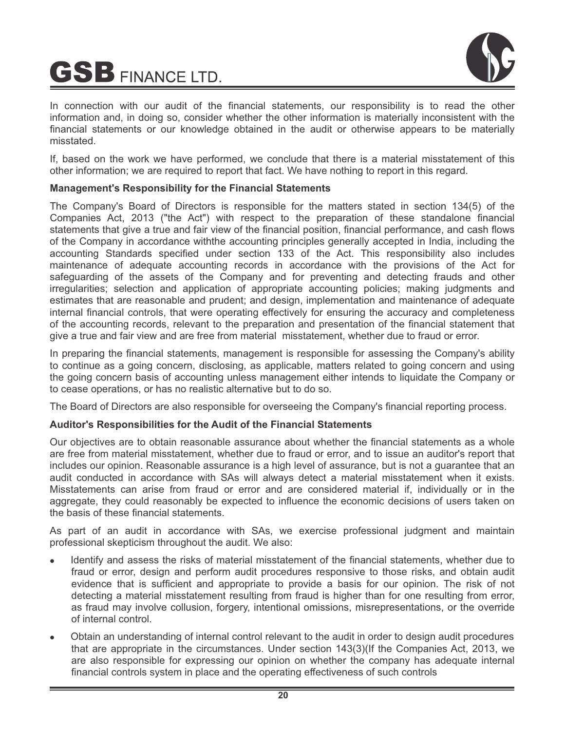In connection with our audit of the financial statements, our responsibility is to read the other information and, in doing so, consider whether the other information is materially inconsistent with the financial statements or our knowledge obtained in the audit or otherwise appears to be materially misstated.

If, based on the work we have performed, we conclude that there is a material misstatement of this other information; we are required to report that fact. We have nothing to report in this regard.

**Management's Responsibility for the Financial Statements**

The Company's Board of Directors is responsible for the matters stated in section 134(5) of the Companies Act, 2013 ("the Act") with respect to the preparation of these standalone financial statements that give a true and fair view of the financial position, financial performance, and cash flows of the Company in accordance withthe accounting principles generally accepted in India, including the accounting Standards specified under section 133 of the Act. This responsibility also includes maintenance of adequate accounting records in accordance with the provisions of the Act for safeguarding of the assets of the Company and for preventing and detecting frauds and other irregularities; selection and application of appropriate accounting policies; making judgments and estimates that are reasonable and prudent; and design, implementation and maintenance of adequate internal financial controls, that were operating effectively for ensuring the accuracy and completeness of the accounting records, relevant to the preparation and presentation of the financial statement that give a true and fair view and are free from material misstatement, whether due to fraud or error.

In preparing the financial statements, management is responsible for assessing the Company's ability to continue as a going concern, disclosing, as applicable, matters related to going concern and using the going concern basis of accounting unless management either intends to liquidate the Company or to cease operations, or has no realistic alternative but to do so.

The Board of Directors are also responsible for overseeing the Company's financial reporting process.

**Auditor's Responsibilities for the Audit of the Financial Statements**

Our objectives are to obtain reasonable assurance about whether the financial statements as a whole are free from material misstatement, whether due to fraud or error, and to issue an auditor's report that includes our opinion. Reasonable assurance is a high level of assurance, but is not a guarantee that an audit conducted in accordance with SAs will always detect a material misstatement when it exists. Misstatements can arise from fraud or error and are considered material if, individually or in the aggregate, they could reasonably be expected to influence the economic decisions of users taken on the basis of these financial statements.

As part of an audit in accordance with SAs, we exercise professional judgment and maintain professional skepticism throughout the audit. We also:

- Identify and assess the risks of material misstatement of the financial statements, whether due to fraud or error, design and perform audit procedures responsive to those risks, and obtain audit evidence that is sufficient and appropriate to provide a basis for our opinion. The risk of not detecting a material misstatement resulting from fraud is higher than for one resulting from error, as fraud may involve collusion, forgery, intentional omissions, misrepresentations, or the override of internal control.

- Obtain an understanding of internal control relevant to the audit in order to design audit procedures that are appropriate in the circumstances. Under section 143(3)(If the Companies Act, 2013, we are also responsible for expressing our opinion on whether the company has adequate internal financial controls system in place and the operating effectiveness of such controls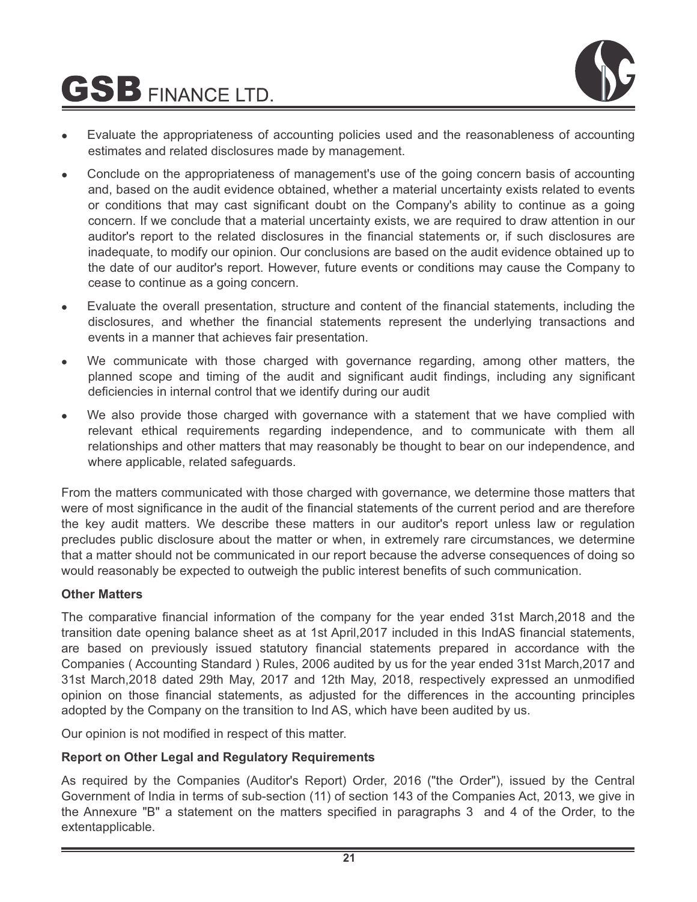- Evaluate the appropriateness of accounting policies used and the reasonableness of accounting estimates and related disclosures made by management.
- Conclude on the appropriateness of management's use of the going concern basis of accounting and, based on the audit evidence obtained, whether a material uncertainty exists related to events or conditions that may cast significant doubt on the Company's ability to continue as a going concern. If we conclude that a material uncertainty exists, we are required to draw attention in our auditor's report to the related disclosures in the financial statements or, if such disclosures are inadequate, to modify our opinion. Our conclusions are based on the audit evidence obtained up to the date of our auditor's report. However, future events or conditions may cause the Company to cease to continue as a going concern.
- Evaluate the overall presentation, structure and content of the financial statements, including the disclosures, and whether the financial statements represent the underlying transactions and events in a manner that achieves fair presentation.
- We communicate with those charged with governance regarding, among other matters, the planned scope and timing of the audit and significant audit findings, including any significant deficiencies in internal control that we identify during our audit
- We also provide those charged with governance with a statement that we have complied with relevant ethical requirements regarding independence, and to communicate with them all relationships and other matters that may reasonably be thought to bear on our independence, and where applicable, related safeguards.

From the matters communicated with those charged with governance, we determine those matters that were of most significance in the audit of the financial statements of the current period and are therefore the key audit matters. We describe these matters in our auditor's report unless law or regulation precludes public disclosure about the matter or when, in extremely rare circumstances, we determine that a matter should not be communicated in our report because the adverse consequences of doing so would reasonably be expected to outweigh the public interest benefits of such communication.

**Other Matters**

The comparative financial information of the company for the year ended 31st March,2018 and the transition date opening balance sheet as at 1st April,2017 included in this IndAS financial statements, are based on previously issued statutory financial statements prepared in accordance with the Companies ( Accounting Standard ) Rules, 2006 audited by us for the year ended 31st March,2017 and 31st March,2018 dated 29th May, 2017 and 12th May, 2018, respectively expressed an unmodified opinion on those financial statements, as adjusted for the differences in the accounting principles adopted by the Company on the transition to Ind AS, which have been audited by us.

Our opinion is not modified in respect of this matter.

**Report on Other Legal and Regulatory Requirements**

As required by the Companies (Auditor's Report) Order, 2016 ("the Order"), issued by the Central Government of India in terms of sub-section (11) of section 143 of the Companies Act, 2013, we give in the Annexure "B" a statement on the matters specified in paragraphs 3 and 4 of the Order, to the extentapplicable.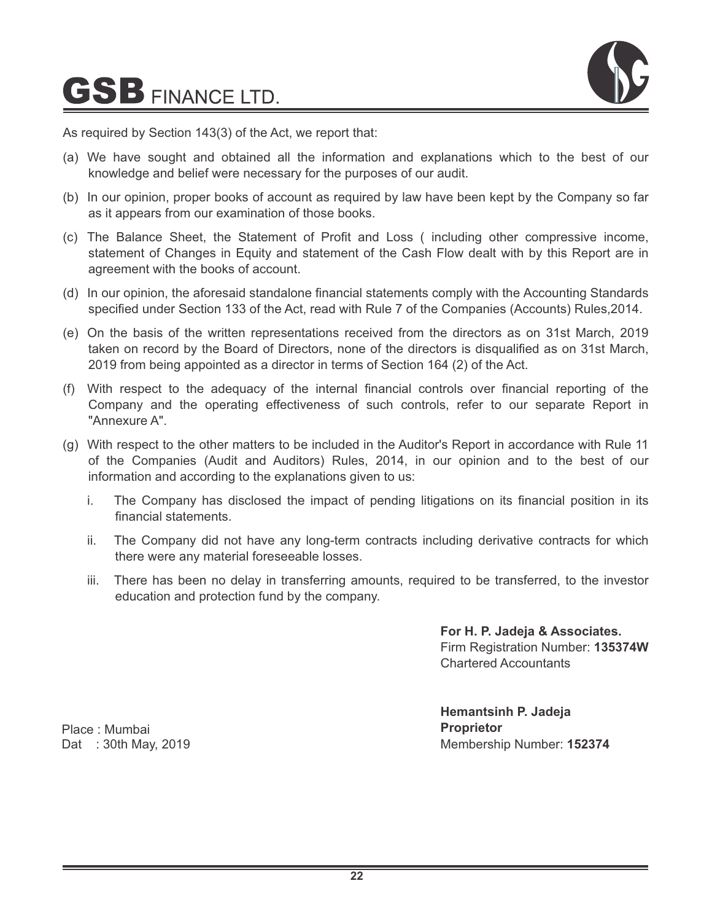As required by Section 143(3) of the Act, we report that:

(a) We have sought and obtained all the information and explanations which to the best of our knowledge and belief were necessary for the purposes of our audit.

(b) In our opinion, proper books of account as required by law have been kept by the Company so far as it appears from our examination of those books.

(c) The Balance Sheet, the Statement of Profit and Loss ( including other compressive income, statement of Changes in Equity and statement of the Cash Flow dealt with by this Report are in agreement with the books of account.

(d) In our opinion, the aforesaid standalone financial statements comply with the Accounting Standards specified under Section 133 of the Act, read with Rule 7 of the Companies (Accounts) Rules,2014.

(e) On the basis of the written representations received from the directors as on 31st March, 2019 taken on record by the Board of Directors, none of the directors is disqualified as on 31st March, 2019 from being appointed as a director in terms of Section 164 (2) of the Act.

(f) With respect to the adequacy of the internal financial controls over financial reporting of the Company and the operating effectiveness of such controls, refer to our separate Report in "Annexure A".

(g) With respect to the other matters to be included in the Auditor's Report in accordance with Rule 11 of the Companies (Audit and Auditors) Rules, 2014, in our opinion and to the best of our information and according to the explanations given to us:

  i. The Company has disclosed the impact of pending litigations on its financial position in its financial statements.

  ii. The Company did not have any long-term contracts including derivative contracts for which there were any material foreseeable losses.

  iii. There has been no delay in transferring amounts, required to be transferred, to the investor education and protection fund by the company.

**For H. P. Jadeja & Associates.**
Firm Registration Number: **135374W**
Chartered Accountants

**Hemantsinh P. Jadeja**
**Proprietor**
Membership Number: **152374**

Place : Mumbai
Dat : 30th May, 2019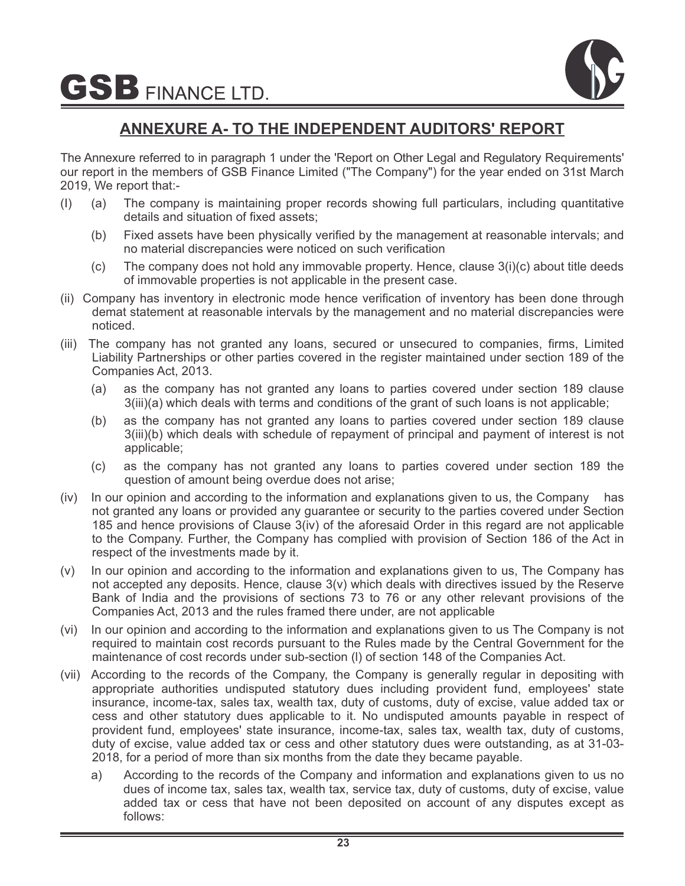## ANNEXURE A- TO THE INDEPENDENT AUDITORS' REPORT

The Annexure referred to in paragraph 1 under the 'Report on Other Legal and Regulatory Requirements' our report in the members of GSB Finance Limited ("The Company") for the year ended on 31st March 2019, We report that:-

(I) (a) The company is maintaining proper records showing full particulars, including quantitative details and situation of fixed assets;

(b) Fixed assets have been physically verified by the management at reasonable intervals; and no material discrepancies were noticed on such verification

(c) The company does not hold any immovable property. Hence, clause 3(i)(c) about title deeds of immovable properties is not applicable in the present case.

(ii) Company has inventory in electronic mode hence verification of inventory has been done through demat statement at reasonable intervals by the management and no material discrepancies were noticed.

(iii) The company has not granted any loans, secured or unsecured to companies, firms, Limited Liability Partnerships or other parties covered in the register maintained under section 189 of the Companies Act, 2013.

(a) as the company has not granted any loans to parties covered under section 189 clause 3(iii)(a) which deals with terms and conditions of the grant of such loans is not applicable;

(b) as the company has not granted any loans to parties covered under section 189 clause 3(iii)(b) which deals with schedule of repayment of principal and payment of interest is not applicable;

(c) as the company has not granted any loans to parties covered under section 189 the question of amount being overdue does not arise;

(iv) In our opinion and according to the information and explanations given to us, the Company has not granted any loans or provided any guarantee or security to the parties covered under Section 185 and hence provisions of Clause 3(iv) of the aforesaid Order in this regard are not applicable to the Company. Further, the Company has complied with provision of Section 186 of the Act in respect of the investments made by it.

(v) In our opinion and according to the information and explanations given to us, The Company has not accepted any deposits. Hence, clause 3(v) which deals with directives issued by the Reserve Bank of India and the provisions of sections 73 to 76 or any other relevant provisions of the Companies Act, 2013 and the rules framed there under, are not applicable

(vi) In our opinion and according to the information and explanations given to us The Company is not required to maintain cost records pursuant to the Rules made by the Central Government for the maintenance of cost records under sub-section (l) of section 148 of the Companies Act.

(vii) According to the records of the Company, the Company is generally regular in depositing with appropriate authorities undisputed statutory dues including provident fund, employees' state insurance, income-tax, sales tax, wealth tax, duty of customs, duty of excise, value added tax or cess and other statutory dues applicable to it. No undisputed amounts payable in respect of provident fund, employees' state insurance, income-tax, sales tax, wealth tax, duty of customs, duty of excise, value added tax or cess and other statutory dues were outstanding, as at 31-03-2018, for a period of more than six months from the date they became payable.

a) According to the records of the Company and information and explanations given to us no dues of income tax, sales tax, wealth tax, service tax, duty of customs, duty of excise, value added tax or cess that have not been deposited on account of any disputes except as follows: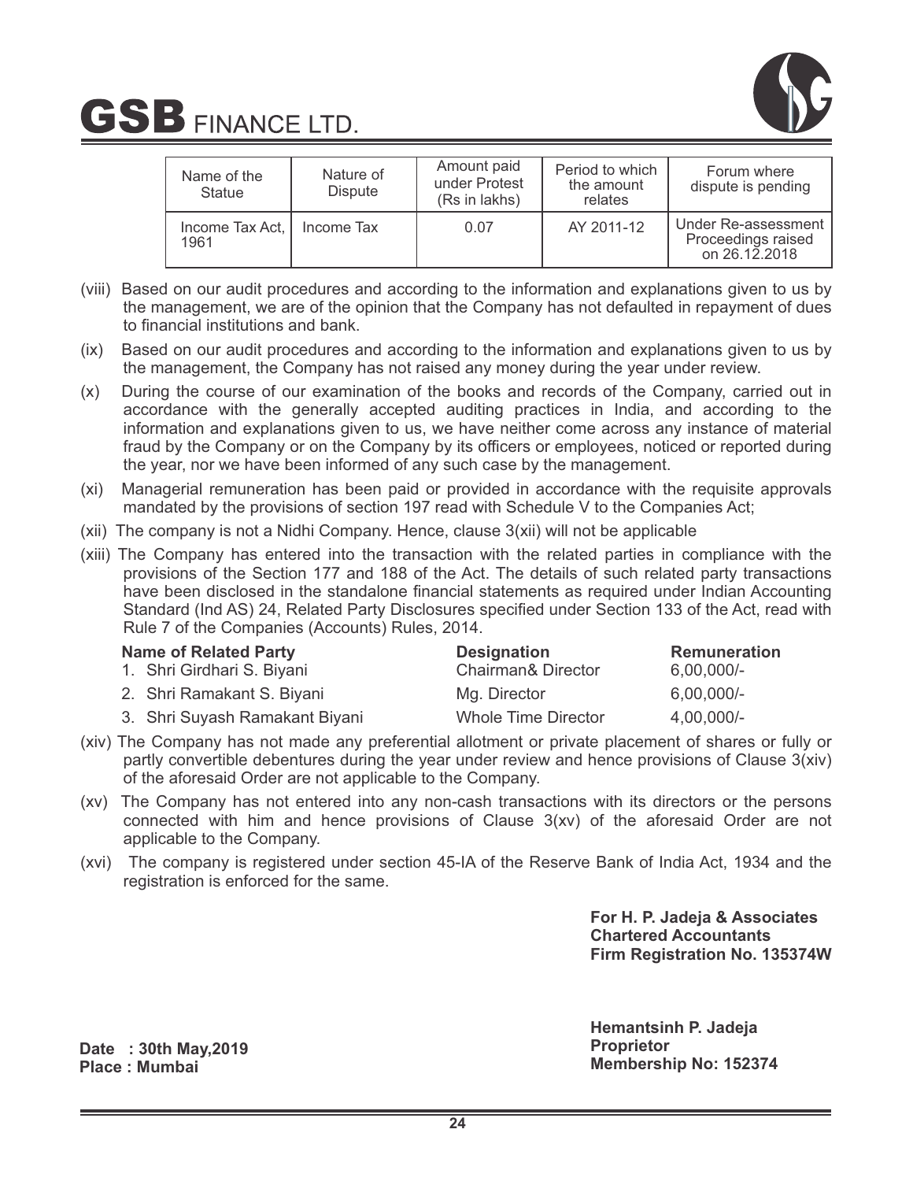| Name of the Statue | Nature of Dispute | Amount paid under Protest (Rs in lakhs) | Period to which the amount relates | Forum where dispute is pending |
|---|---|---|---|---|
| Income Tax Act, 1961 | Income Tax | 0.07 | AY 2011-12 | Under Re-assessment Proceedings raised on 26.12.2018 |

(viii) Based on our audit procedures and according to the information and explanations given to us by the management, we are of the opinion that the Company has not defaulted in repayment of dues to financial institutions and bank.

(ix) Based on our audit procedures and according to the information and explanations given to us by the management, the Company has not raised any money during the year under review.

(x) During the course of our examination of the books and records of the Company, carried out in accordance with the generally accepted auditing practices in India, and according to the information and explanations given to us, we have neither come across any instance of material fraud by the Company or on the Company by its officers or employees, noticed or reported during the year, nor we have been informed of any such case by the management.

(xi) Managerial remuneration has been paid or provided in accordance with the requisite approvals mandated by the provisions of section 197 read with Schedule V to the Companies Act;

(xii) The company is not a Nidhi Company. Hence, clause 3(xii) will not be applicable

(xiii) The Company has entered into the transaction with the related parties in compliance with the provisions of the Section 177 and 188 of the Act. The details of such related party transactions have been disclosed in the standalone financial statements as required under Indian Accounting Standard (Ind AS) 24, Related Party Disclosures specified under Section 133 of the Act, read with Rule 7 of the Companies (Accounts) Rules, 2014.

| Name of Related Party | Designation | Remuneration |
|---|---|---|
| 1. Shri Girdhari S. Biyani | Chairman& Director | 6,00,000/- |
| 2. Shri Ramakant S. Biyani | Mg. Director | 6,00,000/- |
| 3. Shri Suyash Ramakant Biyani | Whole Time Director | 4,00,000/- |

(xiv) The Company has not made any preferential allotment or private placement of shares or fully or partly convertible debentures during the year under review and hence provisions of Clause 3(xiv) of the aforesaid Order are not applicable to the Company.

(xv) The Company has not entered into any non-cash transactions with its directors or the persons connected with him and hence provisions of Clause 3(xv) of the aforesaid Order are not applicable to the Company.

(xvi) The company is registered under section 45-IA of the Reserve Bank of India Act, 1934 and the registration is enforced for the same.

**For H. P. Jadeja & Associates**
**Chartered Accountants**
**Firm Registration No. 135374W**

**Hemantsinh P. Jadeja**
**Proprietor**
**Membership No: 152374**

**Date : 30th May,2019**
**Place : Mumbai**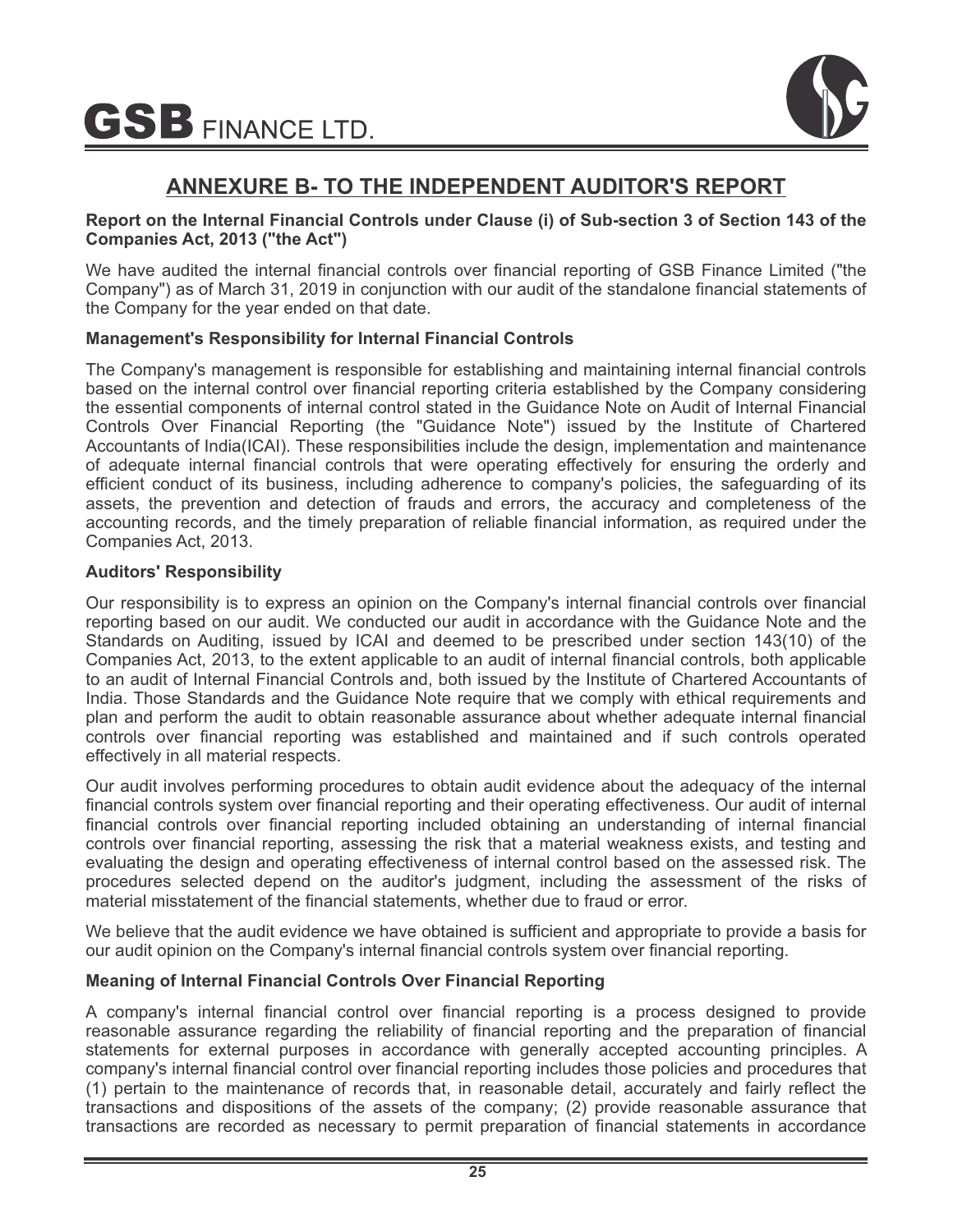## ANNEXURE B- TO THE INDEPENDENT AUDITOR'S REPORT

**Report on the Internal Financial Controls under Clause (i) of Sub-section 3 of Section 143 of the Companies Act, 2013 ("the Act")**

We have audited the internal financial controls over financial reporting of GSB Finance Limited ("the Company") as of March 31, 2019 in conjunction with our audit of the standalone financial statements of the Company for the year ended on that date.

**Management's Responsibility for Internal Financial Controls**

The Company's management is responsible for establishing and maintaining internal financial controls based on the internal control over financial reporting criteria established by the Company considering the essential components of internal control stated in the Guidance Note on Audit of Internal Financial Controls Over Financial Reporting (the "Guidance Note") issued by the Institute of Chartered Accountants of India(ICAI). These responsibilities include the design, implementation and maintenance of adequate internal financial controls that were operating effectively for ensuring the orderly and efficient conduct of its business, including adherence to company's policies, the safeguarding of its assets, the prevention and detection of frauds and errors, the accuracy and completeness of the accounting records, and the timely preparation of reliable financial information, as required under the Companies Act, 2013.

**Auditors' Responsibility**

Our responsibility is to express an opinion on the Company's internal financial controls over financial reporting based on our audit. We conducted our audit in accordance with the Guidance Note and the Standards on Auditing, issued by ICAI and deemed to be prescribed under section 143(10) of the Companies Act, 2013, to the extent applicable to an audit of internal financial controls, both applicable to an audit of Internal Financial Controls and, both issued by the Institute of Chartered Accountants of India. Those Standards and the Guidance Note require that we comply with ethical requirements and plan and perform the audit to obtain reasonable assurance about whether adequate internal financial controls over financial reporting was established and maintained and if such controls operated effectively in all material respects.

Our audit involves performing procedures to obtain audit evidence about the adequacy of the internal financial controls system over financial reporting and their operating effectiveness. Our audit of internal financial controls over financial reporting included obtaining an understanding of internal financial controls over financial reporting, assessing the risk that a material weakness exists, and testing and evaluating the design and operating effectiveness of internal control based on the assessed risk. The procedures selected depend on the auditor's judgment, including the assessment of the risks of material misstatement of the financial statements, whether due to fraud or error.

We believe that the audit evidence we have obtained is sufficient and appropriate to provide a basis for our audit opinion on the Company's internal financial controls system over financial reporting.

**Meaning of Internal Financial Controls Over Financial Reporting**

A company's internal financial control over financial reporting is a process designed to provide reasonable assurance regarding the reliability of financial reporting and the preparation of financial statements for external purposes in accordance with generally accepted accounting principles. A company's internal financial control over financial reporting includes those policies and procedures that (1) pertain to the maintenance of records that, in reasonable detail, accurately and fairly reflect the transactions and dispositions of the assets of the company; (2) provide reasonable assurance that transactions are recorded as necessary to permit preparation of financial statements in accordance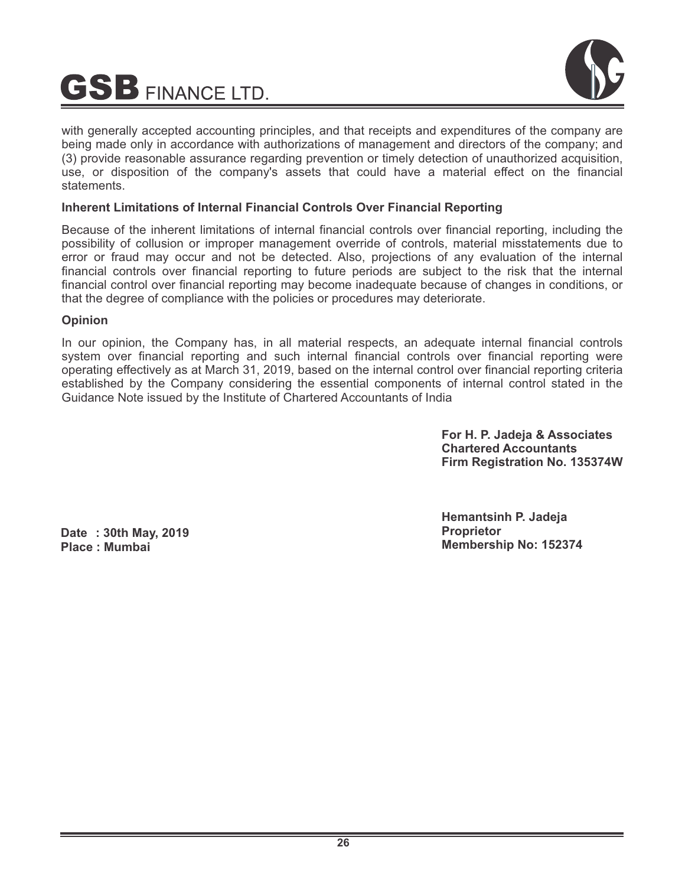with generally accepted accounting principles, and that receipts and expenditures of the company are being made only in accordance with authorizations of management and directors of the company; and (3) provide reasonable assurance regarding prevention or timely detection of unauthorized acquisition, use, or disposition of the company's assets that could have a material effect on the financial statements.

**Inherent Limitations of Internal Financial Controls Over Financial Reporting**

Because of the inherent limitations of internal financial controls over financial reporting, including the possibility of collusion or improper management override of controls, material misstatements due to error or fraud may occur and not be detected. Also, projections of any evaluation of the internal financial controls over financial reporting to future periods are subject to the risk that the internal financial control over financial reporting may become inadequate because of changes in conditions, or that the degree of compliance with the policies or procedures may deteriorate.

**Opinion**

In our opinion, the Company has, in all material respects, an adequate internal financial controls system over financial reporting and such internal financial controls over financial reporting were operating effectively as at March 31, 2019, based on the internal control over financial reporting criteria established by the Company considering the essential components of internal control stated in the Guidance Note issued by the Institute of Chartered Accountants of India

**For H. P. Jadeja & Associates**
**Chartered Accountants**
**Firm Registration No. 135374W**

**Hemantsinh P. Jadeja**
**Proprietor**
**Membership No: 152374**

**Date : 30th May, 2019**
**Place : Mumbai**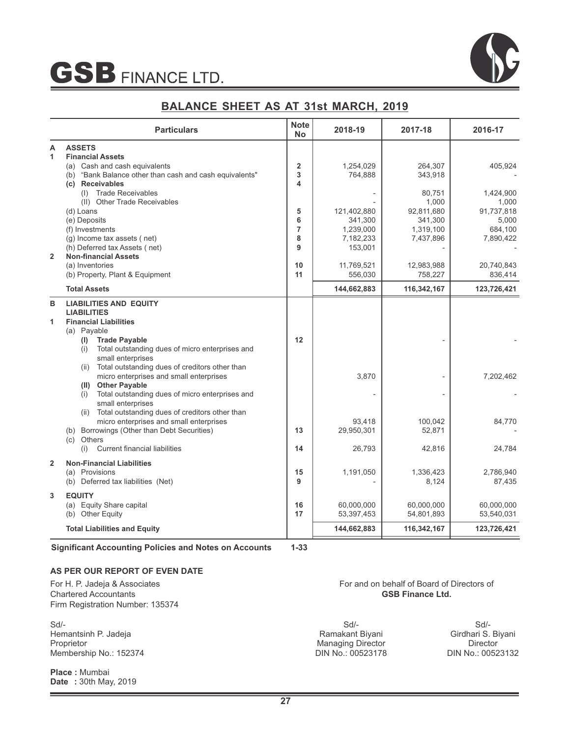# GSB FINANCE LTD.

## BALANCE SHEET AS AT 31st MARCH, 2019

| | Particulars | Note No | 2018-19 | 2017-18 | 2016-17 |
|---|---|---|---|---|---|
| **A** | **ASSETS** | | | | |
| **1** | **Financial Assets** | | | | |
| | (a) Cash and cash equivalents | 2 | 1,254,029 | 264,307 | 405,924 |
| | (b) "Bank Balance other than cash and cash equivalents" | 3 | 764,888 | 343,918 | - |
| | **(c) Receivables** | 4 | | | |
| | (I) Trade Receivables | | - | 80,751 | 1,424,900 |
| | (II) Other Trade Receivables | | - | 1,000 | 1,000 |
| | (d) Loans | 5 | 121,402,880 | 92,811,680 | 91,737,818 |
| | (e) Deposits | 6 | 341,300 | 341,300 | 5,000 |
| | (f) Investments | 7 | 1,239,000 | 1,319,100 | 684,100 |
| | (g) Income tax assets ( net) | 8 | 7,182,233 | 7,437,896 | 7,890,422 |
| | (h) Deferred tax Assets ( net) | 9 | 153,001 | - | - |
| **2** | **Non-financial Assets** | | | | |
| | (a) Inventories | 10 | 11,769,521 | 12,983,988 | 20,740,843 |
| | (b) Property, Plant & Equipment | 11 | 556,030 | 758,227 | 836,414 |
| | **Total Assets** | | **144,662,883** | **116,342,167** | **123,726,421** |
| **B** | **LIABILITIES AND EQUITY** | | | | |
| | **LIABILITIES** | | | | |
| **1** | **Financial Liabilities** | | | | |
| | (a) Payable | | | | |
| | **(I) Trade Payable** | 12 | | - | - |
| | (i) Total outstanding dues of micro enterprises and small enterprises | | | | |
| | (ii) Total outstanding dues of creditors other than micro enterprises and small enterprises | | 3,870 | - | 7,202,462 |
| | **(II) Other Payable** | | | | |
| | (i) Total outstanding dues of micro enterprises and small enterprises | | - | - | - |
| | (ii) Total outstanding dues of creditors other than micro enterprises and small enterprises | | 93,418 | 100,042 | 84,770 |
| | (b) Borrowings (Other than Debt Securities) | 13 | 29,950,301 | 52,871 | - |
| | (c) Others | | | | |
| | (i) Current financial liabilities | 14 | 26,793 | 42,816 | 24,784 |
| **2** | **Non-Financial Liabilities** | | | | |
| | (a) Provisions | 15 | 1,191,050 | 1,336,423 | 2,786,940 |
| | (b) Deferred tax liabilities (Net) | 9 | - | 8,124 | 87,435 |
| **3** | **EQUITY** | | | | |
| | (a) Equity Share capital | 16 | 60,000,000 | 60,000,000 | 60,000,000 |
| | (b) Other Equity | 17 | 53,397,453 | 54,801,893 | 53,540,031 |
| | **Total Liabilities and Equity** | | **144,662,883** | **116,342,167** | **123,726,421** |

**Significant Accounting Policies and Notes on Accounts** 1-33

**AS PER OUR REPORT OF EVEN DATE**

For H. P. Jadeja & Associates
Chartered Accountants
Firm Registration Number: 135374

Sd/-
Hemantsinh P. Jadeja
Proprietor
Membership No.: 152374

For and on behalf of Board of Directors of
**GSB Finance Ltd.**

Sd/-
Ramakant Biyani
Managing Director
DIN No.: 00523178

Sd/-
Girdhari S. Biyani
Director
DIN No.: 00523132

**Place :** Mumbai
**Date :** 30th May, 2019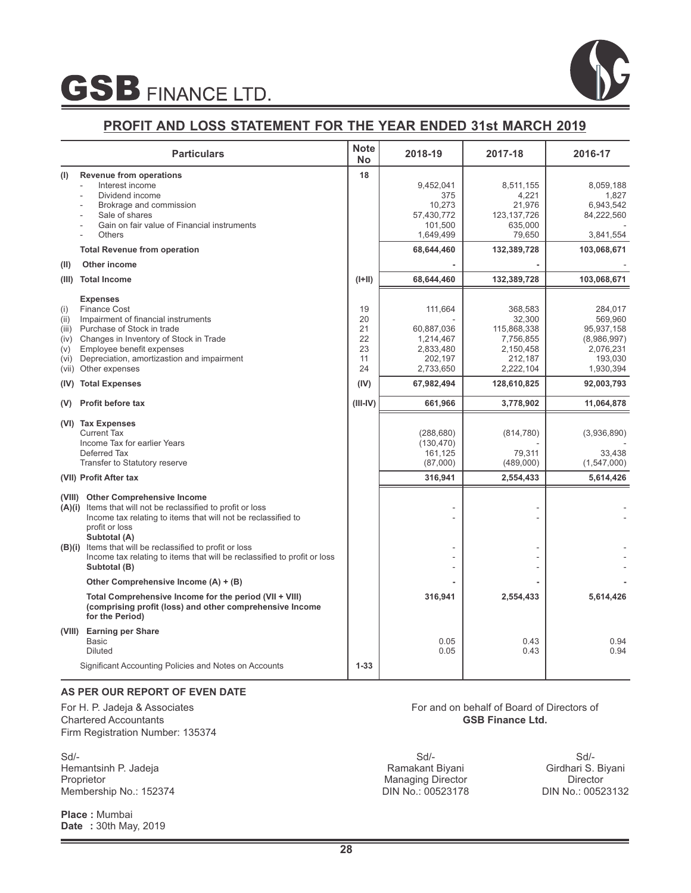# GSB FINANCE LTD.

## PROFIT AND LOSS STATEMENT FOR THE YEAR ENDED 31st MARCH 2019

| | Particulars | Note No | 2018-19 | 2017-18 | 2016-17 |
|---|---|---|---|---|---|
| (I) | **Revenue from operations** | 18 | | | |
| | - Interest income | | 9,452,041 | 8,511,155 | 8,059,188 |
| | - Dividend income | | 375 | 4,221 | 1,827 |
| | - Brokrage and commission | | 10,273 | 21,976 | 6,943,542 |
| | - Sale of shares | | 57,430,772 | 123,137,726 | 84,222,560 |
| | - Gain on fair value of Financial instruments | | 101,500 | 635,000 | - |
| | - Others | | 1,649,499 | 79,650 | 3,841,554 |
| | **Total Revenue from operation** | | **68,644,460** | **132,389,728** | **103,068,671** |
| (II) | **Other income** | | **-** | **-** | - |
| (III) | **Total Income** | (I+II) | **68,644,460** | **132,389,728** | **103,068,671** |
| | **Expenses** | | | | |
| (i) | Finance Cost | 19 | 111,664 | 368,583 | 284,017 |
| (ii) | Impairment of financial instruments | 20 | - | 32,300 | 569,960 |
| (iii) | Purchase of Stock in trade | 21 | 60,887,036 | 115,868,338 | 95,937,158 |
| (iv) | Changes in Inventory of Stock in Trade | 22 | 1,214,467 | 7,756,855 | (8,986,997) |
| (v) | Employee benefit expenses | 23 | 2,833,480 | 2,150,458 | 2,076,231 |
| (vi) | Depreciation, amortizastion and impairment | 11 | 202,197 | 212,187 | 193,030 |
| (vii) | Other expenses | 24 | 2,733,650 | 2,222,104 | 1,930,394 |
| (IV) | **Total Expenses** | (IV) | **67,982,494** | **128,610,825** | **92,003,793** |
| (V) | **Profit before tax** | (III-IV) | **661,966** | **3,778,902** | **11,064,878** |
| (VI) | **Tax Expenses** | | | | |
| | Current Tax | | (288,680) | (814,780) | (3,936,890) |
| | Income Tax for earlier Years | | (130,470) | - | - |
| | Deferred Tax | | 161,125 | 79,311 | 33,438 |
| | Transfer to Statutory reserve | | (87,000) | (489,000) | (1,547,000) |
| (VII) | **Profit After tax** | | **316,941** | **2,554,433** | **5,614,426** |
| (VIII) | **Other Comprehensive Income** | | | | |
| (A)(i) | Items that will not be reclassified to profit or loss | | - | - | - |
| | Income tax relating to items that will not be reclassified to profit or loss | | - | - | - |
| | **Subtotal (A)** | | | | |
| (B)(i) | Items that will be reclassified to profit or loss | | - | - | - |
| | Income tax relating to items that will be reclassified to profit or loss | | - | - | - |
| | **Subtotal (B)** | | - | - | - |
| | **Other Comprehensive Income (A) + (B)** | | **-** | **-** | **-** |
| | **Total Comprehensive Income for the period (VII + VIII) (comprising profit (loss) and other comprehensive Income for the Period)** | | **316,941** | **2,554,433** | **5,614,426** |
| (VIII) | **Earning per Share** | | | | |
| | Basic | | 0.05 | 0.43 | 0.94 |
| | Diluted | | 0.05 | 0.43 | 0.94 |
| | Significant Accounting Policies and Notes on Accounts | 1-33 | | | |

**AS PER OUR REPORT OF EVEN DATE**

For H. P. Jadeja & Associates
Chartered Accountants
Firm Registration Number: 135374

Sd/-
Hemantsinh P. Jadeja
Proprietor
Membership No.: 152374

**Place :** Mumbai
**Date :** 30th May, 2019

For and on behalf of Board of Directors of
**GSB Finance Ltd.**

Sd/-
Ramakant Biyani
Managing Director
DIN No.: 00523178

Sd/-
Girdhari S. Biyani
Director
DIN No.: 00523132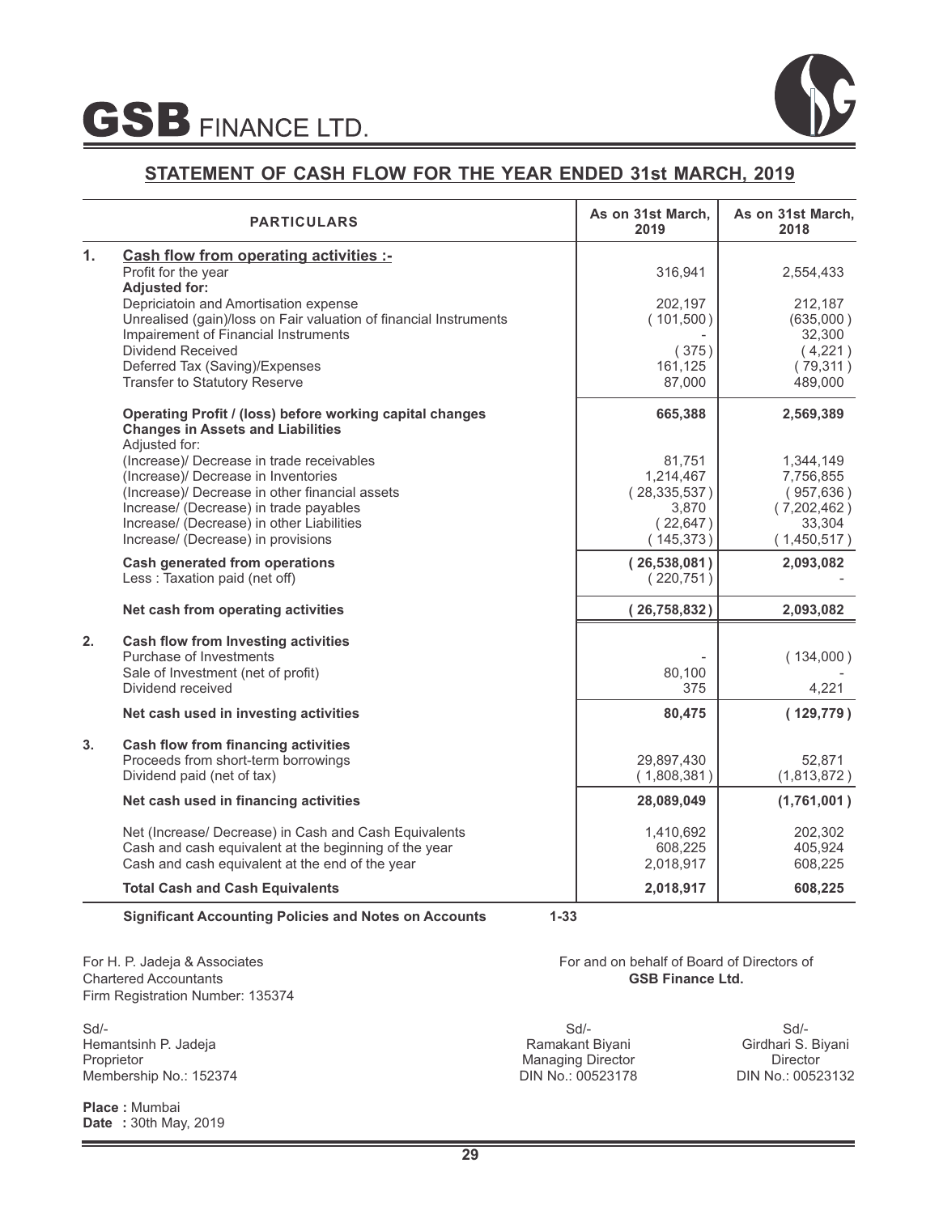# GSB FINANCE LTD.

## STATEMENT OF CASH FLOW FOR THE YEAR ENDED 31st MARCH, 2019

| | PARTICULARS | As on 31st March, 2019 | As on 31st March, 2018 |
|---|---|---|---|
| 1. | **Cash flow from operating activities :-** | | |
| | Profit for the year | 316,941 | 2,554,433 |
| | **Adjusted for:** | | |
| | Depriciatoin and Amortisation expense | 202,197 | 212,187 |
| | Unrealised (gain)/loss on Fair valuation of financial Instruments | ( 101,500 ) | (635,000 ) |
| | Impairement of Financial Instruments | - | 32,300 |
| | Dividend Received | ( 375 ) | ( 4,221 ) |
| | Deferred Tax (Saving)/Expenses | 161,125 | ( 79,311 ) |
| | Transfer to Statutory Reserve | 87,000 | 489,000 |
| | **Operating Profit / (loss) before working capital changes** | **665,388** | **2,569,389** |
| | **Changes in Assets and Liabilities** | | |
| | Adjusted for: | | |
| | (Increase)/ Decrease in trade receivables | 81,751 | 1,344,149 |
| | (Increase)/ Decrease in Inventories | 1,214,467 | 7,756,855 |
| | (Increase)/ Decrease in other financial assets | ( 28,335,537 ) | ( 957,636 ) |
| | Increase/ (Decrease) in trade payables | 3,870 | ( 7,202,462 ) |
| | Increase/ (Decrease) in other Liabilities | ( 22,647 ) | 33,304 |
| | Increase/ (Decrease) in provisions | ( 145,373 ) | ( 1,450,517 ) |
| | **Cash generated from operations** | **( 26,538,081 )** | **2,093,082** |
| | Less : Taxation paid (net off) | ( 220,751 ) | - |
| | **Net cash from operating activities** | **( 26,758,832 )** | **2,093,082** |
| 2. | **Cash flow from Investing activities** | | |
| | Purchase of Investments | - | ( 134,000 ) |
| | Sale of Investment (net of profit) | 80,100 | - |
| | Dividend received | 375 | 4,221 |
| | **Net cash used in investing activities** | **80,475** | **( 129,779 )** |
| 3. | **Cash flow from financing activities** | | |
| | Proceeds from short-term borrowings | 29,897,430 | 52,871 |
| | Dividend paid (net of tax) | ( 1,808,381 ) | (1,813,872 ) |
| | **Net cash used in financing activities** | **28,089,049** | **(1,761,001 )** |
| | Net (Increase/ Decrease) in Cash and Cash Equivalents | 1,410,692 | 202,302 |
| | Cash and cash equivalent at the beginning of the year | 608,225 | 405,924 |
| | Cash and cash equivalent at the end of the year | 2,018,917 | 608,225 |
| | **Total Cash and Cash Equivalents** | **2,018,917** | **608,225** |

**Significant Accounting Policies and Notes on Accounts** **1-33**

For H. P. Jadeja & Associates
Chartered Accountants
Firm Registration Number: 135374

Sd/-
Hemantsinh P. Jadeja
Proprietor
Membership No.: 152374

For and on behalf of Board of Directors of
**GSB Finance Ltd.**

Sd/-
Ramakant Biyani
Managing Director
DIN No.: 00523178

Sd/-
Girdhari S. Biyani
Director
DIN No.: 00523132

**Place :** Mumbai
**Date :** 30th May, 2019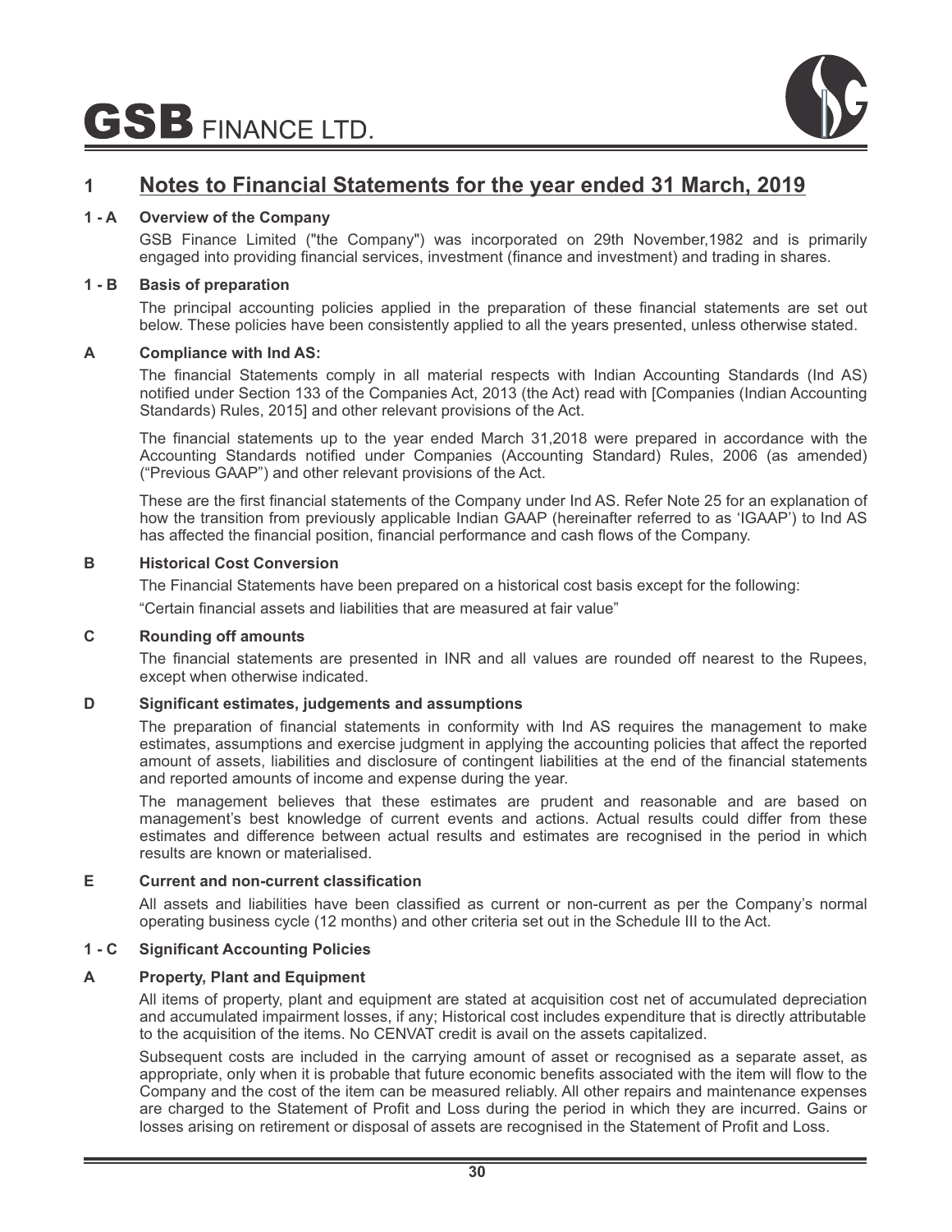# 1 Notes to Financial Statements for the year ended 31 March, 2019

### 1 - A Overview of the Company

GSB Finance Limited ("the Company") was incorporated on 29th November,1982 and is primarily engaged into providing financial services, investment (finance and investment) and trading in shares.

### 1 - B Basis of preparation

The principal accounting policies applied in the preparation of these financial statements are set out below. These policies have been consistently applied to all the years presented, unless otherwise stated.

#### A Compliance with Ind AS:

The financial Statements comply in all material respects with Indian Accounting Standards (Ind AS) notified under Section 133 of the Companies Act, 2013 (the Act) read with [Companies (Indian Accounting Standards) Rules, 2015] and other relevant provisions of the Act.

The financial statements up to the year ended March 31,2018 were prepared in accordance with the Accounting Standards notified under Companies (Accounting Standard) Rules, 2006 (as amended) ("Previous GAAP") and other relevant provisions of the Act.

These are the first financial statements of the Company under Ind AS. Refer Note 25 for an explanation of how the transition from previously applicable Indian GAAP (hereinafter referred to as 'IGAAP') to Ind AS has affected the financial position, financial performance and cash flows of the Company.

#### B Historical Cost Conversion

The Financial Statements have been prepared on a historical cost basis except for the following:

"Certain financial assets and liabilities that are measured at fair value"

#### C Rounding off amounts

The financial statements are presented in INR and all values are rounded off nearest to the Rupees, except when otherwise indicated.

#### D Significant estimates, judgements and assumptions

The preparation of financial statements in conformity with Ind AS requires the management to make estimates, assumptions and exercise judgment in applying the accounting policies that affect the reported amount of assets, liabilities and disclosure of contingent liabilities at the end of the financial statements and reported amounts of income and expense during the year.

The management believes that these estimates are prudent and reasonable and are based on management's best knowledge of current events and actions. Actual results could differ from these estimates and difference between actual results and estimates are recognised in the period in which results are known or materialised.

#### E Current and non-current classification

All assets and liabilities have been classified as current or non-current as per the Company's normal operating business cycle (12 months) and other criteria set out in the Schedule III to the Act.

### 1 - C Significant Accounting Policies

#### A Property, Plant and Equipment

All items of property, plant and equipment are stated at acquisition cost net of accumulated depreciation and accumulated impairment losses, if any; Historical cost includes expenditure that is directly attributable to the acquisition of the items. No CENVAT credit is avail on the assets capitalized.

Subsequent costs are included in the carrying amount of asset or recognised as a separate asset, as appropriate, only when it is probable that future economic benefits associated with the item will flow to the Company and the cost of the item can be measured reliably. All other repairs and maintenance expenses are charged to the Statement of Profit and Loss during the period in which they are incurred. Gains or losses arising on retirement or disposal of assets are recognised in the Statement of Profit and Loss.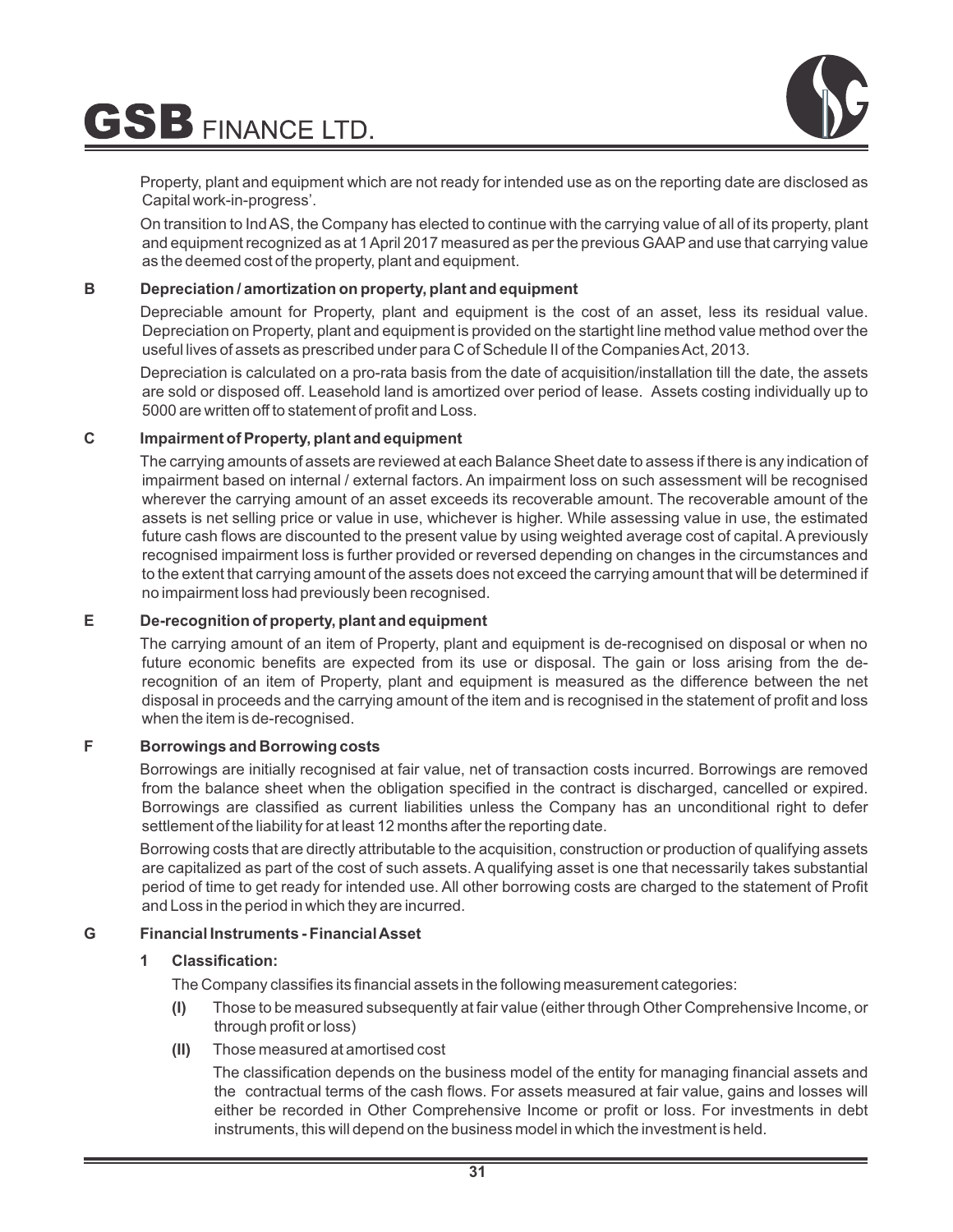Property, plant and equipment which are not ready for intended use as on the reporting date are disclosed as Capital work-in-progress'.

On transition to Ind AS, the Company has elected to continue with the carrying value of all of its property, plant and equipment recognized as at 1 April 2017 measured as per the previous GAAP and use that carrying value as the deemed cost of the property, plant and equipment.

**B Depreciation / amortization on property, plant and equipment**

Depreciable amount for Property, plant and equipment is the cost of an asset, less its residual value. Depreciation on Property, plant and equipment is provided on the startight line method value method over the useful lives of assets as prescribed under para C of Schedule II of the Companies Act, 2013.

Depreciation is calculated on a pro-rata basis from the date of acquisition/installation till the date, the assets are sold or disposed off. Leasehold land is amortized over period of lease. Assets costing individually up to 5000 are written off to statement of profit and Loss.

**C Impairment of Property, plant and equipment**

The carrying amounts of assets are reviewed at each Balance Sheet date to assess if there is any indication of impairment based on internal / external factors. An impairment loss on such assessment will be recognised wherever the carrying amount of an asset exceeds its recoverable amount. The recoverable amount of the assets is net selling price or value in use, whichever is higher. While assessing value in use, the estimated future cash flows are discounted to the present value by using weighted average cost of capital. A previously recognised impairment loss is further provided or reversed depending on changes in the circumstances and to the extent that carrying amount of the assets does not exceed the carrying amount that will be determined if no impairment loss had previously been recognised.

**E De-recognition of property, plant and equipment**

The carrying amount of an item of Property, plant and equipment is de-recognised on disposal or when no future economic benefits are expected from its use or disposal. The gain or loss arising from the de-recognition of an item of Property, plant and equipment is measured as the difference between the net disposal in proceeds and the carrying amount of the item and is recognised in the statement of profit and loss when the item is de-recognised.

**F Borrowings and Borrowing costs**

Borrowings are initially recognised at fair value, net of transaction costs incurred. Borrowings are removed from the balance sheet when the obligation specified in the contract is discharged, cancelled or expired. Borrowings are classified as current liabilities unless the Company has an unconditional right to defer settlement of the liability for at least 12 months after the reporting date.

Borrowing costs that are directly attributable to the acquisition, construction or production of qualifying assets are capitalized as part of the cost of such assets. A qualifying asset is one that necessarily takes substantial period of time to get ready for intended use. All other borrowing costs are charged to the statement of Profit and Loss in the period in which they are incurred.

**G Financial Instruments - Financial Asset**

**1 Classification:**

The Company classifies its financial assets in the following measurement categories:

**(I)** Those to be measured subsequently at fair value (either through Other Comprehensive Income, or through profit or loss)

**(II)** Those measured at amortised cost

The classification depends on the business model of the entity for managing financial assets and the contractual terms of the cash flows. For assets measured at fair value, gains and losses will either be recorded in Other Comprehensive Income or profit or loss. For investments in debt instruments, this will depend on the business model in which the investment is held.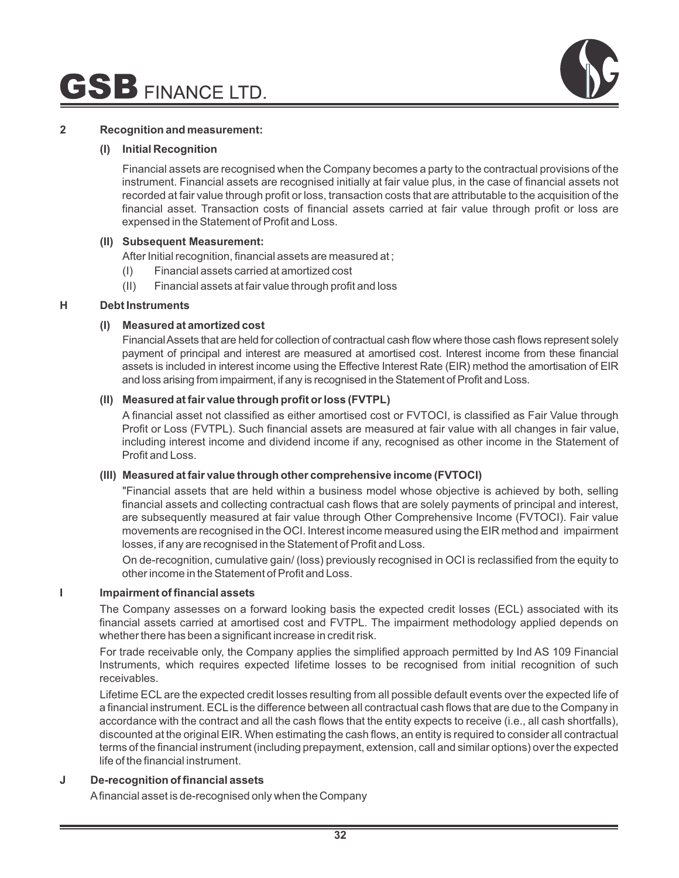**2 Recognition and measurement:**

**(I) Initial Recognition**

Financial assets are recognised when the Company becomes a party to the contractual provisions of the instrument. Financial assets are recognised initially at fair value plus, in the case of financial assets not recorded at fair value through profit or loss, transaction costs that are attributable to the acquisition of the financial asset. Transaction costs of financial assets carried at fair value through profit or loss are expensed in the Statement of Profit and Loss.

**(II) Subsequent Measurement:**

After Initial recognition, financial assets are measured at ;

(I) Financial assets carried at amortized cost

(II) Financial assets at fair value through profit and loss

**H Debt Instruments**

**(I) Measured at amortized cost**

Financial Assets that are held for collection of contractual cash flow where those cash flows represent solely payment of principal and interest are measured at amortised cost. Interest income from these financial assets is included in interest income using the Effective Interest Rate (EIR) method the amortisation of EIR and loss arising from impairment, if any is recognised in the Statement of Profit and Loss.

**(II) Measured at fair value through profit or loss (FVTPL)**

A financial asset not classified as either amortised cost or FVTOCI, is classified as Fair Value through Profit or Loss (FVTPL). Such financial assets are measured at fair value with all changes in fair value, including interest income and dividend income if any, recognised as other income in the Statement of Profit and Loss.

**(III) Measured at fair value through other comprehensive income (FVTOCI)**

"Financial assets that are held within a business model whose objective is achieved by both, selling financial assets and collecting contractual cash flows that are solely payments of principal and interest, are subsequently measured at fair value through Other Comprehensive Income (FVTOCI). Fair value movements are recognised in the OCI. Interest income measured using the EIR method and impairment losses, if any are recognised in the Statement of Profit and Loss.

On de-recognition, cumulative gain/ (loss) previously recognised in OCI is reclassified from the equity to other income in the Statement of Profit and Loss.

**I Impairment of financial assets**

The Company assesses on a forward looking basis the expected credit losses (ECL) associated with its financial assets carried at amortised cost and FVTPL. The impairment methodology applied depends on whether there has been a significant increase in credit risk.

For trade receivable only, the Company applies the simplified approach permitted by Ind AS 109 Financial Instruments, which requires expected lifetime losses to be recognised from initial recognition of such receivables.

Lifetime ECL are the expected credit losses resulting from all possible default events over the expected life of a financial instrument. ECL is the difference between all contractual cash flows that are due to the Company in accordance with the contract and all the cash flows that the entity expects to receive (i.e., all cash shortfalls), discounted at the original EIR. When estimating the cash flows, an entity is required to consider all contractual terms of the financial instrument (including prepayment, extension, call and similar options) over the expected life of the financial instrument.

**J De-recognition of financial assets**

A financial asset is de-recognised only when the Company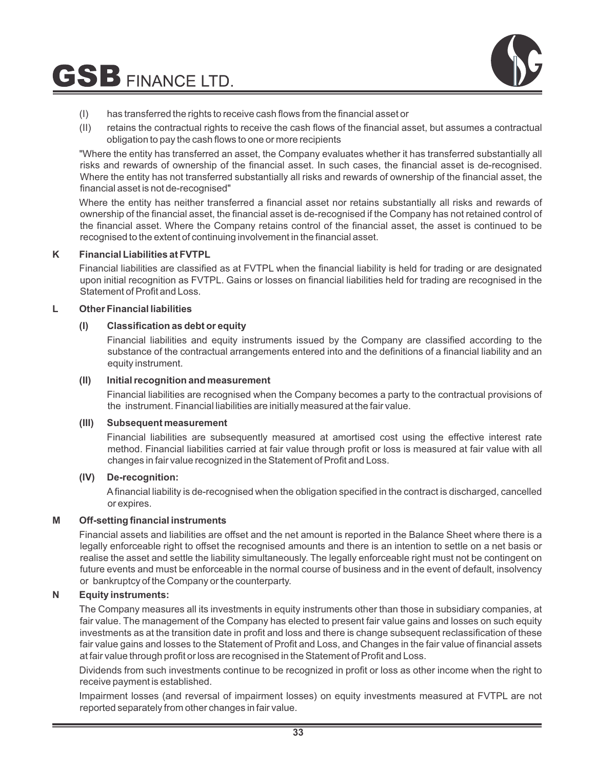(I) has transferred the rights to receive cash flows from the financial asset or

(II) retains the contractual rights to receive the cash flows of the financial asset, but assumes a contractual obligation to pay the cash flows to one or more recipients

"Where the entity has transferred an asset, the Company evaluates whether it has transferred substantially all risks and rewards of ownership of the financial asset. In such cases, the financial asset is de-recognised. Where the entity has not transferred substantially all risks and rewards of ownership of the financial asset, the financial asset is not de-recognised"

Where the entity has neither transferred a financial asset nor retains substantially all risks and rewards of ownership of the financial asset, the financial asset is de-recognised if the Company has not retained control of the financial asset. Where the Company retains control of the financial asset, the asset is continued to be recognised to the extent of continuing involvement in the financial asset.

**K Financial Liabilities at FVTPL**

Financial liabilities are classified as at FVTPL when the financial liability is held for trading or are designated upon initial recognition as FVTPL. Gains or losses on financial liabilities held for trading are recognised in the Statement of Profit and Loss.

**L Other Financial liabilities**

**(I) Classification as debt or equity**

Financial liabilities and equity instruments issued by the Company are classified according to the substance of the contractual arrangements entered into and the definitions of a financial liability and an equity instrument.

**(II) Initial recognition and measurement**

Financial liabilities are recognised when the Company becomes a party to the contractual provisions of the instrument. Financial liabilities are initially measured at the fair value.

**(III) Subsequent measurement**

Financial liabilities are subsequently measured at amortised cost using the effective interest rate method. Financial liabilities carried at fair value through profit or loss is measured at fair value with all changes in fair value recognized in the Statement of Profit and Loss.

**(IV) De-recognition:**

A financial liability is de-recognised when the obligation specified in the contract is discharged, cancelled or expires.

**M Off-setting financial instruments**

Financial assets and liabilities are offset and the net amount is reported in the Balance Sheet where there is a legally enforceable right to offset the recognised amounts and there is an intention to settle on a net basis or realise the asset and settle the liability simultaneously. The legally enforceable right must not be contingent on future events and must be enforceable in the normal course of business and in the event of default, insolvency or bankruptcy of the Company or the counterparty.

**N Equity instruments:**

The Company measures all its investments in equity instruments other than those in subsidiary companies, at fair value. The management of the Company has elected to present fair value gains and losses on such equity investments as at the transition date in profit and loss and there is change subsequent reclassification of these fair value gains and losses to the Statement of Profit and Loss, and Changes in the fair value of financial assets at fair value through profit or loss are recognised in the Statement of Profit and Loss.

Dividends from such investments continue to be recognized in profit or loss as other income when the right to receive payment is established.

Impairment losses (and reversal of impairment losses) on equity investments measured at FVTPL are not reported separately from other changes in fair value.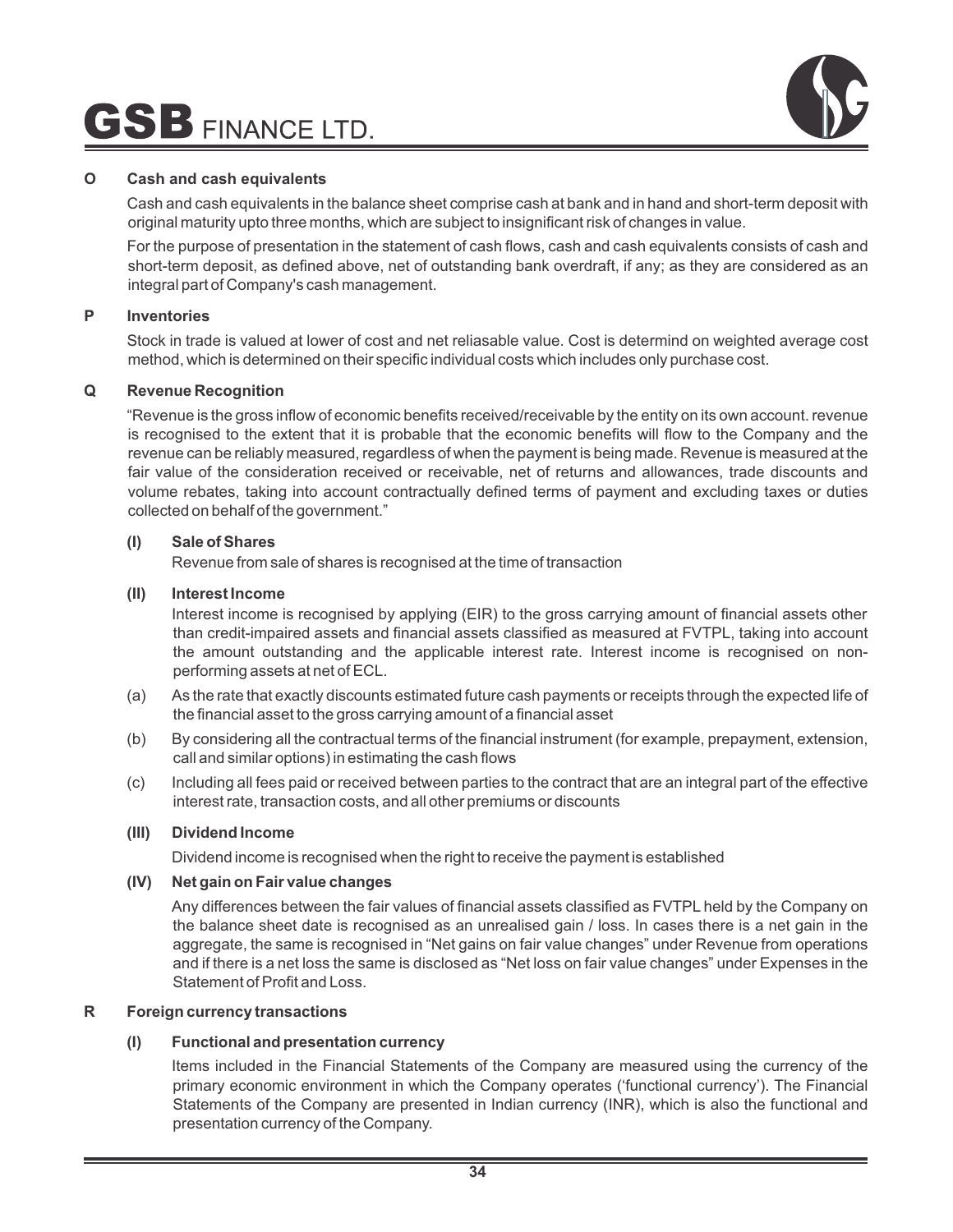**O Cash and cash equivalents**

Cash and cash equivalents in the balance sheet comprise cash at bank and in hand and short-term deposit with original maturity upto three months, which are subject to insignificant risk of changes in value.

For the purpose of presentation in the statement of cash flows, cash and cash equivalents consists of cash and short-term deposit, as defined above, net of outstanding bank overdraft, if any; as they are considered as an integral part of Company's cash management.

**P Inventories**

Stock in trade is valued at lower of cost and net reliasable value. Cost is determind on weighted average cost method, which is determined on their specific individual costs which includes only purchase cost.

**Q Revenue Recognition**

"Revenue is the gross inflow of economic benefits received/receivable by the entity on its own account. revenue is recognised to the extent that it is probable that the economic benefits will flow to the Company and the revenue can be reliably measured, regardless of when the payment is being made. Revenue is measured at the fair value of the consideration received or receivable, net of returns and allowances, trade discounts and volume rebates, taking into account contractually defined terms of payment and excluding taxes or duties collected on behalf of the government."

**(I) Sale of Shares**

Revenue from sale of shares is recognised at the time of transaction

**(II) Interest Income**

Interest income is recognised by applying (EIR) to the gross carrying amount of financial assets other than credit-impaired assets and financial assets classified as measured at FVTPL, taking into account the amount outstanding and the applicable interest rate. Interest income is recognised on non-performing assets at net of ECL.

(a) As the rate that exactly discounts estimated future cash payments or receipts through the expected life of the financial asset to the gross carrying amount of a financial asset

(b) By considering all the contractual terms of the financial instrument (for example, prepayment, extension, call and similar options) in estimating the cash flows

(c) Including all fees paid or received between parties to the contract that are an integral part of the effective interest rate, transaction costs, and all other premiums or discounts

**(III) Dividend Income**

Dividend income is recognised when the right to receive the payment is established

**(IV) Net gain on Fair value changes**

Any differences between the fair values of financial assets classified as FVTPL held by the Company on the balance sheet date is recognised as an unrealised gain / loss. In cases there is a net gain in the aggregate, the same is recognised in "Net gains on fair value changes" under Revenue from operations and if there is a net loss the same is disclosed as "Net loss on fair value changes" under Expenses in the Statement of Profit and Loss.

**R Foreign currency transactions**

**(I) Functional and presentation currency**

Items included in the Financial Statements of the Company are measured using the currency of the primary economic environment in which the Company operates ('functional currency'). The Financial Statements of the Company are presented in Indian currency (INR), which is also the functional and presentation currency of the Company.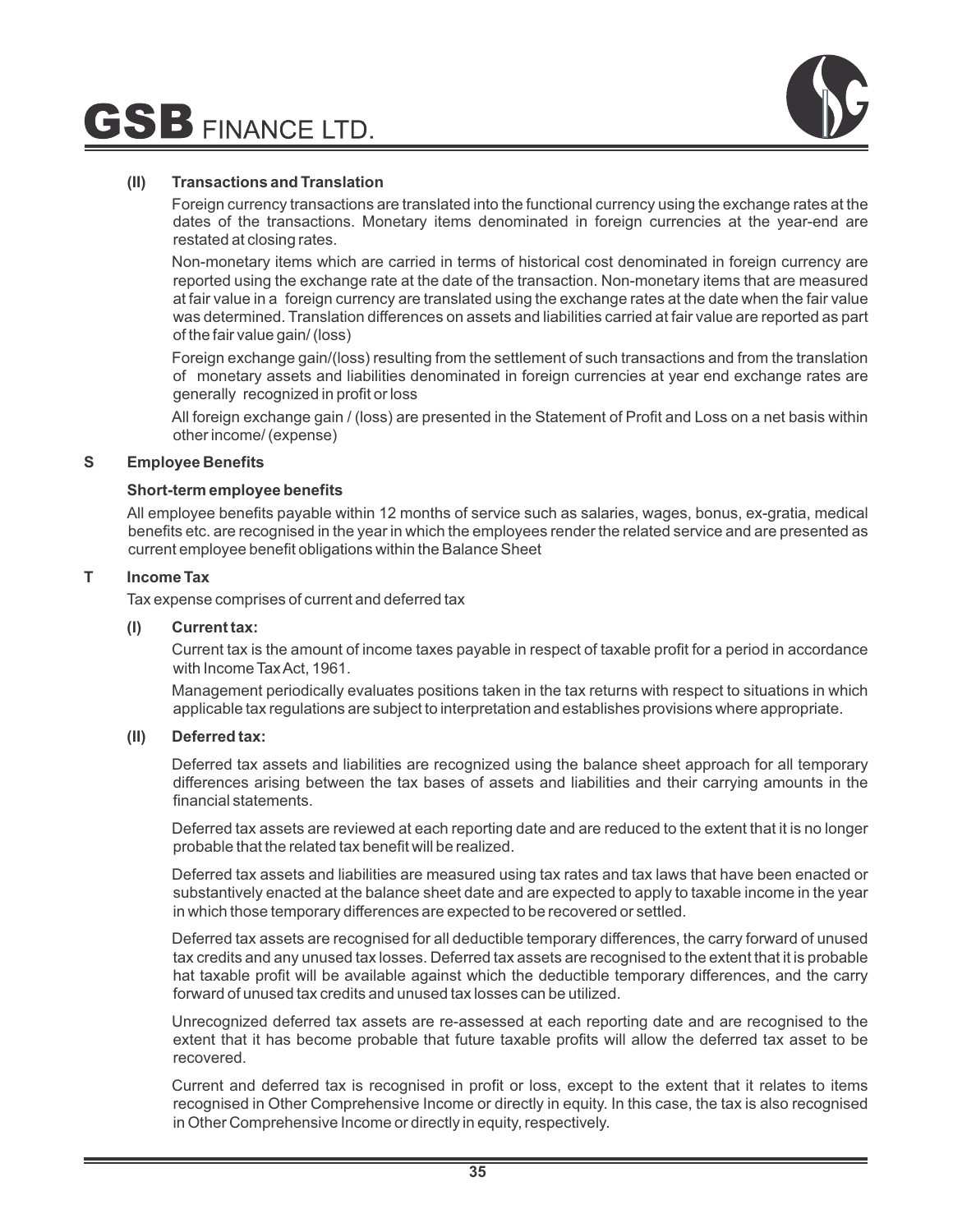**(II) Transactions and Translation**

Foreign currency transactions are translated into the functional currency using the exchange rates at the dates of the transactions. Monetary items denominated in foreign currencies at the year-end are restated at closing rates.

Non-monetary items which are carried in terms of historical cost denominated in foreign currency are reported using the exchange rate at the date of the transaction. Non-monetary items that are measured at fair value in a foreign currency are translated using the exchange rates at the date when the fair value was determined. Translation differences on assets and liabilities carried at fair value are reported as part of the fair value gain/ (loss)

Foreign exchange gain/(loss) resulting from the settlement of such transactions and from the translation of monetary assets and liabilities denominated in foreign currencies at year end exchange rates are generally recognized in profit or loss

All foreign exchange gain / (loss) are presented in the Statement of Profit and Loss on a net basis within other income/ (expense)

**S Employee Benefits**

**Short-term employee benefits**

All employee benefits payable within 12 months of service such as salaries, wages, bonus, ex-gratia, medical benefits etc. are recognised in the year in which the employees render the related service and are presented as current employee benefit obligations within the Balance Sheet

**T Income Tax**

Tax expense comprises of current and deferred tax

**(I) Current tax:**

Current tax is the amount of income taxes payable in respect of taxable profit for a period in accordance with Income Tax Act, 1961.

Management periodically evaluates positions taken in the tax returns with respect to situations in which applicable tax regulations are subject to interpretation and establishes provisions where appropriate.

**(II) Deferred tax:**

Deferred tax assets and liabilities are recognized using the balance sheet approach for all temporary differences arising between the tax bases of assets and liabilities and their carrying amounts in the financial statements.

Deferred tax assets are reviewed at each reporting date and are reduced to the extent that it is no longer probable that the related tax benefit will be realized.

Deferred tax assets and liabilities are measured using tax rates and tax laws that have been enacted or substantively enacted at the balance sheet date and are expected to apply to taxable income in the year in which those temporary differences are expected to be recovered or settled.

Deferred tax assets are recognised for all deductible temporary differences, the carry forward of unused tax credits and any unused tax losses. Deferred tax assets are recognised to the extent that it is probable hat taxable profit will be available against which the deductible temporary differences, and the carry forward of unused tax credits and unused tax losses can be utilized.

Unrecognized deferred tax assets are re-assessed at each reporting date and are recognised to the extent that it has become probable that future taxable profits will allow the deferred tax asset to be recovered.

Current and deferred tax is recognised in profit or loss, except to the extent that it relates to items recognised in Other Comprehensive Income or directly in equity. In this case, the tax is also recognised in Other Comprehensive Income or directly in equity, respectively.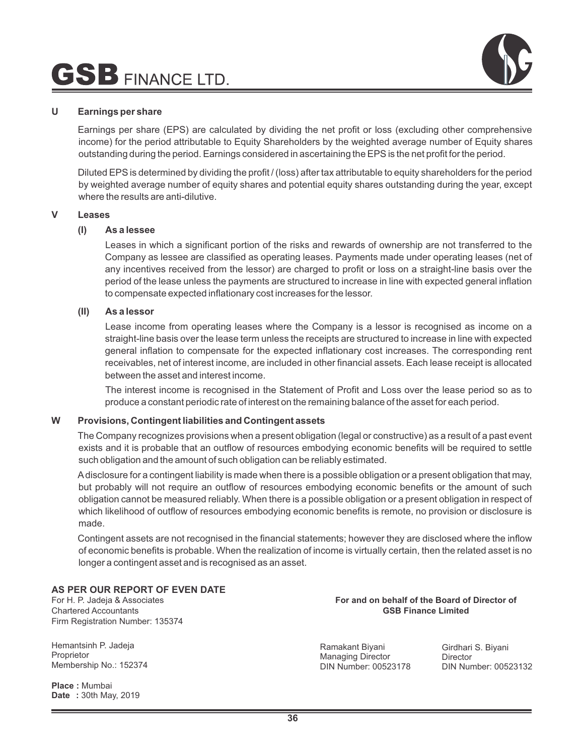### U Earnings per share

Earnings per share (EPS) are calculated by dividing the net profit or loss (excluding other comprehensive income) for the period attributable to Equity Shareholders by the weighted average number of Equity shares outstanding during the period. Earnings considered in ascertaining the EPS is the net profit for the period.

Diluted EPS is determined by dividing the profit / (loss) after tax attributable to equity shareholders for the period by weighted average number of equity shares and potential equity shares outstanding during the year, except where the results are anti-dilutive.

### V Leases

**(I) As a lessee**

Leases in which a significant portion of the risks and rewards of ownership are not transferred to the Company as lessee are classified as operating leases. Payments made under operating leases (net of any incentives received from the lessor) are charged to profit or loss on a straight-line basis over the period of the lease unless the payments are structured to increase in line with expected general inflation to compensate expected inflationary cost increases for the lessor.

**(II) As a lessor**

Lease income from operating leases where the Company is a lessor is recognised as income on a straight-line basis over the lease term unless the receipts are structured to increase in line with expected general inflation to compensate for the expected inflationary cost increases. The corresponding rent receivables, net of interest income, are included in other financial assets. Each lease receipt is allocated between the asset and interest income.

The interest income is recognised in the Statement of Profit and Loss over the lease period so as to produce a constant periodic rate of interest on the remaining balance of the asset for each period.

### W Provisions, Contingent liabilities and Contingent assets

The Company recognizes provisions when a present obligation (legal or constructive) as a result of a past event exists and it is probable that an outflow of resources embodying economic benefits will be required to settle such obligation and the amount of such obligation can be reliably estimated.

A disclosure for a contingent liability is made when there is a possible obligation or a present obligation that may, but probably will not require an outflow of resources embodying economic benefits or the amount of such obligation cannot be measured reliably. When there is a possible obligation or a present obligation in respect of which likelihood of outflow of resources embodying economic benefits is remote, no provision or disclosure is made.

Contingent assets are not recognised in the financial statements; however they are disclosed where the inflow of economic benefits is probable. When the realization of income is virtually certain, then the related asset is no longer a contingent asset and is recognised as an asset.

**AS PER OUR REPORT OF EVEN DATE**
For H. P. Jadeja & Associates
Chartered Accountants
Firm Registration Number: 135374

Hemantsinh P. Jadeja
Proprietor
Membership No.: 152374

**Place :** Mumbai
**Date :** 30th May, 2019

**For and on behalf of the Board of Director of GSB Finance Limited**

Ramakant Biyani
Managing Director
DIN Number: 00523178

Girdhari S. Biyani
Director
DIN Number: 00523132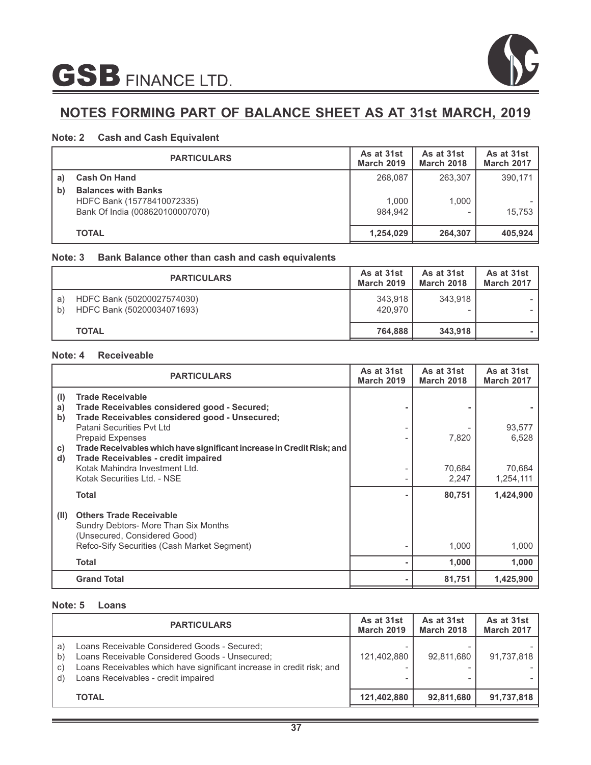# NOTES FORMING PART OF BALANCE SHEET AS AT 31st MARCH, 2019

### Note: 2 Cash and Cash Equivalent

| | PARTICULARS | As at 31st March 2019 | As at 31st March 2018 | As at 31st March 2017 |
|---|---|---|---|---|
| **a)** | **Cash On Hand** | 268,087 | 263,307 | 390,171 |
| **b)** | **Balances with Banks** | | | |
| | HDFC Bank (15778410072335) | 1,000 | 1,000 | - |
| | Bank Of India (008620100007070) | 984,942 | - | 15,753 |
| | **TOTAL** | **1,254,029** | **264,307** | **405,924** |

### Note: 3 Bank Balance other than cash and cash equivalents

| | PARTICULARS | As at 31st March 2019 | As at 31st March 2018 | As at 31st March 2017 |
|---|---|---|---|---|
| a) | HDFC Bank (50200027574030) | 343,918 | 343,918 | - |
| b) | HDFC Bank (50200034071693) | 420,970 | - | - |
| | **TOTAL** | **764,888** | **343,918** | **-** |

### Note: 4 Receiveable

| | PARTICULARS | As at 31st March 2019 | As at 31st March 2018 | As at 31st March 2017 |
|---|---|---|---|---|
| **(I)** | **Trade Receivable** | | | |
| **a)** | **Trade Receivables considered good - Secured;** | **-** | **-** | **-** |
| **b)** | **Trade Receivables considered good - Unsecured;** | | | |
| | Patani Securities Pvt Ltd | - | - | 93,577 |
| | Prepaid Expenses | - | 7,820 | 6,528 |
| **c)** | **Trade Receivables which have significant increase in Credit Risk; and** | | | |
| **d)** | **Trade Receivables - credit impaired** | | | |
| | Kotak Mahindra Investment Ltd. | - | 70,684 | 70,684 |
| | Kotak Securities Ltd. - NSE | - | 2,247 | 1,254,111 |
| | **Total** | **-** | **80,751** | **1,424,900** |
| **(II)** | **Others Trade Receivable** | | | |
| | Sundry Debtors- More Than Six Months | | | |
| | (Unsecured, Considered Good) | | | |
| | Refco-Sify Securities (Cash Market Segment) | - | 1,000 | 1,000 |
| | **Total** | **-** | **1,000** | **1,000** |
| | **Grand Total** | **-** | **81,751** | **1,425,900** |

### Note: 5 Loans

| | PARTICULARS | As at 31st March 2019 | As at 31st March 2018 | As at 31st March 2017 |
|---|---|---|---|---|
| a) | Loans Receivable Considered Goods - Secured; | - | - | - |
| b) | Loans Receivable Considered Goods - Unsecured; | 121,402,880 | 92,811,680 | 91,737,818 |
| c) | Loans Receivables which have significant increase in credit risk; and | - | - | - |
| d) | Loans Receivables - credit impaired | - | - | - |
| | **TOTAL** | **121,402,880** | **92,811,680** | **91,737,818** |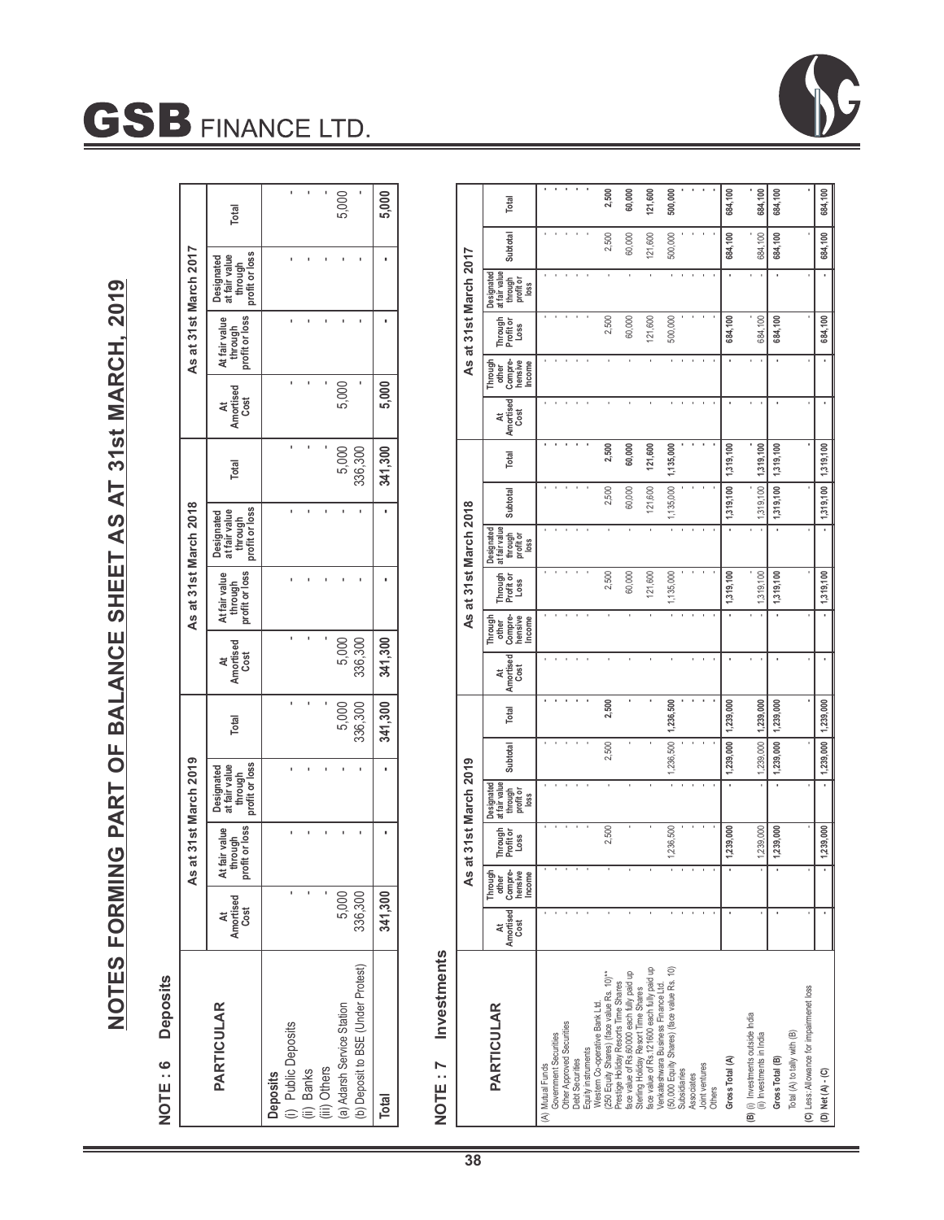# NOTES FORMING PART OF BALANCE SHEET AS AT 31st MARCH, 2019

## NOTE : 6 Deposits

| PARTICULAR | As at 31st March 2019 | | | | As at 31st March 2018 | | | | As at 31st March 2017 | | | |
|---|---|---|---|---|---|---|---|---|---|---|---|---|
| | At Amortised Cost | At fair value through profit or loss | Designated at fair value through profit or loss | Total | At Amortised Cost | At fair value through profit or loss | Designated at fair value through profit or loss | Total | At Amortised Cost | At fair value through profit or loss | Designated at fair value through profit or loss | Total |
| **Deposits** | | | | | | | | | | | | |
| (i) Public Deposits | - | - | - | - | - | - | - | - | - | - | - | - |
| (ii) Banks | - | - | - | - | - | - | - | - | - | - | - | - |
| (iii) Others | - | - | - | - | - | - | - | - | - | - | - | - |
| (a) Adarsh Service Station | 5,000 | - | - | 5,000 | 5,000 | - | - | 5,000 | 5,000 | - | - | 5,000 |
| (b) Deposit to BSE (Under Protest) | 336,300 | - | - | 336,300 | 336,300 | - | - | 336,300 | - | - | - | - |
| **Total** | **341,300** | **-** | **-** | **341,300** | **341,300** | **-** | **-** | **341,300** | **5,000** | **-** | **-** | **5,000** |

## NOTE : 7 Investments

| PARTICULAR | As at 31st March 2019 | | | | | | As at 31st March 2018 | | | | | | As at 31st March 2017 | | | | | |
|---|---|---|---|---|---|---|---|---|---|---|---|---|---|---|---|---|---|---|
| | At Amortised Cost | Through other Comprehensive Income | Through Profit or Loss | Designated at fair value through profit or loss | Subtotal | Total | At Amortised Cost | Through other Comprehensive Income | Through Profit or Loss | Designated at fair value through profit or loss | Subtotal | Total | At Amortised Cost | Through other Comprehensive Income | Through Profit or Loss | Designated at fair value through profit or loss | Subtotal | Total |
| (A) Mutual Funds | - | - | - | - | - | - | - | - | - | - | - | - | - | - | - | - | - | - |
| Government Securities | - | - | - | - | - | - | - | - | - | - | - | - | - | - | - | - | - | - |
| Other Approved Securities | - | - | - | - | - | - | - | - | - | - | - | - | - | - | - | - | - | - |
| Debt Securities | - | - | - | - | - | - | - | - | - | - | - | - | - | - | - | - | - | - |
| Equity instruments | | | | | | | | | | | | | | | | | | |
| Western Co-operative Bank Ltd. (250 Equity Shares) (face value Rs. 10)** | - | - | 2,500 | - | 2,500 | 2,500 | - | - | 2,500 | - | 2,500 | 2,500 | - | - | 2,500 | - | 2,500 | 2,500 |
| Prestige Holiday Resorts Time Shares face value of Rs.60000 each fully paid up | - | - | - | - | - | - | - | - | 60,000 | - | 60,000 | 60,000 | - | - | 60,000 | - | 60,000 | 60,000 |
| Sterling Holiday Resort Time Shares face value of Rs 121600 each fully paid up | - | - | - | - | - | - | - | - | 121,600 | - | 121,600 | 121,600 | - | - | 121,600 | - | 121,600 | 121,600 |
| Venkateshwara Business Finance Ltd. (50,000 Equity Shares) (face value Rs. 10) | - | - | 1,236,500 | - | 1,236,500 | 1,236,500 | - | - | 1,135,000 | - | 1,135,000 | 1,135,000 | - | - | 500,000 | - | 500,000 | 500,000 |
| Subsidiaries | - | - | - | - | - | - | - | - | - | - | - | - | - | - | - | - | - | - |
| Associates | - | - | - | - | - | - | - | - | - | - | - | - | - | - | - | - | - | - |
| Joint ventures | - | - | - | - | - | - | - | - | - | - | - | - | - | - | - | - | - | - |
| Others | - | - | - | - | - | - | - | - | - | - | - | - | - | - | - | - | - | - |
| **Gross Total (A)** | **-** | **-** | **1,239,000** | **-** | **1,239,000** | **1,239,000** | **-** | **-** | **1,319,100** | **-** | **1,319,100** | **1,319,100** | **-** | **-** | **684,100** | **-** | **684,100** | **684,100** |
| (B) (i) Investments outside India | - | - | - | - | - | - | - | - | - | - | - | - | - | - | - | - | - | - |
| (ii) Investments in India | - | - | 1,239,000 | - | 1,239,000 | 1,239,000 | - | - | 1,319,100 | - | 1,319,100 | 1,319,100 | - | - | 684,100 | - | 684,100 | 684,100 |
| **Gross Total (B)** | **-** | **-** | **1,239,000** | **-** | **1,239,000** | **1,239,000** | **-** | **-** | **1,319,100** | **-** | **1,319,100** | **1,319,100** | **-** | **-** | **684,100** | **-** | **684,100** | **684,100** |
| Total (A) to tally with (B) | | | | | | | | | | | | | | | | | | |
| (C) Less: Allowance for impairmenet loss | - | - | - | - | - | - | - | - | - | - | - | - | - | - | - | - | - | - |
| **(D) Net (A) - (C)** | **-** | **-** | **1,239,000** | **-** | **1,239,000** | **1,239,000** | **-** | **-** | **1,319,100** | **-** | **1,319,100** | **1,319,100** | **-** | **-** | **684,100** | **-** | **684,100** | **684,100** |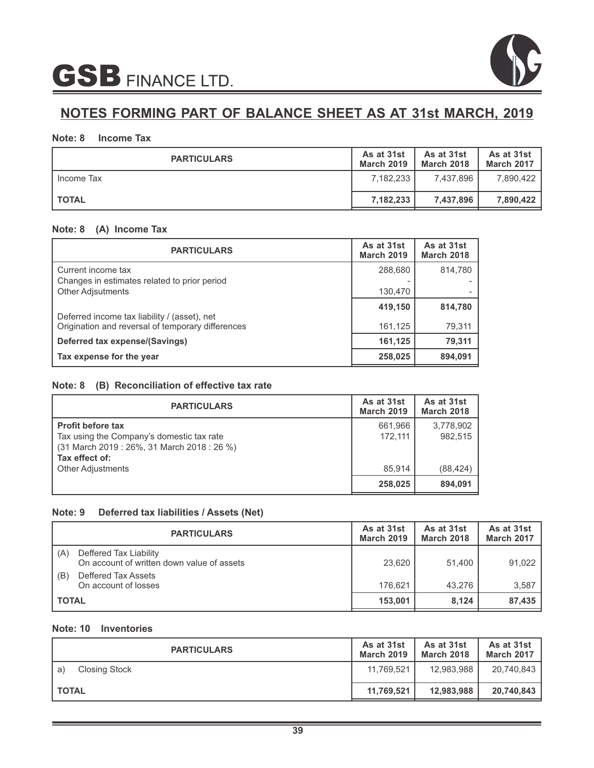## NOTES FORMING PART OF BALANCE SHEET AS AT 31st MARCH, 2019

### Note: 8 Income Tax

| PARTICULARS | As at 31st March 2019 | As at 31st March 2018 | As at 31st March 2017 |
|---|---|---|---|
| Income Tax | 7,182,233 | 7,437,896 | 7,890,422 |
| **TOTAL** | **7,182,233** | **7,437,896** | **7,890,422** |

### Note: 8 (A) Income Tax

| PARTICULARS | As at 31st March 2019 | As at 31st March 2018 |
|---|---|---|
| Current income tax | 288,680 | 814,780 |
| Changes in estimates related to prior period | - | - |
| Other Adjsutments | 130,470 | - |
| | **419,150** | **814,780** |
| Deferred income tax liability / (asset), net | | |
| Origination and reversal of temporary differences | 161,125 | 79,311 |
| **Deferred tax expense/(Savings)** | **161,125** | **79,311** |
| **Tax expense for the year** | **258,025** | **894,091** |

### Note: 8 (B) Reconciliation of effective tax rate

| PARTICULARS | As at 31st March 2019 | As at 31st March 2018 |
|---|---|---|
| **Profit before tax** | 661,966 | 3,778,902 |
| Tax using the Company's domestic tax rate (31 March 2019 : 26%, 31 March 2018 : 26 %) | 172,111 | 982,515 |
| **Tax effect of:** | | |
| Other Adjustments | 85,914 | (88,424) |
| | **258,025** | **894,091** |

### Note: 9 Deferred tax liabilities / Assets (Net)

| PARTICULARS | As at 31st March 2019 | As at 31st March 2018 | As at 31st March 2017 |
|---|---|---|---|
| (A) Deffered Tax Liability On account of written down value of assets | 23,620 | 51,400 | 91,022 |
| (B) Deffered Tax Assets On account of losses | 176,621 | 43,276 | 3,587 |
| **TOTAL** | **153,001** | **8,124** | **87,435** |

### Note: 10 Inventories

| PARTICULARS | As at 31st March 2019 | As at 31st March 2018 | As at 31st March 2017 |
|---|---|---|---|
| a) Closing Stock | 11,769,521 | 12,983,988 | 20,740,843 |
| **TOTAL** | **11,769,521** | **12,983,988** | **20,740,843** |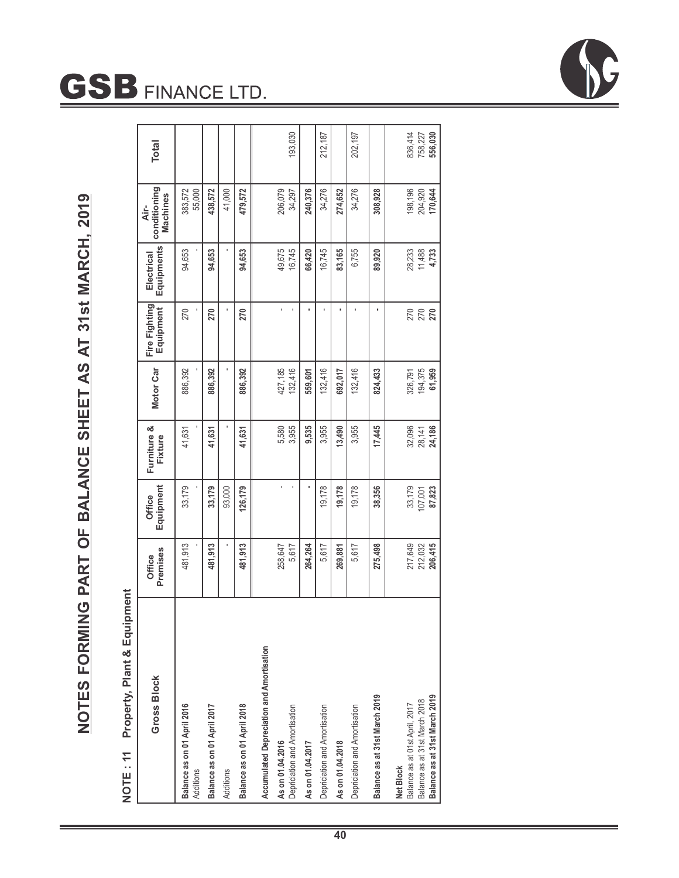# NOTES FORMING PART OF BALANCE SHEET AS AT 31st MARCH, 2019

## NOTE : 11 Property, Plant & Equipment

| Gross Block | Office Premises | Office Equipment | Furniture & Fixture | Motor Car | Fire Fighting Equipment | Electrical Equipments | Air-conditioning Machines | Total |
|---|---|---|---|---|---|---|---|---|
| **Balance as on 01 April 2016** | 481,913 | 33,179 | 41,631 | 886,392 | 270 | 94,653 | 383,572 | |
| Additions | - | - | - | - | - | - | 55,000 | |
| **Balance as on 01 April 2017** | **481,913** | **33,179** | **41,631** | **886,392** | **270** | **94,653** | **438,572** | |
| Additions | - | 93,000 | - | - | - | - | 41,000 | |
| **Balance as on 01 April 2018** | **481,913** | **126,179** | **41,631** | **886,392** | **270** | **94,653** | **479,572** | |
| **Accumulated Depreciation and Amortisation** | | | | | | | | |
| **As on 01.04.2016** | 258,647 | - | 5,580 | 427,185 | - | 49,675 | 206,079 | |
| Depriciation and Amortisation | 5,617 | - | 3,955 | 132,416 | - | 16,745 | 34,297 | 193,030 |
| **As on 01.04.2017** | **264,264** | **-** | **9,535** | **559,601** | **-** | **66,420** | **240,376** | |
| Depriciation and Amortisation | 5,617 | 19,178 | 3,955 | 132,416 | - | 16,745 | 34,276 | 212,187 |
| **As on 01.04.2018** | **269,881** | **19,178** | **13,490** | **692,017** | **-** | **83,165** | **274,652** | |
| Depriciation and Amortisation | 5,617 | 19,178 | 3,955 | 132,416 | - | 6,755 | 34,276 | 202,197 |
| **Balance as at 31st March 2019** | **275,498** | **38,356** | **17,445** | **824,433** | **-** | **89,920** | **308,928** | |
| **Net Block** | | | | | | | | |
| Balance as at 01st April, 2017 | 217,649 | 33,179 | 32,096 | 326,791 | 270 | 28,233 | 198,196 | 836,414 |
| Balance as at 31st March 2018 | 212,032 | 107,001 | 28,141 | 194,375 | 270 | 11,488 | 204,920 | 758,227 |
| **Balance as at 31st March 2019** | **206,415** | **87,823** | **24,186** | **61,959** | **270** | **4,733** | **170,644** | **556,030** |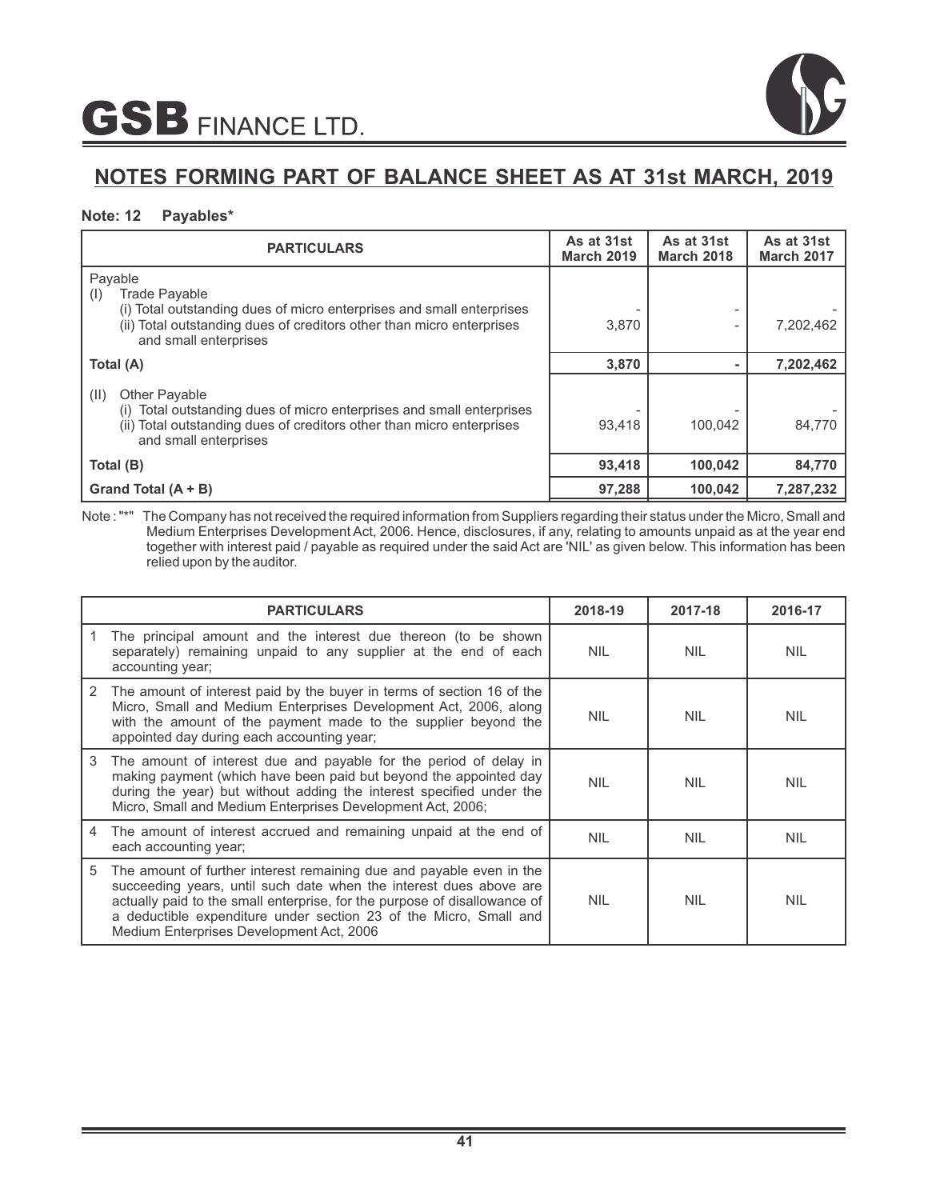# NOTES FORMING PART OF BALANCE SHEET AS AT 31st MARCH, 2019

**Note: 12 Payables***

| PARTICULARS | As at 31st March 2019 | As at 31st March 2018 | As at 31st March 2017 |
|---|---|---|---|
| Payable | | | |
| (I) Trade Payable | | | |
| (i) Total outstanding dues of micro enterprises and small enterprises | - | - | - |
| (ii) Total outstanding dues of creditors other than micro enterprises and small enterprises | 3,870 | - | 7,202,462 |
| **Total (A)** | **3,870** | **-** | **7,202,462** |
| (II) Other Payable | | | |
| (i) Total outstanding dues of micro enterprises and small enterprises | - | - | - |
| (ii) Total outstanding dues of creditors other than micro enterprises and small enterprises | 93,418 | 100,042 | 84,770 |
| **Total (B)** | **93,418** | **100,042** | **84,770** |
| **Grand Total (A + B)** | **97,288** | **100,042** | **7,287,232** |

Note : "*" The Company has not received the required information from Suppliers regarding their status under the Micro, Small and Medium Enterprises Development Act, 2006. Hence, disclosures, if any, relating to amounts unpaid as at the year end together with interest paid / payable as required under the said Act are 'NIL' as given below. This information has been relied upon by the auditor.

| | PARTICULARS | 2018-19 | 2017-18 | 2016-17 |
|---|---|---|---|---|
| 1 | The principal amount and the interest due thereon (to be shown separately) remaining unpaid to any supplier at the end of each accounting year; | NIL | NIL | NIL |
| 2 | The amount of interest paid by the buyer in terms of section 16 of the Micro, Small and Medium Enterprises Development Act, 2006, along with the amount of the payment made to the supplier beyond the appointed day during each accounting year; | NIL | NIL | NIL |
| 3 | The amount of interest due and payable for the period of delay in making payment (which have been paid but beyond the appointed day during the year) but without adding the interest specified under the Micro, Small and Medium Enterprises Development Act, 2006; | NIL | NIL | NIL |
| 4 | The amount of interest accrued and remaining unpaid at the end of each accounting year; | NIL | NIL | NIL |
| 5 | The amount of further interest remaining due and payable even in the succeeding years, until such date when the interest dues above are actually paid to the small enterprise, for the purpose of disallowance of a deductible expenditure under section 23 of the Micro, Small and Medium Enterprises Development Act, 2006 | NIL | NIL | NIL |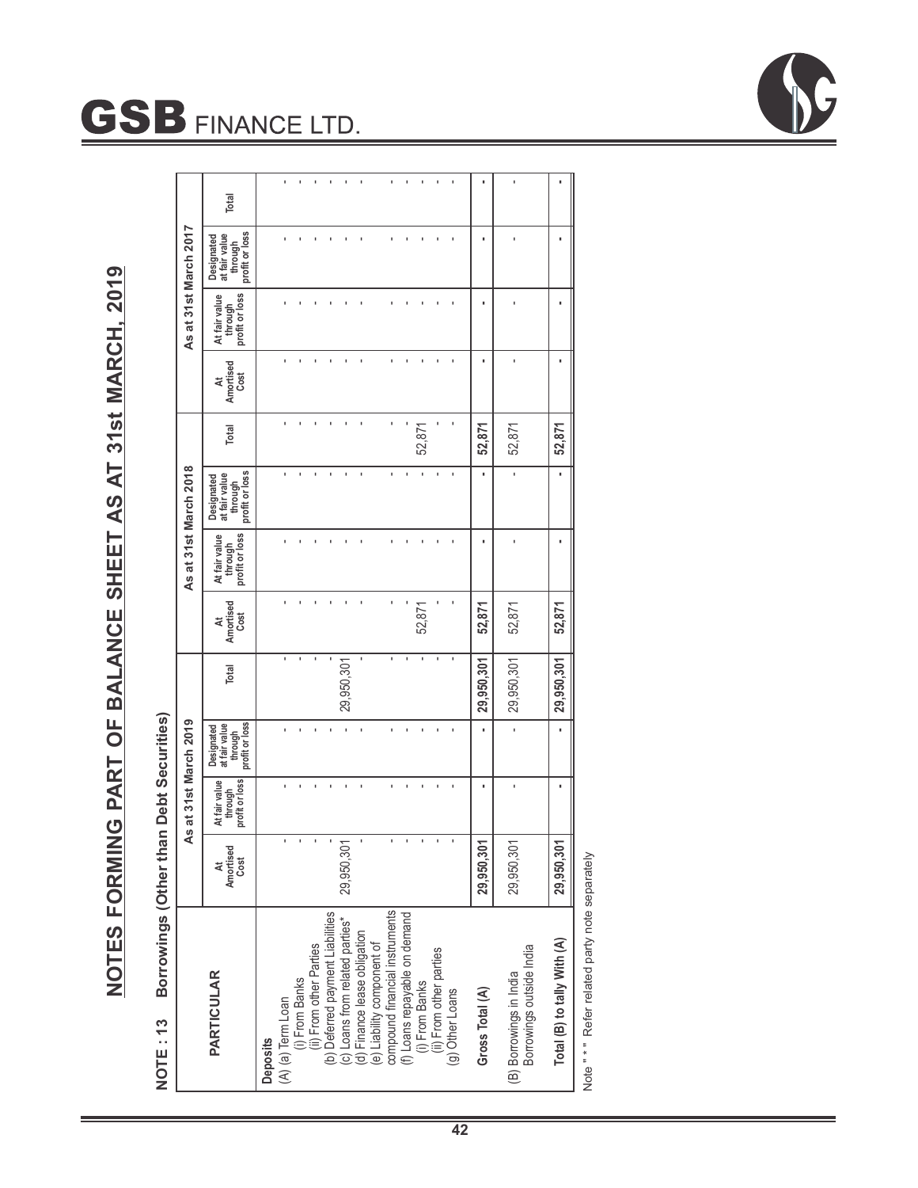# NOTES FORMING PART OF BALANCE SHEET AS AT 31st MARCH, 2019

## NOTE : 13 Borrowings (Other than Debt Securities)

| PARTICULAR | As at 31st March 2019 | | | | As at 31st March 2018 | | | | As at 31st March 2017 | | | |
|---|---|---|---|---|---|---|---|---|---|---|---|---|
| | At Amortised Cost | At fair value through profit or loss | Designated at fair value through profit or loss | Total | At Amortised Cost | At fair value through profit or loss | Designated at fair value through profit or loss | Total | At Amortised Cost | At fair value through profit or loss | Designated at fair value through profit or loss | Total |
| **Deposits** | | | | | | | | | | | | |
| (A) (a) Term Loan | | | | | | | | | | | | |
| (i) From Banks | - | - | - | - | - | - | - | - | - | - | - | - |
| (ii) From other Parties | - | - | - | - | - | - | - | - | - | - | - | - |
| (b) Deferred payment Liabilities | - | - | - | - | - | - | - | - | - | - | - | - |
| (c) Loans from related parties* | 29,950,301 | - | - | 29,950,301 | - | - | - | - | - | - | - | - |
| (d) Finance lease obligation | - | - | - | - | - | - | - | - | - | - | - | - |
| (e) Liability component of compound financial instruments | - | - | - | - | - | - | - | - | - | - | - | - |
| (f) Loans repayable on demand | - | - | - | - | - | - | - | - | - | - | - | - |
| (i) From Banks | - | - | - | - | 52,871 | - | - | 52,871 | - | - | - | - |
| (ii) From other parties | - | - | - | - | - | - | - | - | - | - | - | - |
| (g) Other Loans | - | - | - | - | - | - | - | - | - | - | - | - |
| **Gross Total (A)** | **29,950,301** | **-** | **-** | **29,950,301** | **52,871** | **-** | **-** | **52,871** | **-** | **-** | **-** | **-** |
| (B) Borrowings in India | 29,950,301 | - | - | 29,950,301 | 52,871 | - | - | 52,871 | - | - | - | - |
| Borrowings outside India | | | | | | | | | | | | |
| **Total (B) to tally With (A)** | **29,950,301** | **-** | **-** | **29,950,301** | **52,871** | **-** | **-** | **52,871** | **-** | **-** | **-** | **-** |

Note " * " Refer related party note separately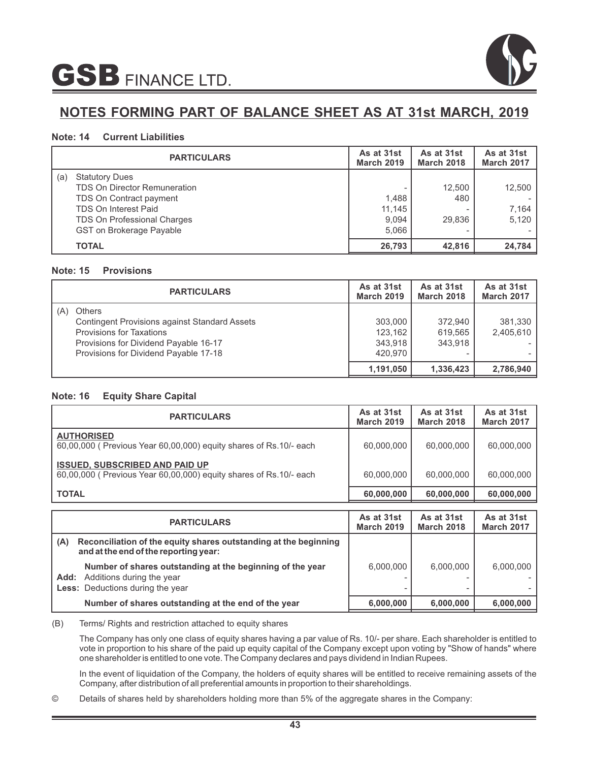# NOTES FORMING PART OF BALANCE SHEET AS AT 31st MARCH, 2019

### Note: 14 Current Liabilities

| | PARTICULARS | As at 31st March 2019 | As at 31st March 2018 | As at 31st March 2017 |
|---|---|---|---|---|
| (a) | Statutory Dues | | | |
| | TDS On Director Remuneration | - | 12,500 | 12,500 |
| | TDS On Contract payment | 1,488 | 480 | - |
| | TDS On Interest Paid | 11,145 | - | 7,164 |
| | TDS On Professional Charges | 9,094 | 29,836 | 5,120 |
| | GST on Brokerage Payable | 5,066 | - | - |
| | **TOTAL** | **26,793** | **42,816** | **24,784** |

### Note: 15 Provisions

| | PARTICULARS | As at 31st March 2019 | As at 31st March 2018 | As at 31st March 2017 |
|---|---|---|---|---|
| (A) | Others | | | |
| | Contingent Provisions against Standard Assets | 303,000 | 372,940 | 381,330 |
| | Provisions for Taxations | 123,162 | 619,565 | 2,405,610 |
| | Provisions for Dividend Payable 16-17 | 343,918 | 343,918 | - |
| | Provisions for Dividend Payable 17-18 | 420,970 | - | - |
| | | **1,191,050** | **1,336,423** | **2,786,940** |

### Note: 16 Equity Share Capital

| PARTICULARS | As at 31st March 2019 | As at 31st March 2018 | As at 31st March 2017 |
|---|---|---|---|
| **AUTHORISED** | | | |
| 60,00,000 ( Previous Year 60,00,000) equity shares of Rs.10/- each | 60,000,000 | 60,000,000 | 60,000,000 |
| **ISSUED, SUBSCRIBED AND PAID UP** | | | |
| 60,00,000 ( Previous Year 60,00,000) equity shares of Rs.10/- each | 60,000,000 | 60,000,000 | 60,000,000 |
| **TOTAL** | **60,000,000** | **60,000,000** | **60,000,000** |

| | PARTICULARS | As at 31st March 2019 | As at 31st March 2018 | As at 31st March 2017 |
|---|---|---|---|---|
| **(A)** | **Reconciliation of the equity shares outstanding at the beginning and at the end of the reporting year:** | | | |
| | **Number of shares outstanding at the beginning of the year** | 6,000,000 | 6,000,000 | 6,000,000 |
| **Add:** | Additions during the year | - | - | - |
| **Less:** | Deductions during the year | - | - | - |
| | **Number of shares outstanding at the end of the year** | **6,000,000** | **6,000,000** | **6,000,000** |

(B) Terms/ Rights and restriction attached to equity shares

The Company has only one class of equity shares having a par value of Rs. 10/- per share. Each shareholder is entitled to vote in proportion to his share of the paid up equity capital of the Company except upon voting by "Show of hands" where one shareholder is entitled to one vote. The Company declares and pays dividend in Indian Rupees.

In the event of liquidation of the Company, the holders of equity shares will be entitled to receive remaining assets of the Company, after distribution of all preferential amounts in proportion to their shareholdings.

© Details of shares held by shareholders holding more than 5% of the aggregate shares in the Company: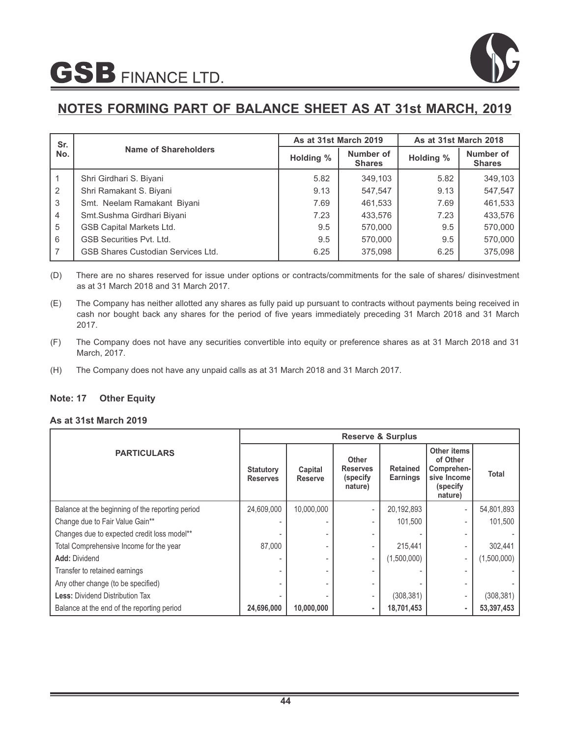## NOTES FORMING PART OF BALANCE SHEET AS AT 31st MARCH, 2019

| Sr. No. | Name of Shareholders | As at 31st March 2019 | | As at 31st March 2018 | |
|---|---|---|---|---|---|
| | | Holding % | Number of Shares | Holding % | Number of Shares |
| 1 | Shri Girdhari S. Biyani | 5.82 | 349,103 | 5.82 | 349,103 |
| 2 | Shri Ramakant S. Biyani | 9.13 | 547,547 | 9.13 | 547,547 |
| 3 | Smt. Neelam Ramakant Biyani | 7.69 | 461,533 | 7.69 | 461,533 |
| 4 | Smt.Sushma Girdhari Biyani | 7.23 | 433,576 | 7.23 | 433,576 |
| 5 | GSB Capital Markets Ltd. | 9.5 | 570,000 | 9.5 | 570,000 |
| 6 | GSB Securities Pvt. Ltd. | 9.5 | 570,000 | 9.5 | 570,000 |
| 7 | GSB Shares Custodian Services Ltd. | 6.25 | 375,098 | 6.25 | 375,098 |

(D) There are no shares reserved for issue under options or contracts/commitments for the sale of shares/ disinvestment as at 31 March 2018 and 31 March 2017.

(E) The Company has neither allotted any shares as fully paid up pursuant to contracts without payments being received in cash nor bought back any shares for the period of five years immediately preceding 31 March 2018 and 31 March 2017.

(F) The Company does not have any securities convertible into equity or preference shares as at 31 March 2018 and 31 March, 2017.

(H) The Company does not have any unpaid calls as at 31 March 2018 and 31 March 2017.

**Note: 17 Other Equity**

**As at 31st March 2019**

| PARTICULARS | Reserve & Surplus | | | | | |
|---|---|---|---|---|---|---|
| | Statutory Reserves | Capital Reserve | Other Reserves (specify nature) | Retained Earnings | Other items of Other Comprehensive Income (specify nature) | Total |
| Balance at the beginning of the reporting period | 24,609,000 | 10,000,000 | - | 20,192,893 | - | 54,801,893 |
| Change due to Fair Value Gain** | - | - | - | 101,500 | - | 101,500 |
| Changes due to expected credit loss model** | - | - | - | - | - | - |
| Total Comprehensive Income for the year | 87,000 | - | - | 215,441 | - | 302,441 |
| **Add:** Dividend | - | - | - | (1,500,000) | - | (1,500,000) |
| Transfer to retained earnings | - | - | - | - | - | - |
| Any other change (to be specified) | - | - | - | - | - | - |
| **Less:** Dividend Distribution Tax | - | - | - | (308,381) | - | (308,381) |
| Balance at the end of the reporting period | **24,696,000** | **10,000,000** | **-** | **18,701,453** | **-** | **53,397,453** |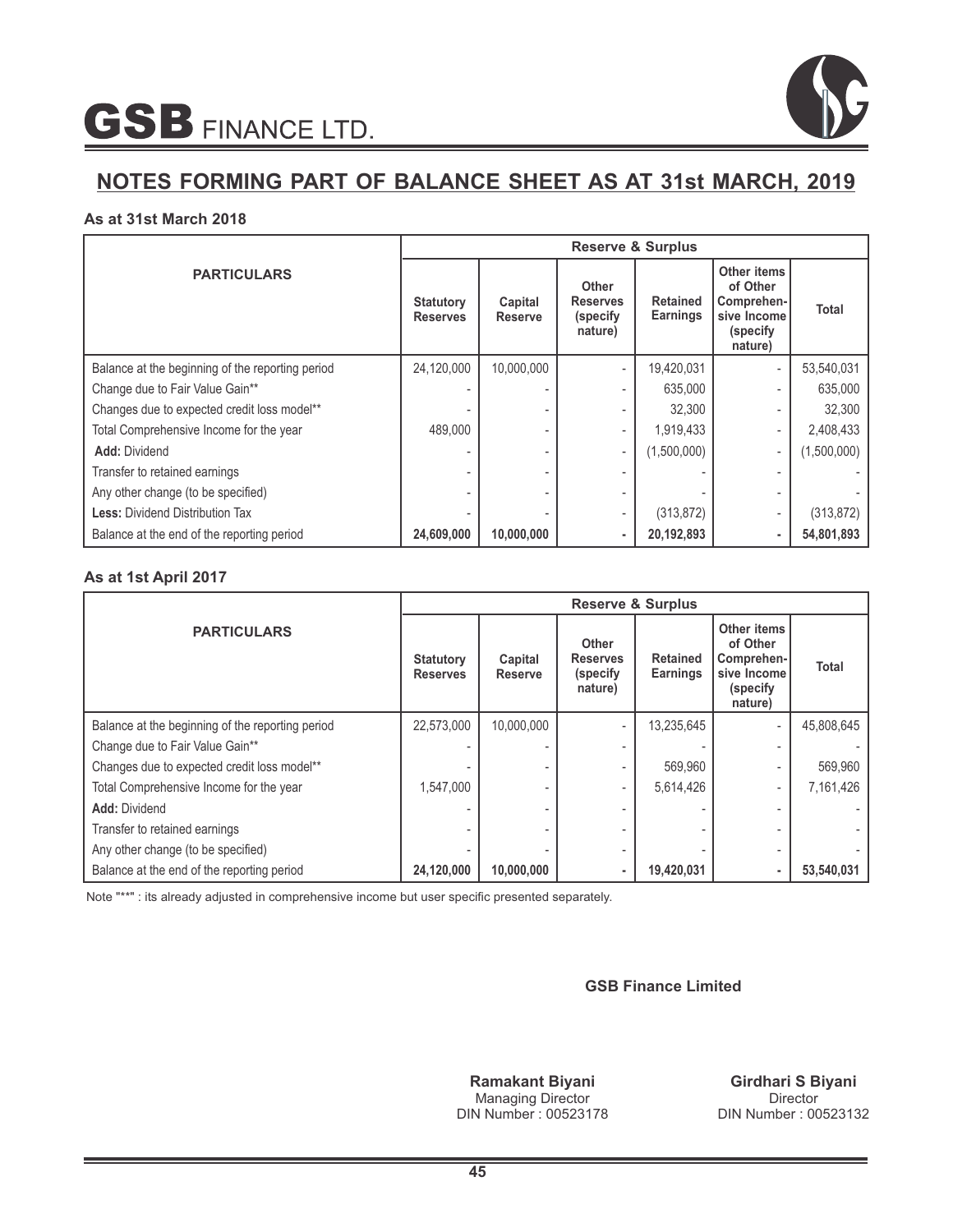## NOTES FORMING PART OF BALANCE SHEET AS AT 31st MARCH, 2019

**As at 31st March 2018**

| PARTICULARS | Reserve & Surplus | | | | | |
|---|---|---|---|---|---|---|
| | Statutory Reserves | Capital Reserve | Other Reserves (specify nature) | Retained Earnings | Other items of Other Comprehensive Income (specify nature) | Total |
| Balance at the beginning of the reporting period | 24,120,000 | 10,000,000 | - | 19,420,031 | - | 53,540,031 |
| Change due to Fair Value Gain** | - | - | - | 635,000 | - | 635,000 |
| Changes due to expected credit loss model** | - | - | - | 32,300 | - | 32,300 |
| Total Comprehensive Income for the year | 489,000 | - | - | 1,919,433 | - | 2,408,433 |
| **Add:** Dividend | - | - | - | (1,500,000) | - | (1,500,000) |
| Transfer to retained earnings | - | - | - | - | - | - |
| Any other change (to be specified) | - | - | - | - | - | - |
| **Less:** Dividend Distribution Tax | - | - | - | (313,872) | - | (313,872) |
| Balance at the end of the reporting period | **24,609,000** | **10,000,000** | **-** | **20,192,893** | **-** | **54,801,893** |

**As at 1st April 2017**

| PARTICULARS | Reserve & Surplus | | | | | |
|---|---|---|---|---|---|---|
| | Statutory Reserves | Capital Reserve | Other Reserves (specify nature) | Retained Earnings | Other items of Other Comprehensive Income (specify nature) | Total |
| Balance at the beginning of the reporting period | 22,573,000 | 10,000,000 | - | 13,235,645 | - | 45,808,645 |
| Change due to Fair Value Gain** | - | - | - | - | - | - |
| Changes due to expected credit loss model** | - | - | - | 569,960 | - | 569,960 |
| Total Comprehensive Income for the year | 1,547,000 | - | - | 5,614,426 | - | 7,161,426 |
| **Add:** Dividend | - | - | - | - | - | - |
| Transfer to retained earnings | - | - | - | - | - | - |
| Any other change (to be specified) | - | - | - | - | - | - |
| Balance at the end of the reporting period | **24,120,000** | **10,000,000** | **-** | **19,420,031** | **-** | **53,540,031** |

Note "**" : its already adjusted in comprehensive income but user specific presented separately.

**GSB Finance Limited**

**Ramakant Biyani**
Managing Director
DIN Number : 00523178

**Girdhari S Biyani**
Director
DIN Number : 00523132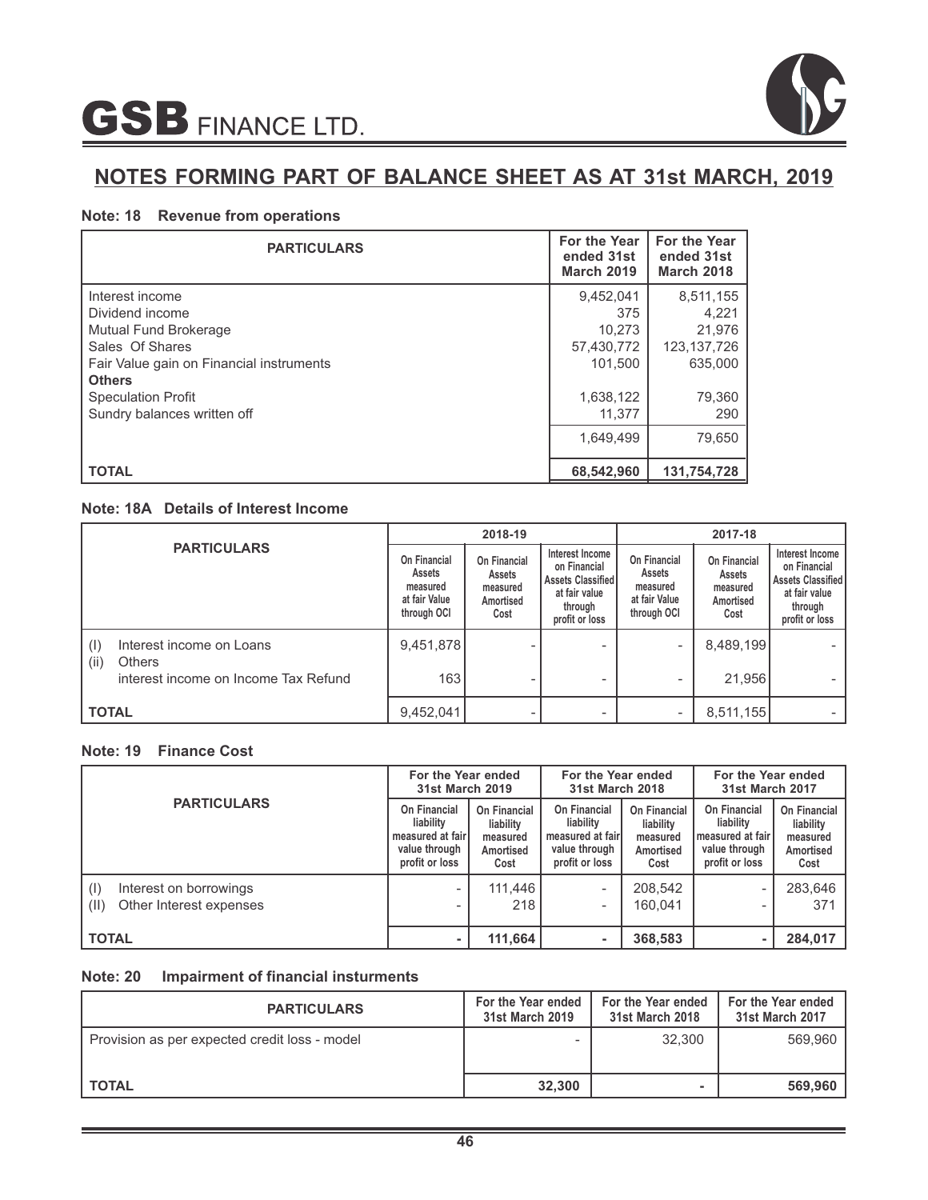# GSB FINANCE LTD.

## NOTES FORMING PART OF BALANCE SHEET AS AT 31st MARCH, 2019

### Note: 18 Revenue from operations

| PARTICULARS | For the Year ended 31st March 2019 | For the Year ended 31st March 2018 |
|---|---|---|
| Interest income | 9,452,041 | 8,511,155 |
| Dividend income | 375 | 4,221 |
| Mutual Fund Brokerage | 10,273 | 21,976 |
| Sales Of Shares | 57,430,772 | 123,137,726 |
| Fair Value gain on Financial instruments | 101,500 | 635,000 |
| **Others** | | |
| Speculation Profit | 1,638,122 | 79,360 |
| Sundry balances written off | 11,377 | 290 |
| | 1,649,499 | 79,650 |
| **TOTAL** | **68,542,960** | **131,754,728** |

### Note: 18A Details of Interest Income

| PARTICULARS | 2018-19 | | | 2017-18 | | |
|---|---|---|---|---|---|---|
| | On Financial Assets measured at fair Value through OCI | On Financial Assets measured Amortised Cost | Interest Income on Financial Assets Classified at fair value through profit or loss | On Financial Assets measured at fair Value through OCI | On Financial Assets measured Amortised Cost | Interest Income on Financial Assets Classified at fair value through profit or loss |
| (I) Interest income on Loans | 9,451,878 | - | - | - | 8,489,199 | - |
| (ii) Others | | | | | | |
| interest income on Income Tax Refund | 163 | - | - | - | 21,956 | - |
| **TOTAL** | 9,452,041 | - | - | - | 8,511,155 | - |

### Note: 19 Finance Cost

| PARTICULARS | For the Year ended 31st March 2019 | | For the Year ended 31st March 2018 | | For the Year ended 31st March 2017 | |
|---|---|---|---|---|---|---|
| | On Financial liability measured at fair value through profit or loss | On Financial liability measured Amortised Cost | On Financial liability measured at fair value through profit or loss | On Financial liability measured Amortised Cost | On Financial liability measured at fair value through profit or loss | On Financial liability measured Amortised Cost |
| (I) Interest on borrowings | - | 111,446 | - | 208,542 | - | 283,646 |
| (II) Other Interest expenses | - | 218 | - | 160,041 | - | 371 |
| **TOTAL** | **-** | **111,664** | **-** | **368,583** | **-** | **284,017** |

### Note: 20 Impairment of financial insturments

| PARTICULARS | For the Year ended 31st March 2019 | For the Year ended 31st March 2018 | For the Year ended 31st March 2017 |
|---|---|---|---|
| Provision as per expected credit loss - model | - | 32,300 | 569,960 |
| **TOTAL** | **32,300** | **-** | **569,960** |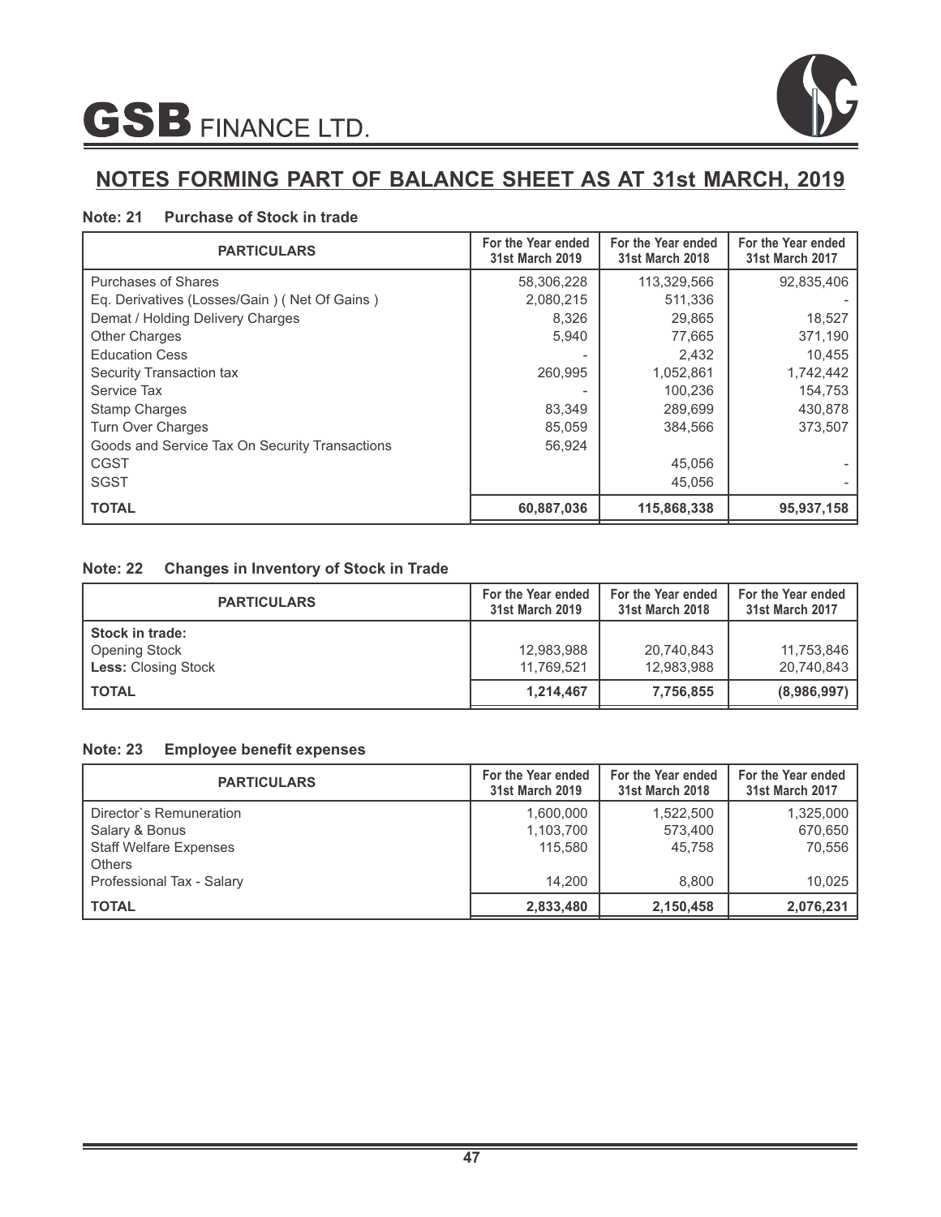# GSB FINANCE LTD.

## NOTES FORMING PART OF BALANCE SHEET AS AT 31st MARCH, 2019

### Note: 21 Purchase of Stock in trade

| PARTICULARS | For the Year ended 31st March 2019 | For the Year ended 31st March 2018 | For the Year ended 31st March 2017 |
|---|---|---|---|
| Purchases of Shares | 58,306,228 | 113,329,566 | 92,835,406 |
| Eq. Derivatives (Losses/Gain ) ( Net Of Gains ) | 2,080,215 | 511,336 | - |
| Demat / Holding Delivery Charges | 8,326 | 29,865 | 18,527 |
| Other Charges | 5,940 | 77,665 | 371,190 |
| Education Cess | - | 2,432 | 10,455 |
| Security Transaction tax | 260,995 | 1,052,861 | 1,742,442 |
| Service Tax | - | 100,236 | 154,753 |
| Stamp Charges | 83,349 | 289,699 | 430,878 |
| Turn Over Charges | 85,059 | 384,566 | 373,507 |
| Goods and Service Tax On Security Transactions | 56,924 | | |
| CGST | | 45,056 | - |
| SGST | | 45,056 | - |
| **TOTAL** | **60,887,036** | **115,868,338** | **95,937,158** |

### Note: 22 Changes in Inventory of Stock in Trade

| PARTICULARS | For the Year ended 31st March 2019 | For the Year ended 31st March 2018 | For the Year ended 31st March 2017 |
|---|---|---|---|
| **Stock in trade:** | | | |
| Opening Stock | 12,983,988 | 20,740,843 | 11,753,846 |
| **Less:** Closing Stock | 11,769,521 | 12,983,988 | 20,740,843 |
| **TOTAL** | **1,214,467** | **7,756,855** | **(8,986,997)** |

### Note: 23 Employee benefit expenses

| PARTICULARS | For the Year ended 31st March 2019 | For the Year ended 31st March 2018 | For the Year ended 31st March 2017 |
|---|---|---|---|
| Director`s Remuneration | 1,600,000 | 1,522,500 | 1,325,000 |
| Salary & Bonus | 1,103,700 | 573,400 | 670,650 |
| Staff Welfare Expenses | 115,580 | 45,758 | 70,556 |
| Others | | | |
| Professional Tax - Salary | 14,200 | 8,800 | 10,025 |
| **TOTAL** | **2,833,480** | **2,150,458** | **2,076,231** |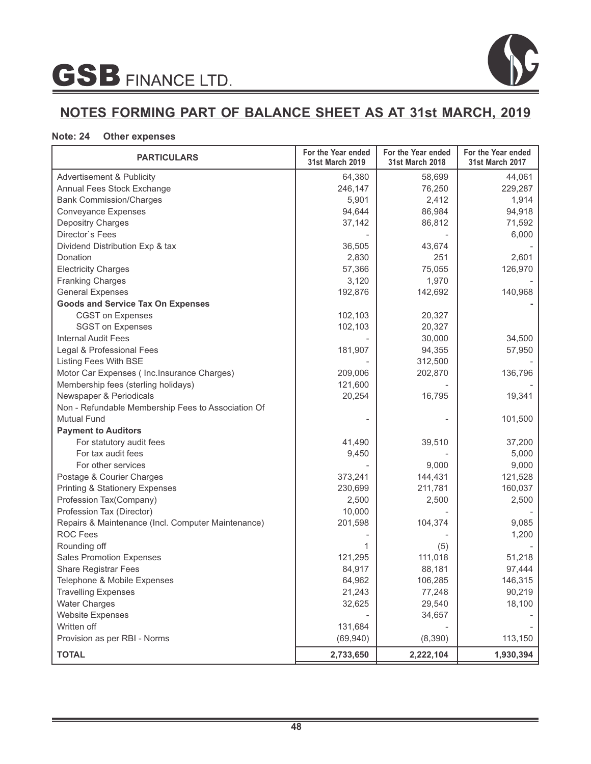## NOTES FORMING PART OF BALANCE SHEET AS AT 31st MARCH, 2019

**Note: 24 Other expenses**

| PARTICULARS | For the Year ended 31st March 2019 | For the Year ended 31st March 2018 | For the Year ended 31st March 2017 |
|---|---|---|---|
| Advertisement & Publicity | 64,380 | 58,699 | 44,061 |
| Annual Fees Stock Exchange | 246,147 | 76,250 | 229,287 |
| Bank Commission/Charges | 5,901 | 2,412 | 1,914 |
| Conveyance Expenses | 94,644 | 86,984 | 94,918 |
| Depositry Charges | 37,142 | 86,812 | 71,592 |
| Director`s Fees | - | - | 6,000 |
| Dividend Distribution Exp & tax | 36,505 | 43,674 | - |
| Donation | 2,830 | 251 | 2,601 |
| Electricity Charges | 57,366 | 75,055 | 126,970 |
| Franking Charges | 3,120 | 1,970 | - |
| General Expenses | 192,876 | 142,692 | 140,968 |
| **Goods and Service Tax On Expenses** | | | - |
| CGST on Expenses | 102,103 | 20,327 | |
| SGST on Expenses | 102,103 | 20,327 | |
| Internal Audit Fees | - | 30,000 | 34,500 |
| Legal & Professional Fees | 181,907 | 94,355 | 57,950 |
| Listing Fees With BSE | - | 312,500 | - |
| Motor Car Expenses ( Inc.Insurance Charges) | 209,006 | 202,870 | 136,796 |
| Membership fees (sterling holidays) | 121,600 | - | - |
| Newspaper & Periodicals | 20,254 | 16,795 | 19,341 |
| Non - Refundable Membership Fees to Association Of Mutual Fund | - | - | 101,500 |
| **Payment to Auditors** | | | |
| For statutory audit fees | 41,490 | 39,510 | 37,200 |
| For tax audit fees | 9,450 | - | 5,000 |
| For other services | - | 9,000 | 9,000 |
| Postage & Courier Charges | 373,241 | 144,431 | 121,528 |
| Printing & Stationery Expenses | 230,699 | 211,781 | 160,037 |
| Profession Tax(Company) | 2,500 | 2,500 | 2,500 |
| Profession Tax (Director) | 10,000 | - | - |
| Repairs & Maintenance (Incl. Computer Maintenance) | 201,598 | 104,374 | 9,085 |
| ROC Fees | - | - | 1,200 |
| Rounding off | 1 | (5) | - |
| Sales Promotion Expenses | 121,295 | 111,018 | 51,218 |
| Share Registrar Fees | 84,917 | 88,181 | 97,444 |
| Telephone & Mobile Expenses | 64,962 | 106,285 | 146,315 |
| Travelling Expenses | 21,243 | 77,248 | 90,219 |
| Water Charges | 32,625 | 29,540 | 18,100 |
| Website Expenses | - | 34,657 | - |
| Written off | 131,684 | - | - |
| Provision as per RBI - Norms | (69,940) | (8,390) | 113,150 |
| **TOTAL** | **2,733,650** | **2,222,104** | **1,930,394** |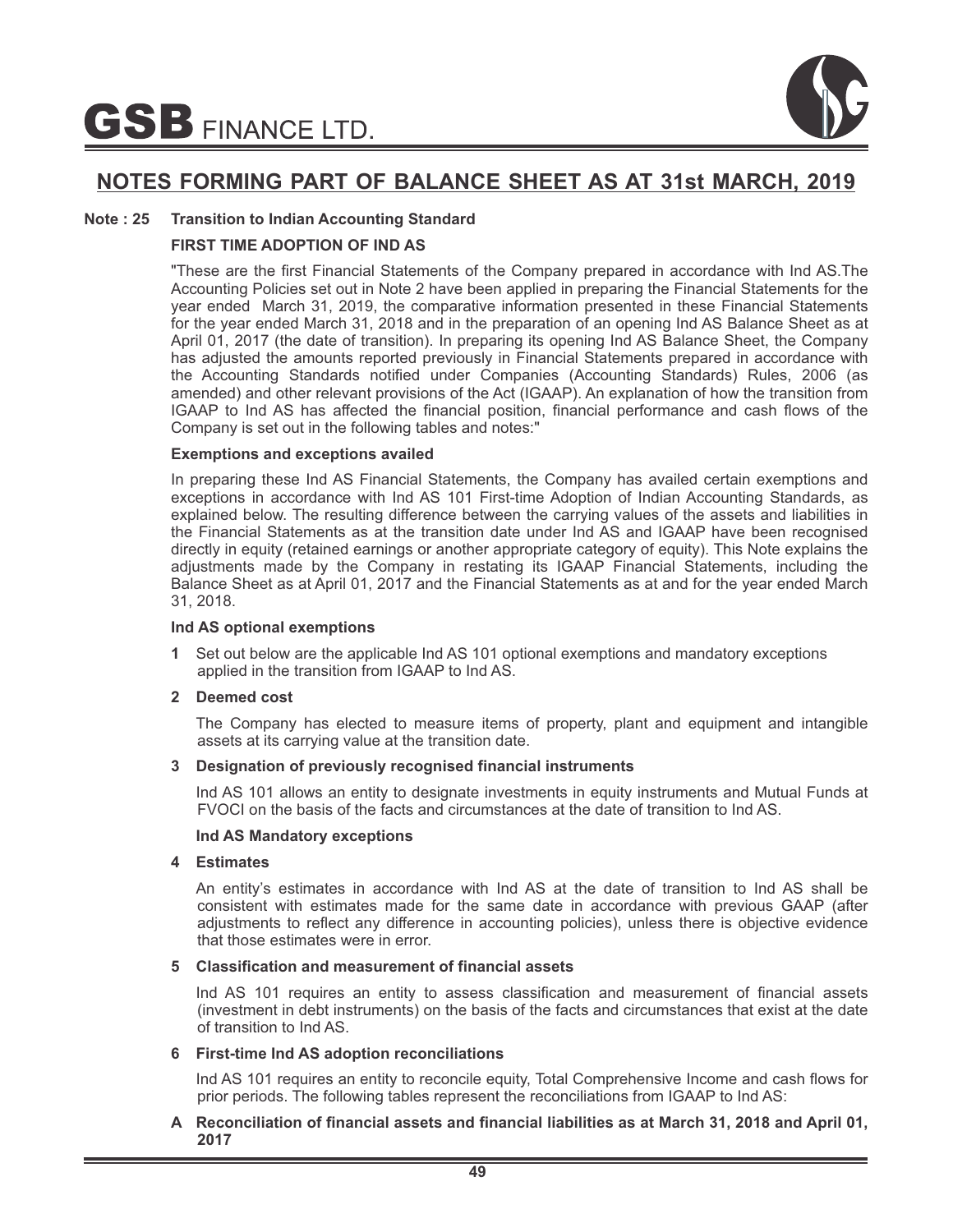## NOTES FORMING PART OF BALANCE SHEET AS AT 31st MARCH, 2019

### Note : 25 Transition to Indian Accounting Standard

**FIRST TIME ADOPTION OF IND AS**

"These are the first Financial Statements of the Company prepared in accordance with Ind AS.The Accounting Policies set out in Note 2 have been applied in preparing the Financial Statements for the year ended March 31, 2019, the comparative information presented in these Financial Statements for the year ended March 31, 2018 and in the preparation of an opening Ind AS Balance Sheet as at April 01, 2017 (the date of transition). In preparing its opening Ind AS Balance Sheet, the Company has adjusted the amounts reported previously in Financial Statements prepared in accordance with the Accounting Standards notified under Companies (Accounting Standards) Rules, 2006 (as amended) and other relevant provisions of the Act (IGAAP). An explanation of how the transition from IGAAP to Ind AS has affected the financial position, financial performance and cash flows of the Company is set out in the following tables and notes:"

**Exemptions and exceptions availed**

In preparing these Ind AS Financial Statements, the Company has availed certain exemptions and exceptions in accordance with Ind AS 101 First-time Adoption of Indian Accounting Standards, as explained below. The resulting difference between the carrying values of the assets and liabilities in the Financial Statements as at the transition date under Ind AS and IGAAP have been recognised directly in equity (retained earnings or another appropriate category of equity). This Note explains the adjustments made by the Company in restating its IGAAP Financial Statements, including the Balance Sheet as at April 01, 2017 and the Financial Statements as at and for the year ended March 31, 2018.

**Ind AS optional exemptions**

**1** Set out below are the applicable Ind AS 101 optional exemptions and mandatory exceptions applied in the transition from IGAAP to Ind AS.

**2 Deemed cost**

The Company has elected to measure items of property, plant and equipment and intangible assets at its carrying value at the transition date.

**3 Designation of previously recognised financial instruments**

Ind AS 101 allows an entity to designate investments in equity instruments and Mutual Funds at FVOCI on the basis of the facts and circumstances at the date of transition to Ind AS.

**Ind AS Mandatory exceptions**

**4 Estimates**

An entity's estimates in accordance with Ind AS at the date of transition to Ind AS shall be consistent with estimates made for the same date in accordance with previous GAAP (after adjustments to reflect any difference in accounting policies), unless there is objective evidence that those estimates were in error.

**5 Classification and measurement of financial assets**

Ind AS 101 requires an entity to assess classification and measurement of financial assets (investment in debt instruments) on the basis of the facts and circumstances that exist at the date of transition to Ind AS.

**6 First-time Ind AS adoption reconciliations**

Ind AS 101 requires an entity to reconcile equity, Total Comprehensive Income and cash flows for prior periods. The following tables represent the reconciliations from IGAAP to Ind AS:

**A Reconciliation of financial assets and financial liabilities as at March 31, 2018 and April 01, 2017**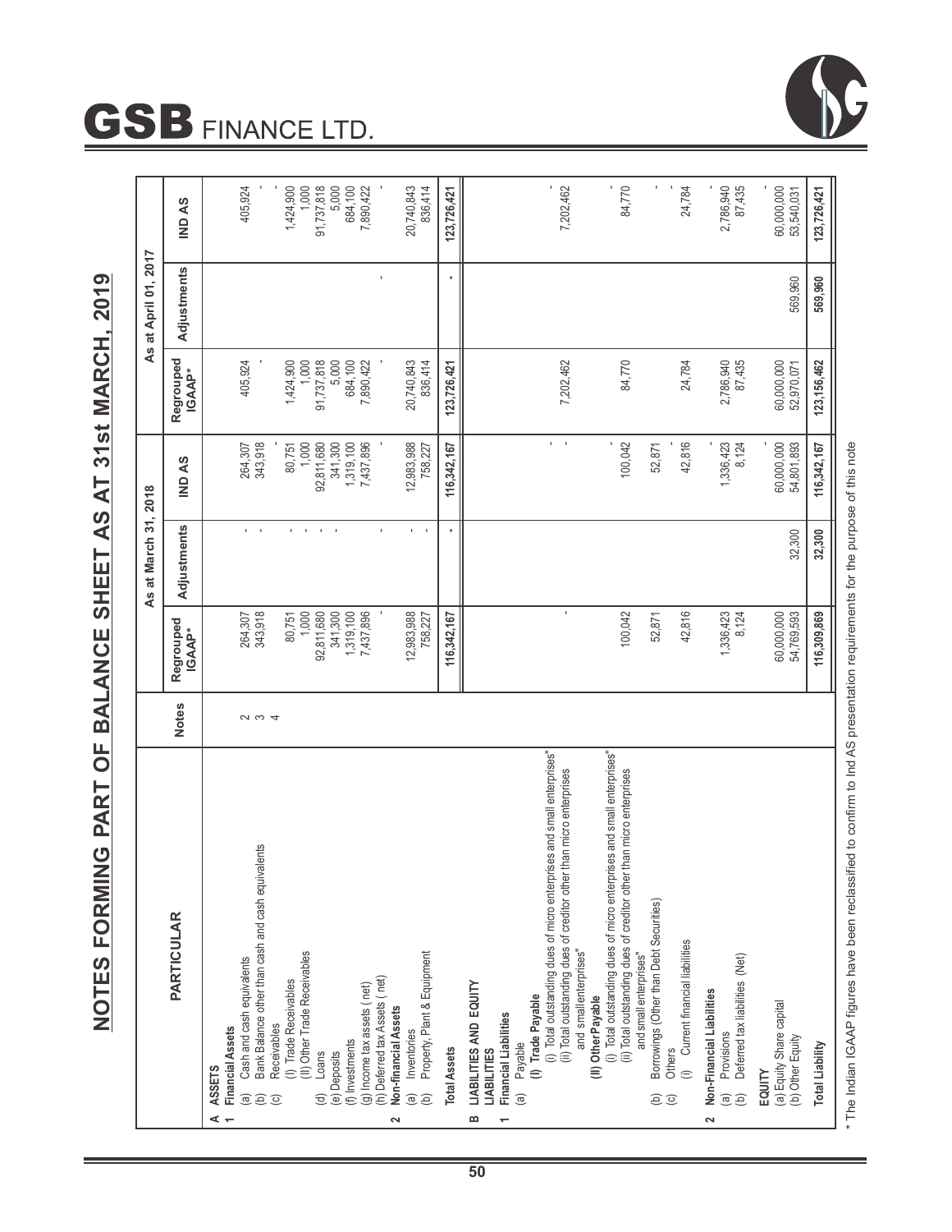# GSB FINANCE LTD.

## NOTES FORMING PART OF BALANCE SHEET AS AT 31st MARCH, 2019

| PARTICULAR | Notes | As at March 31, 2018 | | | As at April 01, 2017 | | |
|---|---|---|---|---|---|---|---|
| | | Regrouped IGAAP* | Adjustments | IND AS | Regrouped IGAAP* | Adjustments | IND AS |
| **A ASSETS** | | | | | | | |
| **1 Financial Assets** | | | | | | | |
| (a) Cash and cash equivalents | 2 | 264,307 | - | 264,307 | 405,924 | | 405,924 |
| (b) Bank Balance other than cash and cash equivalents | 3 | 343,918 | - | 343,918 | - | | - |
| (c) Receivables | 4 | | | | | | |
| (I) Trade Receivables | | 80,751 | - | 80,751 | 1,424,900 | | 1,424,900 |
| (II) Other Trade Receivables | | 1,000 | - | 1,000 | 1,000 | | 1,000 |
| (d) Loans | | 92,811,680 | - | 92,811,680 | 91,737,818 | | 91,737,818 |
| (e) Deposits | | 341,300 | - | 341,300 | 5,000 | | 5,000 |
| (f) Investments | | 1,319,100 | | 1,319,100 | 684,100 | | 684,100 |
| (g) Income tax assets (net) | | 7,437,896 | | 7,437,896 | 7,890,422 | | 7,890,422 |
| (h) Deferred tax Assets ( net) | | - | - | - | - | - | - |
| **2 Non-financial Assets** | | | | | | | |
| (a) Inventories | | - | - | - | - | | - |
| (b) Property, Plant & Equipment | | 12,983,988 | - | 12,983,988 | 20,740,843 | | 20,740,843 |
| | | 758,227 | - | 758,227 | 836,414 | | 836,414 |
| **Total Assets** | | **116,342,167** | **-** | **116,342,167** | **123,726,421** | **-** | **123,726,421** |
| **B LIABILITIES AND EQUITY** | | | | | | | |
| **LIABILITIES** | | | | | | | |
| **1 Financial Liabilities** | | | | | | | |
| (a) Payable | | | | | | | |
| **(I) Trade Payable** | | | | | | | |
| (i) Total outstanding dues of micro enterprises and small enterprises" | | | | - | | | - |
| (ii) Total outstanding dues of creditor other than micro enterprises and smallenterprises" | | - | | - | 7,202,462 | | 7,202,462 |
| **(II) OtherPayable** | | | | | | | |
| (i) Total outstanding dues of micro enterprises and small enterprises" | | | | - | | | - |
| (ii) Total outstanding dues of creditor other than micro enterprises and small enterprises" | | 100,042 | | 100,042 | 84,770 | | 84,770 |
| (b) Borrowings (Other than Debt Securities) | | 52,871 | | 52,871 | | | - |
| (c) Others | | | | - | | | - |
| (i) Current financial liabilities | | 42,816 | | 42,816 | 24,784 | | 24,784 |
| **2 Non-Financial Liabilities** | | | | | | | |
| (a) Provisions | | 1,336,423 | | 1,336,423 | 2,786,940 | | 2,786,940 |
| (b) Deferred tax liabilities (Net) | | 8,124 | | 8,124 | 87,435 | | 87,435 |
| **EQUITY** | | | | | | | |
| (a) Equity Share capital | | 60,000,000 | | 60,000,000 | 60,000,000 | | 60,000,000 |
| (b) Other Equity | | 54,769,593 | 32,300 | 54,801,893 | 52,970,071 | 569,960 | 53,540,031 |
| **Total Liability** | | **116,309,869** | **32,300** | **116,342,167** | **123,156,462** | **569,960** | **123,726,421** |

\* The Indian IGAAP figures have been reclassified to confirm to Ind AS presentation requirements for the purpose of this note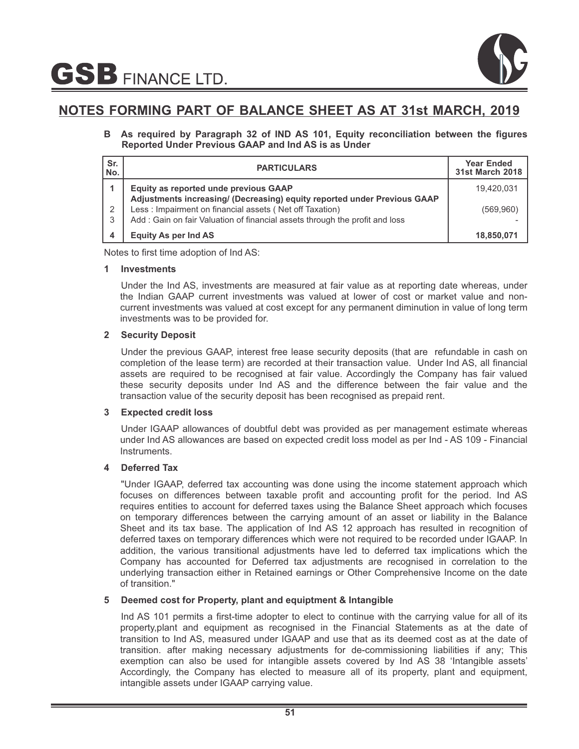## NOTES FORMING PART OF BALANCE SHEET AS AT 31st MARCH, 2019

**B As required by Paragraph 32 of IND AS 101, Equity reconciliation between the figures Reported Under Previous GAAP and Ind AS is as Under**

| Sr. No. | PARTICULARS | Year Ended 31st March 2018 |
|---|---|---|
| 1 | **Equity as reported unde previous GAAP** | 19,420,031 |
| | **Adjustments increasing/ (Decreasing) equity reported under Previous GAAP** | |
| 2 | Less : Impairment on financial assets ( Net off Taxation) | (569,960) |
| 3 | Add : Gain on fair Valuation of financial assets through the profit and loss | - |
| 4 | **Equity As per Ind AS** | **18,850,071** |

Notes to first time adoption of Ind AS:

**1 Investments**

Under the Ind AS, investments are measured at fair value as at reporting date whereas, under the Indian GAAP current investments was valued at lower of cost or market value and non-current investments was valued at cost except for any permanent diminution in value of long term investments was to be provided for.

**2 Security Deposit**

Under the previous GAAP, interest free lease security deposits (that are refundable in cash on completion of the lease term) are recorded at their transaction value. Under Ind AS, all financial assets are required to be recognised at fair value. Accordingly the Company has fair valued these security deposits under Ind AS and the difference between the fair value and the transaction value of the security deposit has been recognised as prepaid rent.

**3 Expected credit loss**

Under IGAAP allowances of doubtful debt was provided as per management estimate whereas under Ind AS allowances are based on expected credit loss model as per Ind - AS 109 - Financial Instruments.

**4 Deferred Tax**

"Under IGAAP, deferred tax accounting was done using the income statement approach which focuses on differences between taxable profit and accounting profit for the period. Ind AS requires entities to account for deferred taxes using the Balance Sheet approach which focuses on temporary differences between the carrying amount of an asset or liability in the Balance Sheet and its tax base. The application of Ind AS 12 approach has resulted in recognition of deferred taxes on temporary differences which were not required to be recorded under IGAAP. In addition, the various transitional adjustments have led to deferred tax implications which the Company has accounted for Deferred tax adjustments are recognised in correlation to the underlying transaction either in Retained earnings or Other Comprehensive Income on the date of transition."

**5 Deemed cost for Property, plant and equiptment & Intangible**

Ind AS 101 permits a first-time adopter to elect to continue with the carrying value for all of its property,plant and equipment as recognised in the Financial Statements as at the date of transition to Ind AS, measured under IGAAP and use that as its deemed cost as at the date of transition. after making necessary adjustments for de-commissioning liabilities if any; This exemption can also be used for intangible assets covered by Ind AS 38 'Intangible assets' Accordingly, the Company has elected to measure all of its property, plant and equipment, intangible assets under IGAAP carrying value.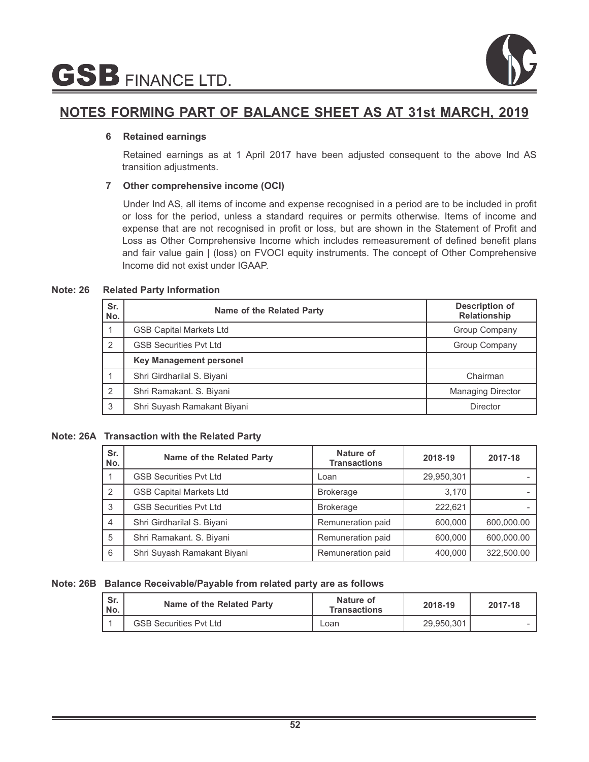## NOTES FORMING PART OF BALANCE SHEET AS AT 31st MARCH, 2019

**6 Retained earnings**

Retained earnings as at 1 April 2017 have been adjusted consequent to the above Ind AS transition adjustments.

**7 Other comprehensive income (OCI)**

Under Ind AS, all items of income and expense recognised in a period are to be included in profit or loss for the period, unless a standard requires or permits otherwise. Items of income and expense that are not recognised in profit or loss, but are shown in the Statement of Profit and Loss as Other Comprehensive Income which includes remeasurement of defined benefit plans and fair value gain | (loss) on FVOCI equity instruments. The concept of Other Comprehensive Income did not exist under IGAAP.

**Note: 26 Related Party Information**

| Sr. No. | Name of the Related Party | Description of Relationship |
|---|---|---|
| 1 | GSB Capital Markets Ltd | Group Company |
| 2 | GSB Securities Pvt Ltd | Group Company |
| | **Key Management personel** | |
| 1 | Shri Girdharilal S. Biyani | Chairman |
| 2 | Shri Ramakant. S. Biyani | Managing Director |
| 3 | Shri Suyash Ramakant Biyani | Director |

**Note: 26A Transaction with the Related Party**

| Sr. No. | Name of the Related Party | Nature of Transactions | 2018-19 | 2017-18 |
|---|---|---|---|---|
| 1 | GSB Securities Pvt Ltd | Loan | 29,950,301 | - |
| 2 | GSB Capital Markets Ltd | Brokerage | 3,170 | - |
| 3 | GSB Securities Pvt Ltd | Brokerage | 222,621 | - |
| 4 | Shri Girdharilal S. Biyani | Remuneration paid | 600,000 | 600,000.00 |
| 5 | Shri Ramakant. S. Biyani | Remuneration paid | 600,000 | 600,000.00 |
| 6 | Shri Suyash Ramakant Biyani | Remuneration paid | 400,000 | 322,500.00 |

**Note: 26B Balance Receivable/Payable from related party are as follows**

| Sr. No. | Name of the Related Party | Nature of Transactions | 2018-19 | 2017-18 |
|---|---|---|---|---|
| 1 | GSB Securities Pvt Ltd | Loan | 29,950,301 | - |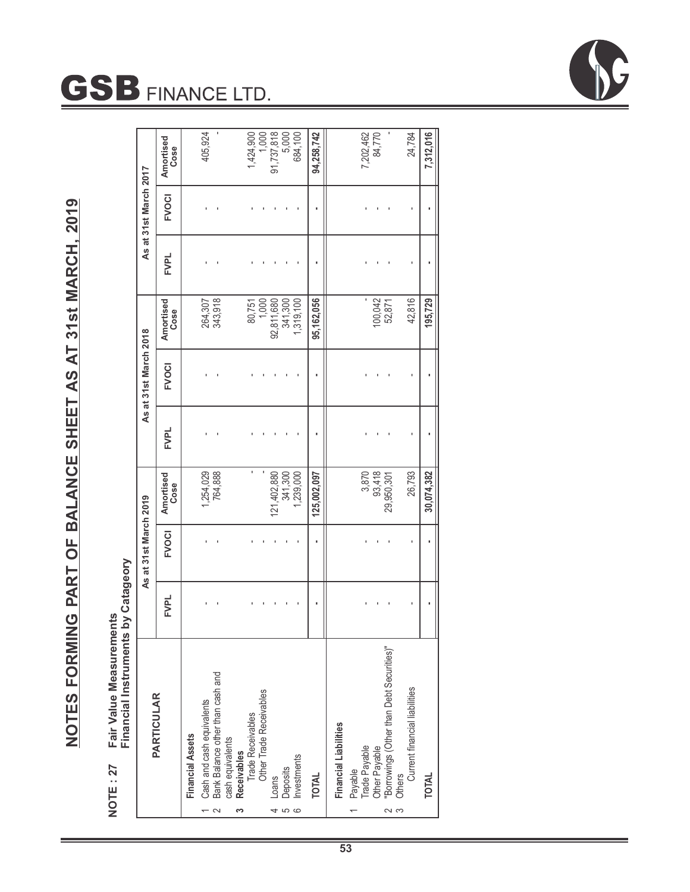# NOTES FORMING PART OF BALANCE SHEET AS AT 31st MARCH, 2019

**NOTE : 27 Fair Value Measurements**
**Financial Instruments by Catageory**

| | PARTICULAR | As at 31st March 2019 | | | As at 31st March 2018 | | | As at 31st March 2017 | | |
|---|---|---|---|---|---|---|---|---|---|---|
| | | FVPL | FVOCI | Amortised Cose | FVPL | FVOCI | Amortised Cose | FVPL | FVOCI | Amortised Cose |
| | **Financial Assets** | | | | | | | | | |
| 1 | Cash and cash equivalents | - | - | 1,254,029 | - | - | 264,307 | - | - | 405,924 |
| 2 | Bank Balance other than cash and cash equivalents | - | - | 764,888 | - | - | 343,918 | - | - | - |
| 3 | **Receivables** | | | | | | | | | |
| | Trade Receivables | - | - | - | - | - | 80,751 | - | - | 1,424,900 |
| | Other Trade Receivables | - | - | - | - | - | 1,000 | - | - | 1,000 |
| 4 | Loans | - | - | 121,402,880 | - | - | 92,811,680 | - | - | 91,737,818 |
| 5 | Deposits | - | - | 341,300 | - | - | 341,300 | - | - | 5,000 |
| 6 | Investments | - | - | 1,239,000 | - | - | 1,319,100 | - | - | 684,100 |
| | **TOTAL** | **-** | **-** | **125,002,097** | **-** | **-** | **95,162,056** | **-** | **-** | **94,258,742** |
| | **Financial Liabilities** | | | | | | | | | |
| 1 | Payable | | | | | | | | | |
| | Trade Payable | - | - | 3,870 | - | - | - | - | - | 7,202,462 |
| | Other Payable | - | - | 93,418 | - | - | 100,042 | - | - | 84,770 |
| 2 | "Borrowings (Other than Debt Securities)" | - | - | 29,950,301 | - | - | 52,871 | - | - | - |
| 3 | Others | | | | | | | | | |
| | Current financial liabilities | - | - | 26,793 | - | - | 42,816 | - | - | 24,784 |
| | **TOTAL** | **-** | **-** | **30,074,382** | **-** | **-** | **195,729** | **-** | **-** | **7,312,016** |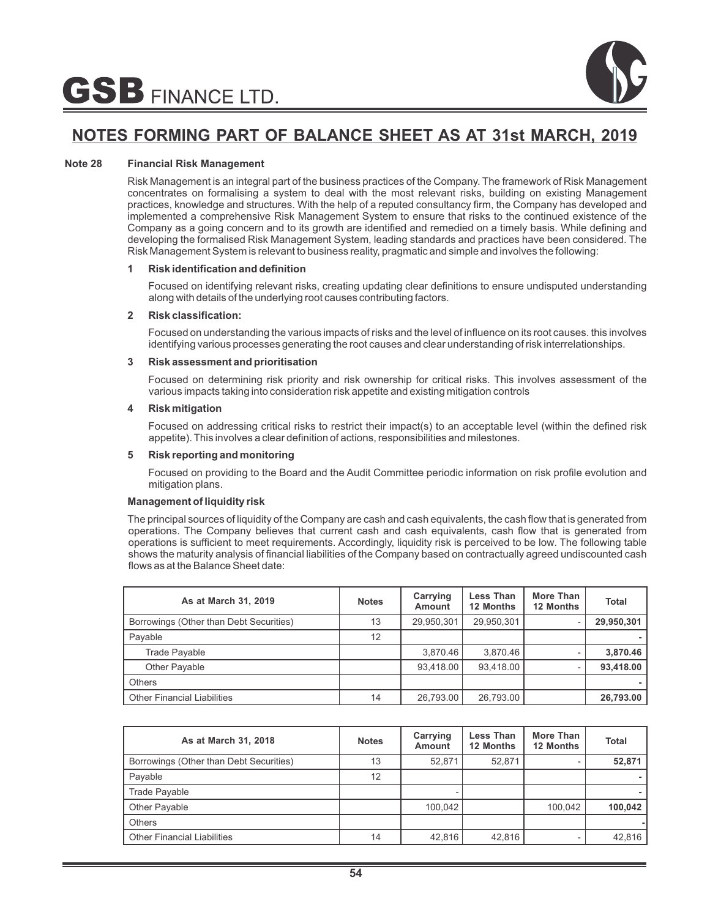## NOTES FORMING PART OF BALANCE SHEET AS AT 31st MARCH, 2019

**Note 28 Financial Risk Management**

Risk Management is an integral part of the business practices of the Company. The framework of Risk Management concentrates on formalising a system to deal with the most relevant risks, building on existing Management practices, knowledge and structures. With the help of a reputed consultancy firm, the Company has developed and implemented a comprehensive Risk Management System to ensure that risks to the continued existence of the Company as a going concern and to its growth are identified and remedied on a timely basis. While defining and developing the formalised Risk Management System, leading standards and practices have been considered. The Risk Management System is relevant to business reality, pragmatic and simple and involves the following:

**1 Risk identification and definition**

Focused on identifying relevant risks, creating updating clear definitions to ensure undisputed understanding along with details of the underlying root causes contributing factors.

**2 Risk classification:**

Focused on understanding the various impacts of risks and the level of influence on its root causes. this involves identifying various processes generating the root causes and clear understanding of risk interrelationships.

**3 Risk assessment and prioritisation**

Focused on determining risk priority and risk ownership for critical risks. This involves assessment of the various impacts taking into consideration risk appetite and existing mitigation controls

**4 Risk mitigation**

Focused on addressing critical risks to restrict their impact(s) to an acceptable level (within the defined risk appetite). This involves a clear definition of actions, responsibilities and milestones.

**5 Risk reporting and monitoring**

Focused on providing to the Board and the Audit Committee periodic information on risk profile evolution and mitigation plans.

**Management of liquidity risk**

The principal sources of liquidity of the Company are cash and cash equivalents, the cash flow that is generated from operations. The Company believes that current cash and cash equivalents, cash flow that is generated from operations is sufficient to meet requirements. Accordingly, liquidity risk is perceived to be low. The following table shows the maturity analysis of financial liabilities of the Company based on contractually agreed undiscounted cash flows as at the Balance Sheet date:

| As at March 31, 2019 | Notes | Carrying Amount | Less Than 12 Months | More Than 12 Months | Total |
|---|---|---|---|---|---|
| Borrowings (Other than Debt Securities) | 13 | 29,950,301 | 29,950,301 | - | **29,950,301** |
| Payable | 12 | | | | **-** |
| Trade Payable | | 3,870.46 | 3,870.46 | - | **3,870.46** |
| Other Payable | | 93,418.00 | 93,418.00 | - | **93,418.00** |
| Others | | | | | **-** |
| Other Financial Liabilities | 14 | 26,793.00 | 26,793.00 | | **26,793.00** |

| As at March 31, 2018 | Notes | Carrying Amount | Less Than 12 Months | More Than 12 Months | Total |
|---|---|---|---|---|---|
| Borrowings (Other than Debt Securities) | 13 | 52,871 | 52,871 | - | **52,871** |
| Payable | 12 | | | | **-** |
| Trade Payable | | - | | | **-** |
| Other Payable | | 100,042 | | 100,042 | **100,042** |
| Others | | | | | **-** |
| Other Financial Liabilities | 14 | 42,816 | 42,816 | - | 42,816 |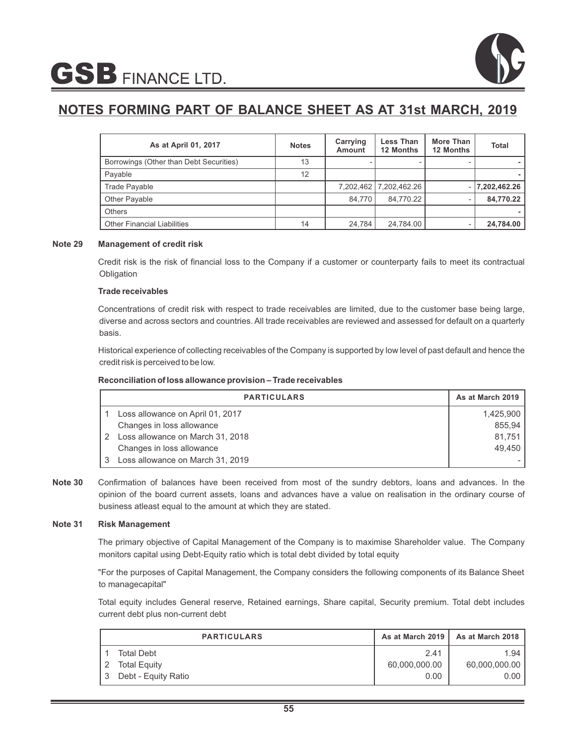## NOTES FORMING PART OF BALANCE SHEET AS AT 31st MARCH, 2019

| As at April 01, 2017 | Notes | Carrying Amount | Less Than 12 Months | More Than 12 Months | Total |
|---|---|---|---|---|---|
| Borrowings (Other than Debt Securities) | 13 | - | - | - | - |
| Payable | 12 | | | | - |
| Trade Payable | | 7,202,462 | 7,202,462.26 | - | **7,202,462.26** |
| Other Payable | | 84,770 | 84,770.22 | - | **84,770.22** |
| Others | | | | | - |
| Other Financial Liabilities | 14 | 24,784 | 24,784.00 | - | **24,784.00** |

**Note 29 Management of credit risk**

Credit risk is the risk of financial loss to the Company if a customer or counterparty fails to meet its contractual Obligation

**Trade receivables**

Concentrations of credit risk with respect to trade receivables are limited, due to the customer base being large, diverse and across sectors and countries. All trade receivables are reviewed and assessed for default on a quarterly basis.

Historical experience of collecting receivables of the Company is supported by low level of past default and hence the credit risk is perceived to be low.

**Reconciliation of loss allowance provision – Trade receivables**

| | PARTICULARS | As at March 2019 |
|---|---|---|
| 1 | Loss allowance on April 01, 2017 | 1,425,900 |
| | Changes in loss allowance | 855,94 |
| 2 | Loss allowance on March 31, 2018 | 81,751 |
| | Changes in loss allowance | 49,450 |
| 3 | Loss allowance on March 31, 2019 | - |

**Note 30** Confirmation of balances have been received from most of the sundry debtors, loans and advances. In the opinion of the board current assets, loans and advances have a value on realisation in the ordinary course of business atleast equal to the amount at which they are stated.

**Note 31 Risk Management**

The primary objective of Capital Management of the Company is to maximise Shareholder value. The Company monitors capital using Debt-Equity ratio which is total debt divided by total equity

"For the purposes of Capital Management, the Company considers the following components of its Balance Sheet to managecapital"

Total equity includes General reserve, Retained earnings, Share capital, Security premium. Total debt includes current debt plus non-current debt

| | PARTICULARS | As at March 2019 | As at March 2018 |
|---|---|---|---|
| 1 | Total Debt | 2.41 | 1.94 |
| 2 | Total Equity | 60,000,000.00 | 60,000,000.00 |
| 3 | Debt - Equity Ratio | 0.00 | 0.00 |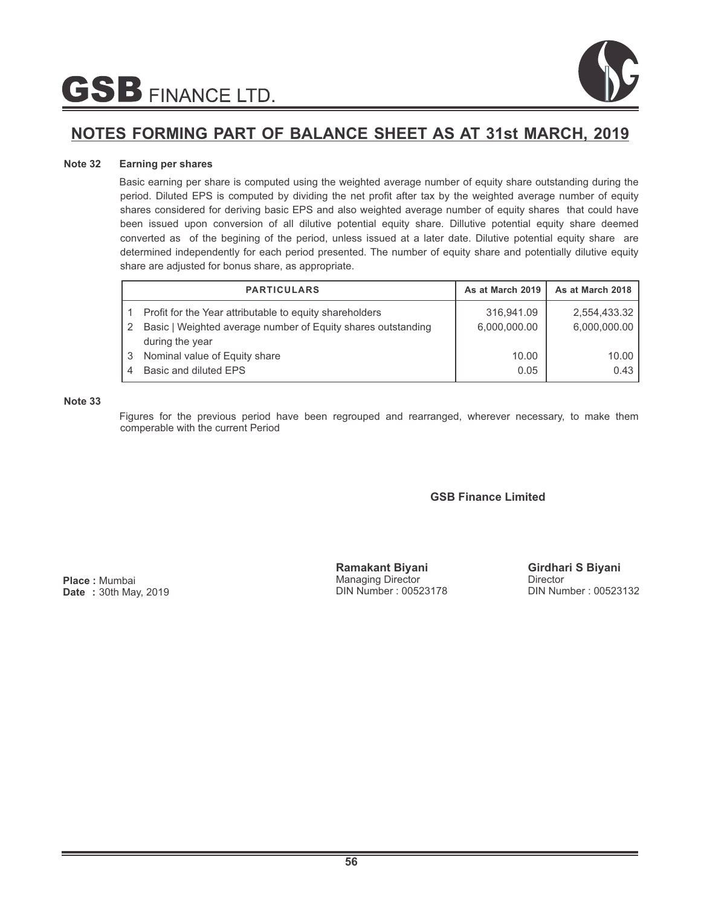## NOTES FORMING PART OF BALANCE SHEET AS AT 31st MARCH, 2019

**Note 32 Earning per shares**

Basic earning per share is computed using the weighted average number of equity share outstanding during the period. Diluted EPS is computed by dividing the net profit after tax by the weighted average number of equity shares considered for deriving basic EPS and also weighted average number of equity shares that could have been issued upon conversion of all dilutive potential equity share. Dillutive potential equity share deemed converted as of the begining of the period, unless issued at a later date. Dilutive potential equity share are determined independently for each period presented. The number of equity share and potentially dilutive equity share are adjusted for bonus share, as appropriate.

| | PARTICULARS | As at March 2019 | As at March 2018 |
|---|---|---|---|
| 1 | Profit for the Year attributable to equity shareholders | 316,941.09 | 2,554,433.32 |
| 2 | Basic \| Weighted average number of Equity shares outstanding during the year | 6,000,000.00 | 6,000,000.00 |
| 3 | Nominal value of Equity share | 10.00 | 10.00 |
| 4 | Basic and diluted EPS | 0.05 | 0.43 |

**Note 33**

Figures for the previous period have been regrouped and rearranged, wherever necessary, to make them comperable with the current Period

**GSB Finance Limited**

**Ramakant Biyani**
Managing Director
DIN Number : 00523178

**Girdhari S Biyani**
Director
DIN Number : 00523132

**Place :** Mumbai
**Date :** 30th May, 2019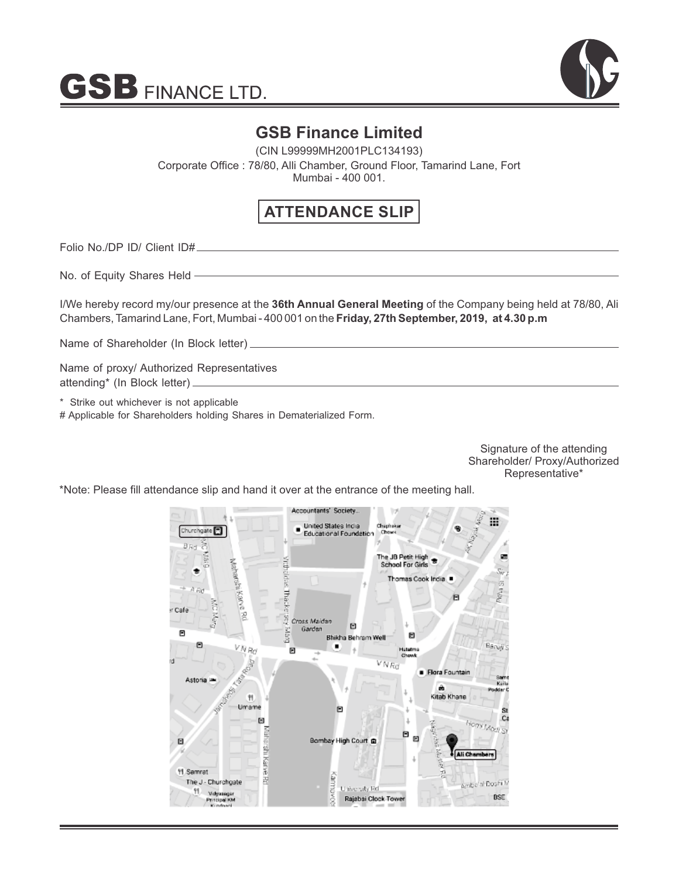# GSB FINANCE LTD.

## GSB Finance Limited

(CIN L99999MH2001PLC134193)

Corporate Office : 78/80, Alli Chamber, Ground Floor, Tamarind Lane, Fort Mumbai - 400 001.

## ATTENDANCE SLIP

Folio No./DP ID/ Client ID# ______________________________

No. of Equity Shares Held ______________________________

I/We hereby record my/our presence at the **36th Annual General Meeting** of the Company being held at 78/80, Ali Chambers, Tamarind Lane, Fort, Mumbai - 400 001 on the **Friday, 27th September, 2019, at 4.30 p.m**

Name of Shareholder (In Block letter) ______________________________

Name of proxy/ Authorized Representatives attending* (In Block letter) ______________________________

\* Strike out whichever is not applicable

\# Applicable for Shareholders holding Shares in Dematerialized Form.

Signature of the attending Shareholder/ Proxy/Authorized Representative*

*Note: Please fill attendance slip and hand it over at the entrance of the meeting hall.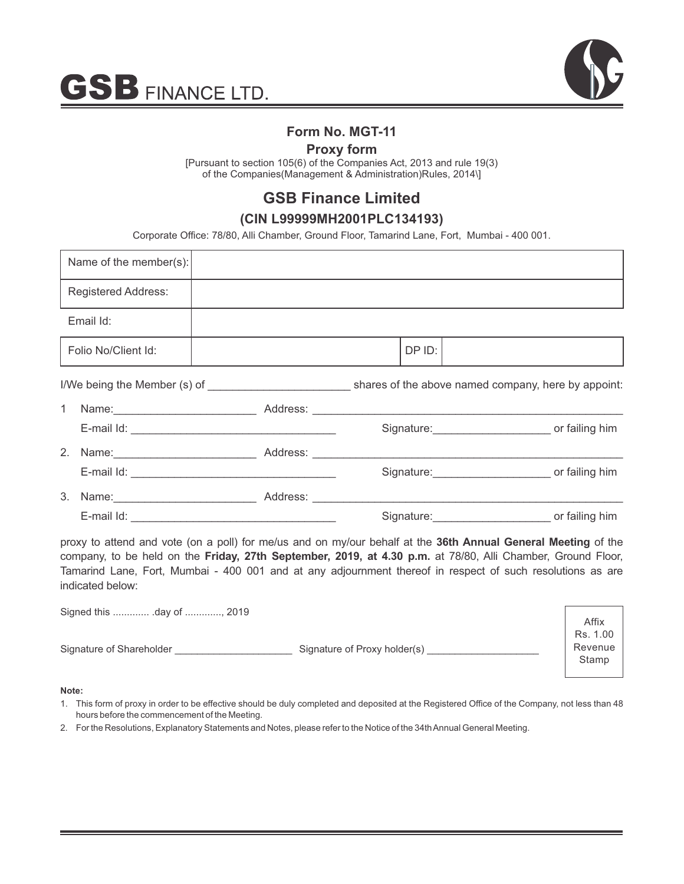# GSB FINANCE LTD.

## Form No. MGT-11

### Proxy form

[Pursuant to section 105(6) of the Companies Act, 2013 and rule 19(3) of the Companies(Management & Administration)Rules, 2014\]

## GSB Finance Limited

### (CIN L99999MH2001PLC134193)

Corporate Office: 78/80, Alli Chamber, Ground Floor, Tamarind Lane, Fort, Mumbai - 400 001.

| Name of the member(s): | | | |
|---|---|---|---|
| Registered Address: | | | |
| Email Id: | | | |
| Folio No/Client Id: | | DP ID: | |

I/We being the Member (s) of ______________________ shares of the above named company, here by appoint:

1 Name:______________________ Address: ______________________________________________
E-mail Id: ________________________________ Signature:__________________ or failing him

2. Name:______________________ Address: ______________________________________________
E-mail Id: ________________________________ Signature:__________________ or failing him

3. Name:______________________ Address: ______________________________________________
E-mail Id: ________________________________ Signature:__________________ or failing him

proxy to attend and vote (on a poll) for me/us and on my/our behalf at the **36th Annual General Meeting** of the company, to be held on the **Friday, 27th September, 2019, at 4.30 p.m.** at 78/80, Alli Chamber, Ground Floor, Tamarind Lane, Fort, Mumbai - 400 001 and at any adjournment thereof in respect of such resolutions as are indicated below:

Signed this ............. .day of ............., 2019

Signature of Shareholder ____________________ Signature of Proxy holder(s) ___________________

Affix Rs. 1.00 Revenue Stamp

**Note:**

1. This form of proxy in order to be effective should be duly completed and deposited at the Registered Office of the Company, not less than 48 hours before the commencement of the Meeting.
2. For the Resolutions, Explanatory Statements and Notes, please refer to the Notice of the 34th Annual General Meeting.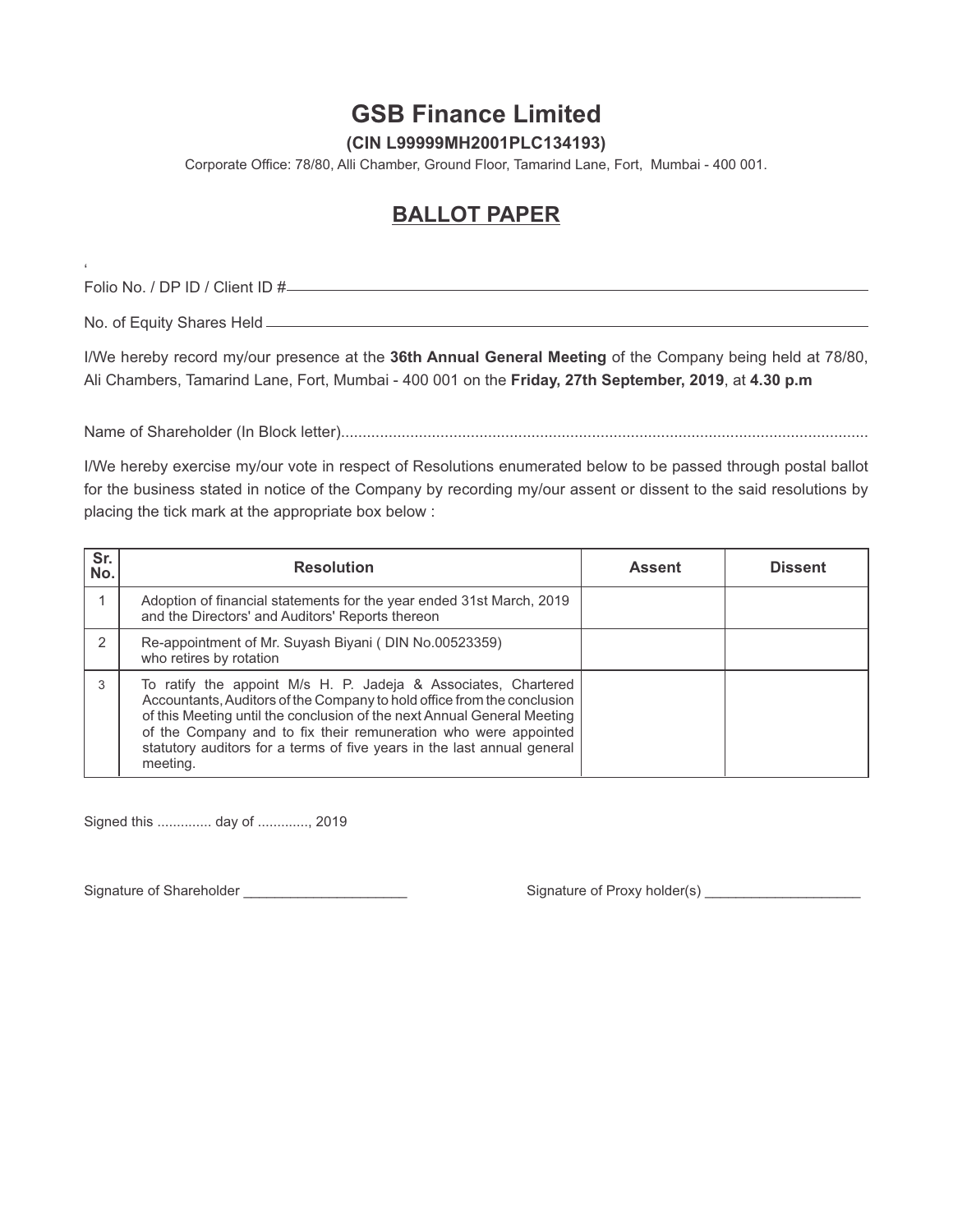# GSB Finance Limited

**(CIN L99999MH2001PLC134193)**

Corporate Office: 78/80, Alli Chamber, Ground Floor, Tamarind Lane, Fort, Mumbai - 400 001.

## BALLOT PAPER

Folio No. / DP ID / Client ID #\_\_\_\_\_\_\_\_\_\_\_\_\_\_\_\_\_\_\_\_\_\_\_\_\_\_\_\_\_\_\_\_\_\_\_\_\_\_\_\_

No. of Equity Shares Held \_\_\_\_\_\_\_\_\_\_\_\_\_\_\_\_\_\_\_\_\_\_\_\_\_\_\_\_\_\_\_\_\_\_\_\_\_\_\_\_

I/We hereby record my/our presence at the **36th Annual General Meeting** of the Company being held at 78/80, Ali Chambers, Tamarind Lane, Fort, Mumbai - 400 001 on the **Friday, 27th September, 2019**, at **4.30 p.m**

Name of Shareholder (In Block letter).........................................................................................................................

I/We hereby exercise my/our vote in respect of Resolutions enumerated below to be passed through postal ballot for the business stated in notice of the Company by recording my/our assent or dissent to the said resolutions by placing the tick mark at the appropriate box below :

| Sr. No. | Resolution | Assent | Dissent |
|---|---|---|---|
| 1 | Adoption of financial statements for the year ended 31st March, 2019 and the Directors' and Auditors' Reports thereon | | |
| 2 | Re-appointment of Mr. Suyash Biyani ( DIN No.00523359) who retires by rotation | | |
| 3 | To ratify the appoint M/s H. P. Jadeja & Associates, Chartered Accountants, Auditors of the Company to hold office from the conclusion of this Meeting until the conclusion of the next Annual General Meeting of the Company and to fix their remuneration who were appointed statutory auditors for a terms of five years in the last annual general meeting. | | |

Signed this .............. day of ............., 2019

Signature of Shareholder \_\_\_\_\_\_\_\_\_\_\_\_\_\_\_\_\_\_\_\_\_ Signature of Proxy holder(s) \_\_\_\_\_\_\_\_\_\_\_\_\_\_\_\_\_\_\_\_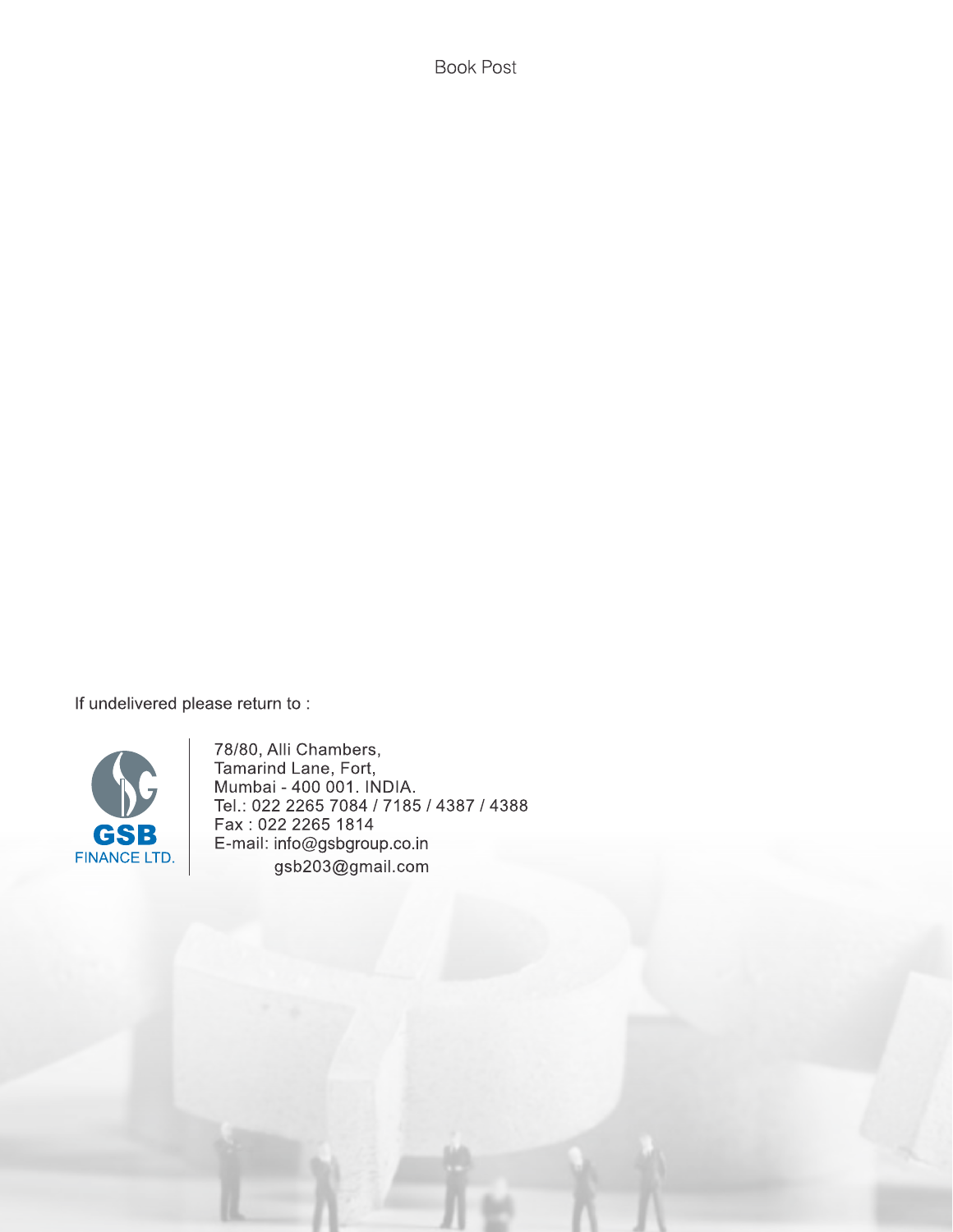Book Post

If undelivered please return to :

GSB
FINANCE LTD.

78/80, Alli Chambers,
Tamarind Lane, Fort,
Mumbai - 400 001. INDIA.
Tel.: 022 2265 7084 / 7185 / 4387 / 4388
Fax : 022 2265 1814
E-mail: info@gsbgroup.co.in
gsb203@gmail.com